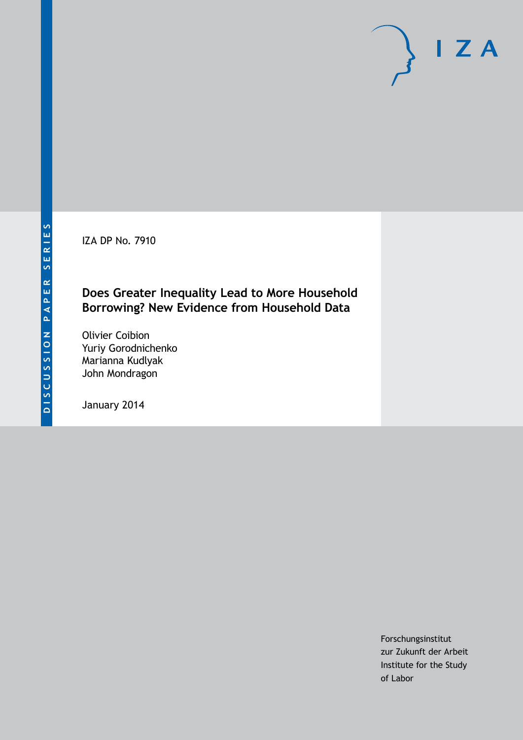DISCUSSION PAPER SERIES

IZA

IZA DP No. 7910

# Does Greater Inequality Lead to More Household Borrowing? New Evidence from Household Data

Olivier Coibion
Yuriy Gorodnichenko
Marianna Kudlyak
John Mondragon

January 2014

Forschungsinstitut
zur Zukunft der Arbeit
Institute for the Study
of Labor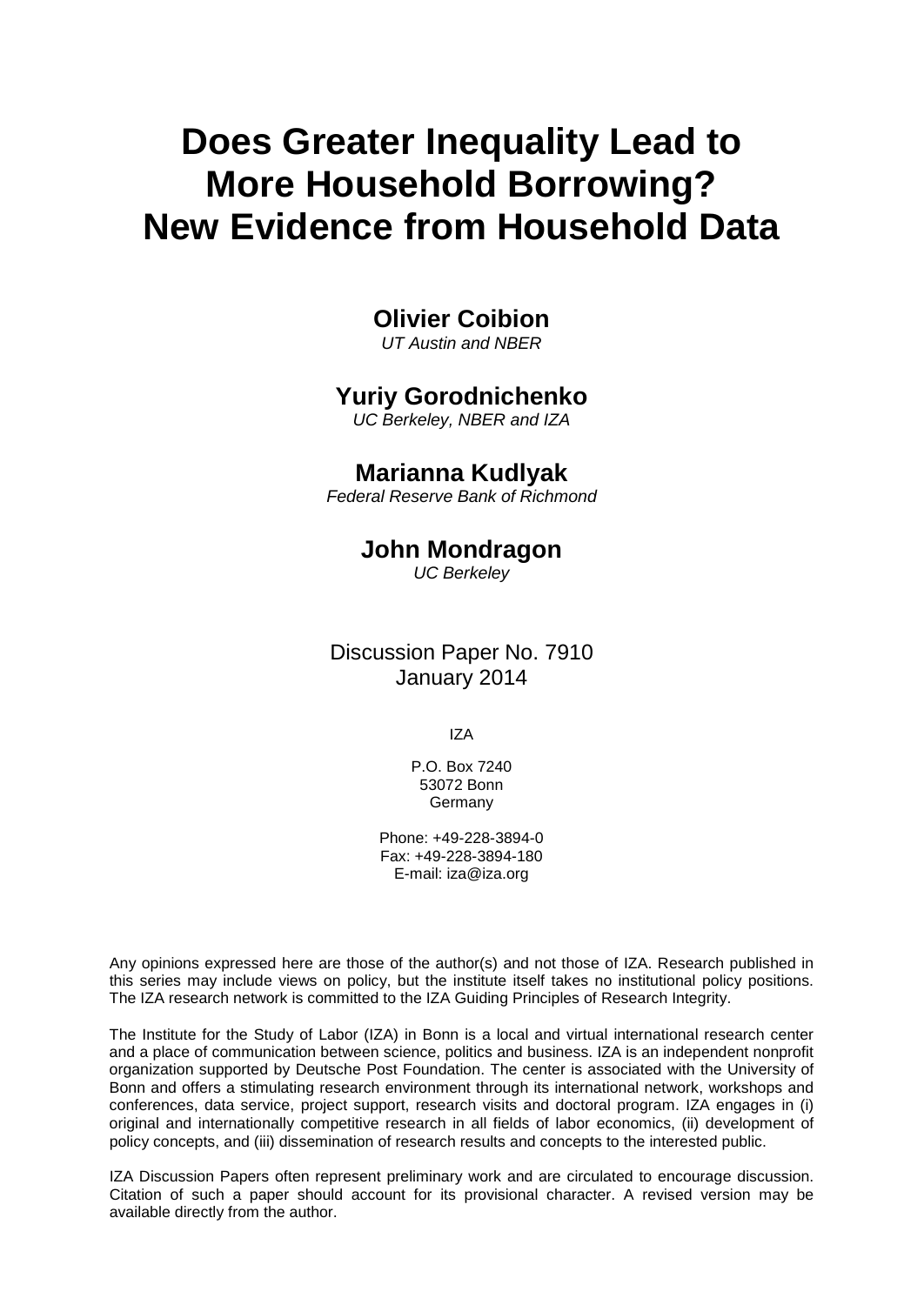# Does Greater Inequality Lead to More Household Borrowing? New Evidence from Household Data

**Olivier Coibion**
*UT Austin and NBER*

**Yuriy Gorodnichenko**
*UC Berkeley, NBER and IZA*

**Marianna Kudlyak**
*Federal Reserve Bank of Richmond*

**John Mondragon**
*UC Berkeley*

Discussion Paper No. 7910
January 2014

IZA

P.O. Box 7240
53072 Bonn
Germany

Phone: +49-228-3894-0
Fax: +49-228-3894-180
E-mail: iza@iza.org

Any opinions expressed here are those of the author(s) and not those of IZA. Research published in this series may include views on policy, but the institute itself takes no institutional policy positions. The IZA research network is committed to the IZA Guiding Principles of Research Integrity.

The Institute for the Study of Labor (IZA) in Bonn is a local and virtual international research center and a place of communication between science, politics and business. IZA is an independent nonprofit organization supported by Deutsche Post Foundation. The center is associated with the University of Bonn and offers a stimulating research environment through its international network, workshops and conferences, data service, project support, research visits and doctoral program. IZA engages in (i) original and internationally competitive research in all fields of labor economics, (ii) development of policy concepts, and (iii) dissemination of research results and concepts to the interested public.

IZA Discussion Papers often represent preliminary work and are circulated to encourage discussion. Citation of such a paper should account for its provisional character. A revised version may be available directly from the author.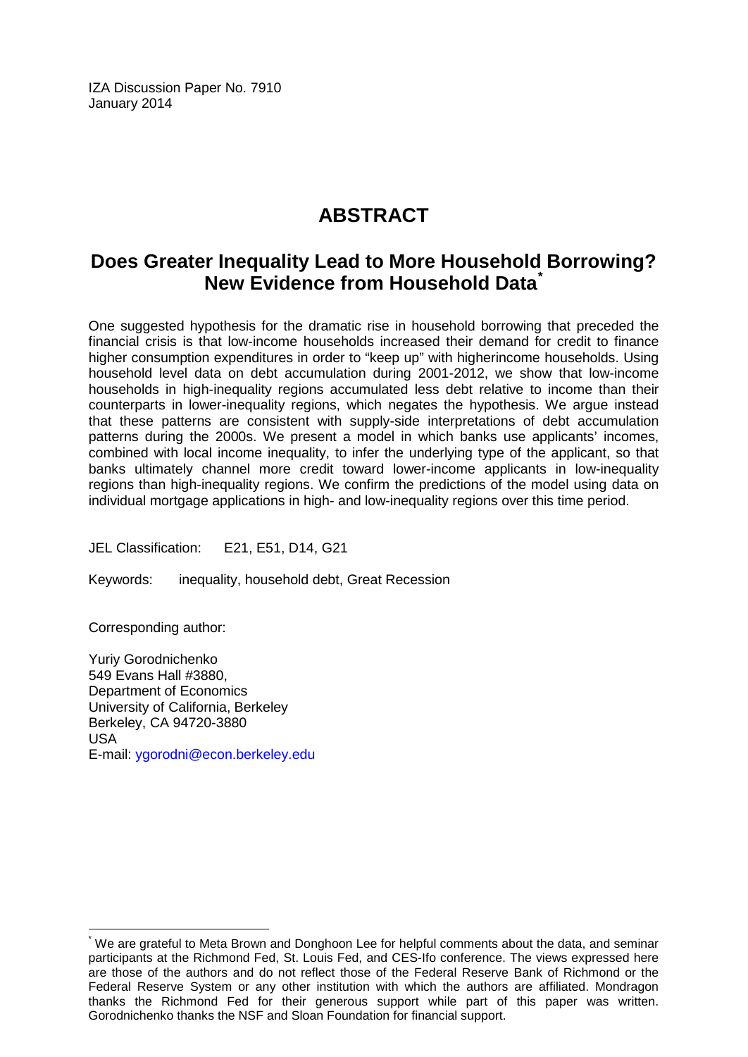IZA Discussion Paper No. 7910
January 2014

# ABSTRACT

## Does Greater Inequality Lead to More Household Borrowing? New Evidence from Household Data[*]

One suggested hypothesis for the dramatic rise in household borrowing that preceded the financial crisis is that low-income households increased their demand for credit to finance higher consumption expenditures in order to "keep up" with higherincome households. Using household level data on debt accumulation during 2001-2012, we show that low-income households in high-inequality regions accumulated less debt relative to income than their counterparts in lower-inequality regions, which negates the hypothesis. We argue instead that these patterns are consistent with supply-side interpretations of debt accumulation patterns during the 2000s. We present a model in which banks use applicants' incomes, combined with local income inequality, to infer the underlying type of the applicant, so that banks ultimately channel more credit toward lower-income applicants in low-inequality regions than high-inequality regions. We confirm the predictions of the model using data on individual mortgage applications in high- and low-inequality regions over this time period.

JEL Classification: E21, E51, D14, G21

Keywords: inequality, household debt, Great Recession

Corresponding author:

Yuriy Gorodnichenko
549 Evans Hall #3880,
Department of Economics
University of California, Berkeley
Berkeley, CA 94720-3880
USA
E-mail: ygorodni@econ.berkeley.edu

[*] We are grateful to Meta Brown and Donghoon Lee for helpful comments about the data, and seminar participants at the Richmond Fed, St. Louis Fed, and CES-Ifo conference. The views expressed here are those of the authors and do not reflect those of the Federal Reserve Bank of Richmond or the Federal Reserve System or any other institution with which the authors are affiliated. Mondragon thanks the Richmond Fed for their generous support while part of this paper was written. Gorodnichenko thanks the NSF and Sloan Foundation for financial support.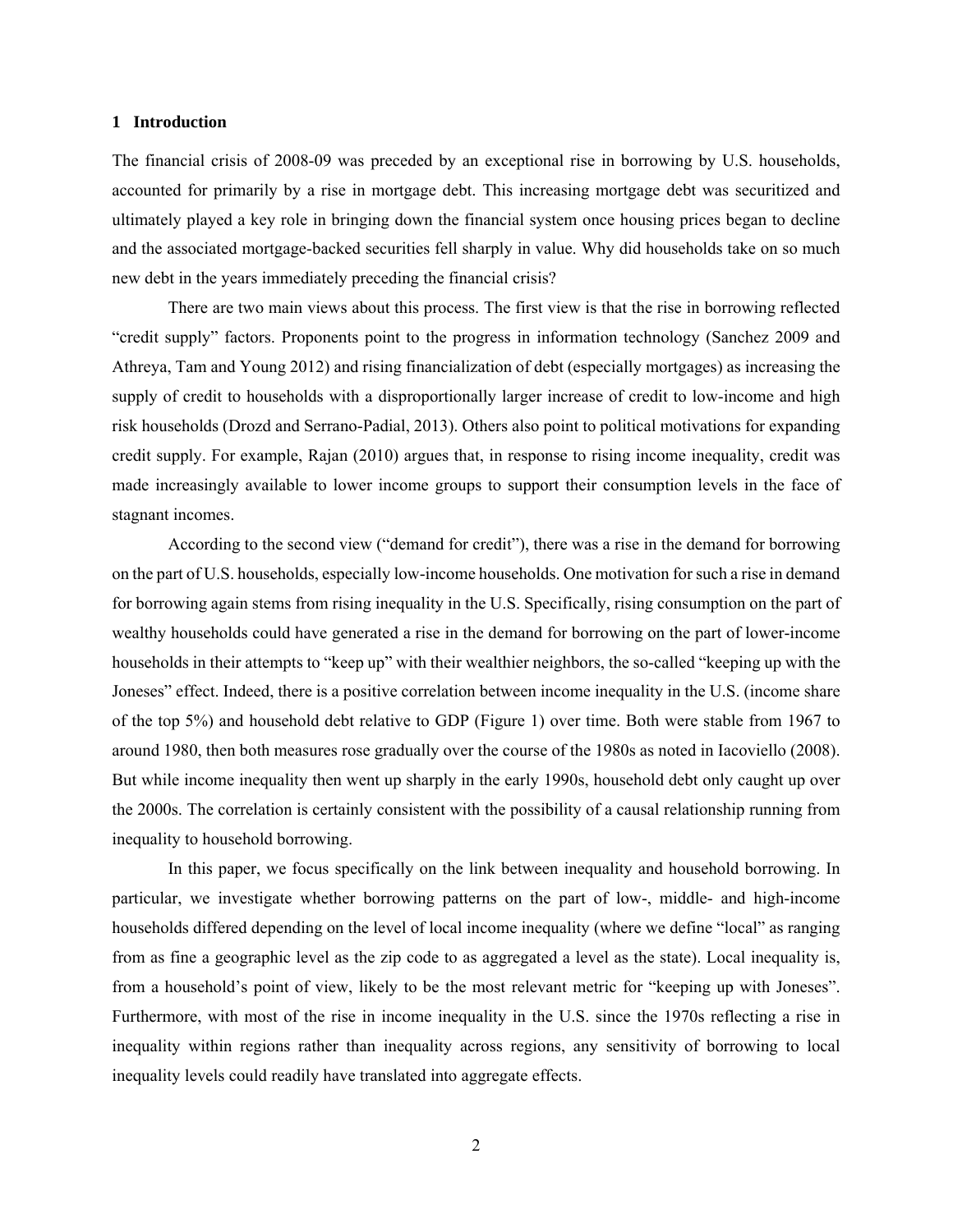# 1 Introduction

The financial crisis of 2008-09 was preceded by an exceptional rise in borrowing by U.S. households, accounted for primarily by a rise in mortgage debt. This increasing mortgage debt was securitized and ultimately played a key role in bringing down the financial system once housing prices began to decline and the associated mortgage-backed securities fell sharply in value. Why did households take on so much new debt in the years immediately preceding the financial crisis?

There are two main views about this process. The first view is that the rise in borrowing reflected "credit supply" factors. Proponents point to the progress in information technology (Sanchez 2009 and Athreya, Tam and Young 2012) and rising financialization of debt (especially mortgages) as increasing the supply of credit to households with a disproportionally larger increase of credit to low-income and high risk households (Drozd and Serrano-Padial, 2013). Others also point to political motivations for expanding credit supply. For example, Rajan (2010) argues that, in response to rising income inequality, credit was made increasingly available to lower income groups to support their consumption levels in the face of stagnant incomes.

According to the second view ("demand for credit"), there was a rise in the demand for borrowing on the part of U.S. households, especially low-income households. One motivation for such a rise in demand for borrowing again stems from rising inequality in the U.S. Specifically, rising consumption on the part of wealthy households could have generated a rise in the demand for borrowing on the part of lower-income households in their attempts to "keep up" with their wealthier neighbors, the so-called "keeping up with the Joneses" effect. Indeed, there is a positive correlation between income inequality in the U.S. (income share of the top 5%) and household debt relative to GDP (Figure 1) over time. Both were stable from 1967 to around 1980, then both measures rose gradually over the course of the 1980s as noted in Iacoviello (2008). But while income inequality then went up sharply in the early 1990s, household debt only caught up over the 2000s. The correlation is certainly consistent with the possibility of a causal relationship running from inequality to household borrowing.

In this paper, we focus specifically on the link between inequality and household borrowing. In particular, we investigate whether borrowing patterns on the part of low-, middle- and high-income households differed depending on the level of local income inequality (where we define "local" as ranging from as fine a geographic level as the zip code to as aggregated a level as the state). Local inequality is, from a household's point of view, likely to be the most relevant metric for "keeping up with Joneses". Furthermore, with most of the rise in income inequality in the U.S. since the 1970s reflecting a rise in inequality within regions rather than inequality across regions, any sensitivity of borrowing to local inequality levels could readily have translated into aggregate effects.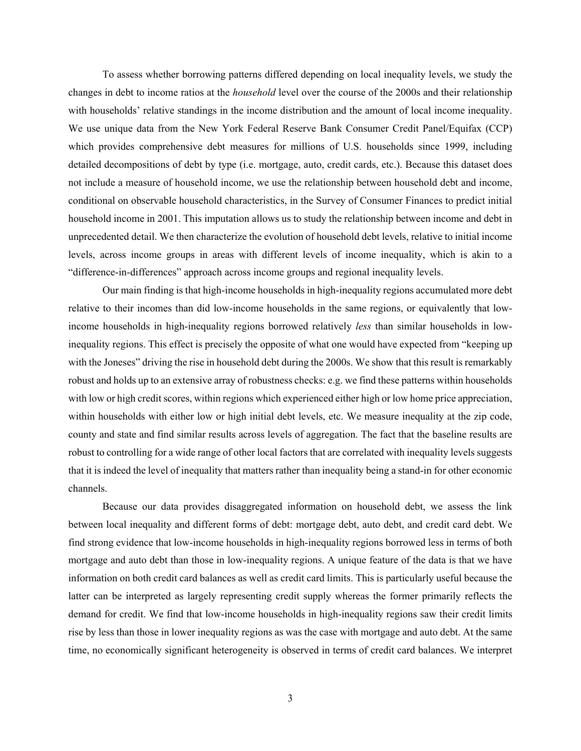To assess whether borrowing patterns differed depending on local inequality levels, we study the changes in debt to income ratios at the *household* level over the course of the 2000s and their relationship with households' relative standings in the income distribution and the amount of local income inequality. We use unique data from the New York Federal Reserve Bank Consumer Credit Panel/Equifax (CCP) which provides comprehensive debt measures for millions of U.S. households since 1999, including detailed decompositions of debt by type (i.e. mortgage, auto, credit cards, etc.). Because this dataset does not include a measure of household income, we use the relationship between household debt and income, conditional on observable household characteristics, in the Survey of Consumer Finances to predict initial household income in 2001. This imputation allows us to study the relationship between income and debt in unprecedented detail. We then characterize the evolution of household debt levels, relative to initial income levels, across income groups in areas with different levels of income inequality, which is akin to a "difference-in-differences" approach across income groups and regional inequality levels.

Our main finding is that high-income households in high-inequality regions accumulated more debt relative to their incomes than did low-income households in the same regions, or equivalently that low-income households in high-inequality regions borrowed relatively *less* than similar households in low-inequality regions. This effect is precisely the opposite of what one would have expected from "keeping up with the Joneses" driving the rise in household debt during the 2000s. We show that this result is remarkably robust and holds up to an extensive array of robustness checks: e.g. we find these patterns within households with low or high credit scores, within regions which experienced either high or low home price appreciation, within households with either low or high initial debt levels, etc. We measure inequality at the zip code, county and state and find similar results across levels of aggregation. The fact that the baseline results are robust to controlling for a wide range of other local factors that are correlated with inequality levels suggests that it is indeed the level of inequality that matters rather than inequality being a stand-in for other economic channels.

Because our data provides disaggregated information on household debt, we assess the link between local inequality and different forms of debt: mortgage debt, auto debt, and credit card debt. We find strong evidence that low-income households in high-inequality regions borrowed less in terms of both mortgage and auto debt than those in low-inequality regions. A unique feature of the data is that we have information on both credit card balances as well as credit card limits. This is particularly useful because the latter can be interpreted as largely representing credit supply whereas the former primarily reflects the demand for credit. We find that low-income households in high-inequality regions saw their credit limits rise by less than those in lower inequality regions as was the case with mortgage and auto debt. At the same time, no economically significant heterogeneity is observed in terms of credit card balances. We interpret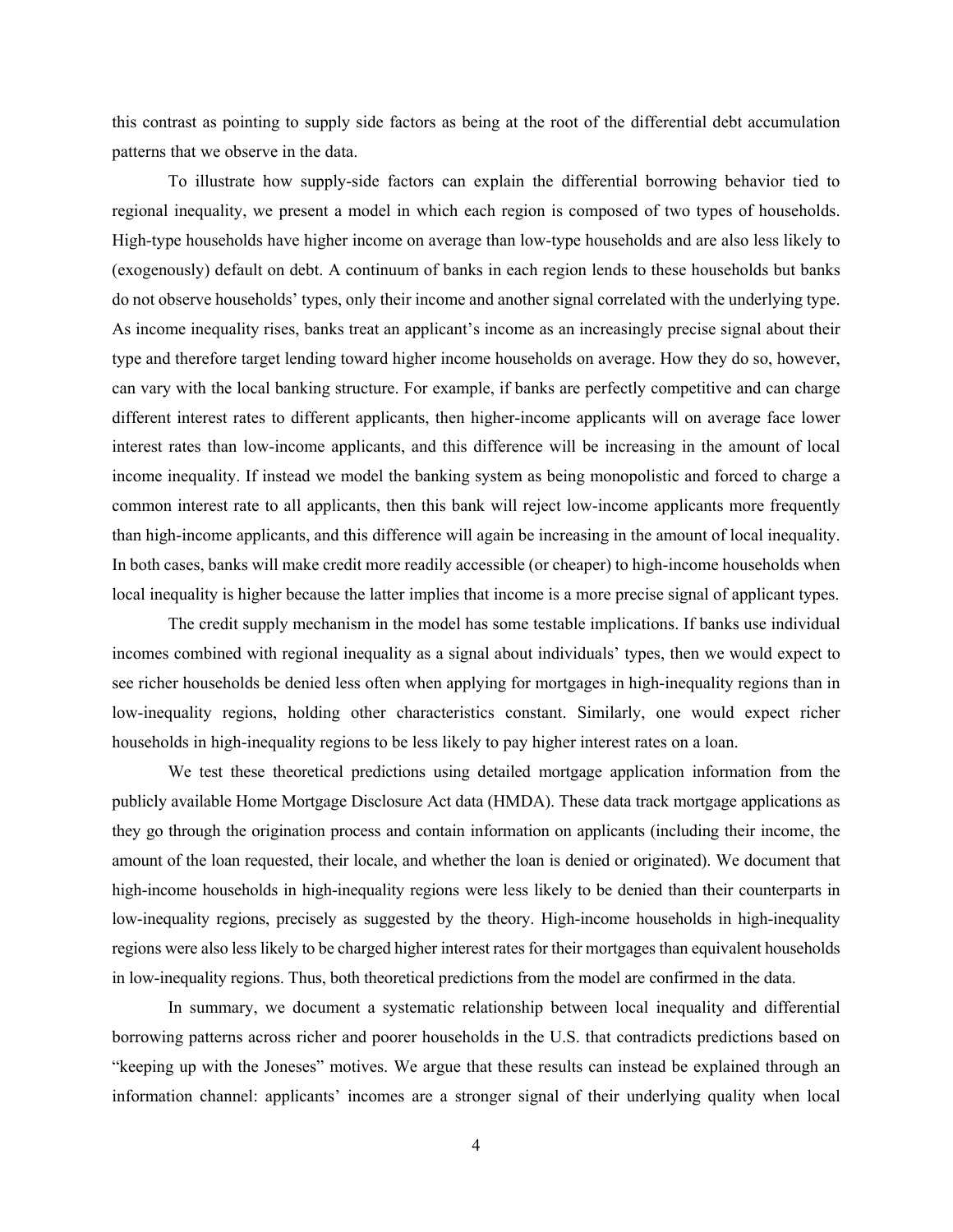this contrast as pointing to supply side factors as being at the root of the differential debt accumulation patterns that we observe in the data.

To illustrate how supply-side factors can explain the differential borrowing behavior tied to regional inequality, we present a model in which each region is composed of two types of households. High-type households have higher income on average than low-type households and are also less likely to (exogenously) default on debt. A continuum of banks in each region lends to these households but banks do not observe households' types, only their income and another signal correlated with the underlying type. As income inequality rises, banks treat an applicant's income as an increasingly precise signal about their type and therefore target lending toward higher income households on average. How they do so, however, can vary with the local banking structure. For example, if banks are perfectly competitive and can charge different interest rates to different applicants, then higher-income applicants will on average face lower interest rates than low-income applicants, and this difference will be increasing in the amount of local income inequality. If instead we model the banking system as being monopolistic and forced to charge a common interest rate to all applicants, then this bank will reject low-income applicants more frequently than high-income applicants, and this difference will again be increasing in the amount of local inequality. In both cases, banks will make credit more readily accessible (or cheaper) to high-income households when local inequality is higher because the latter implies that income is a more precise signal of applicant types.

The credit supply mechanism in the model has some testable implications. If banks use individual incomes combined with regional inequality as a signal about individuals' types, then we would expect to see richer households be denied less often when applying for mortgages in high-inequality regions than in low-inequality regions, holding other characteristics constant. Similarly, one would expect richer households in high-inequality regions to be less likely to pay higher interest rates on a loan.

We test these theoretical predictions using detailed mortgage application information from the publicly available Home Mortgage Disclosure Act data (HMDA). These data track mortgage applications as they go through the origination process and contain information on applicants (including their income, the amount of the loan requested, their locale, and whether the loan is denied or originated). We document that high-income households in high-inequality regions were less likely to be denied than their counterparts in low-inequality regions, precisely as suggested by the theory. High-income households in high-inequality regions were also less likely to be charged higher interest rates for their mortgages than equivalent households in low-inequality regions. Thus, both theoretical predictions from the model are confirmed in the data.

In summary, we document a systematic relationship between local inequality and differential borrowing patterns across richer and poorer households in the U.S. that contradicts predictions based on "keeping up with the Joneses" motives. We argue that these results can instead be explained through an information channel: applicants' incomes are a stronger signal of their underlying quality when local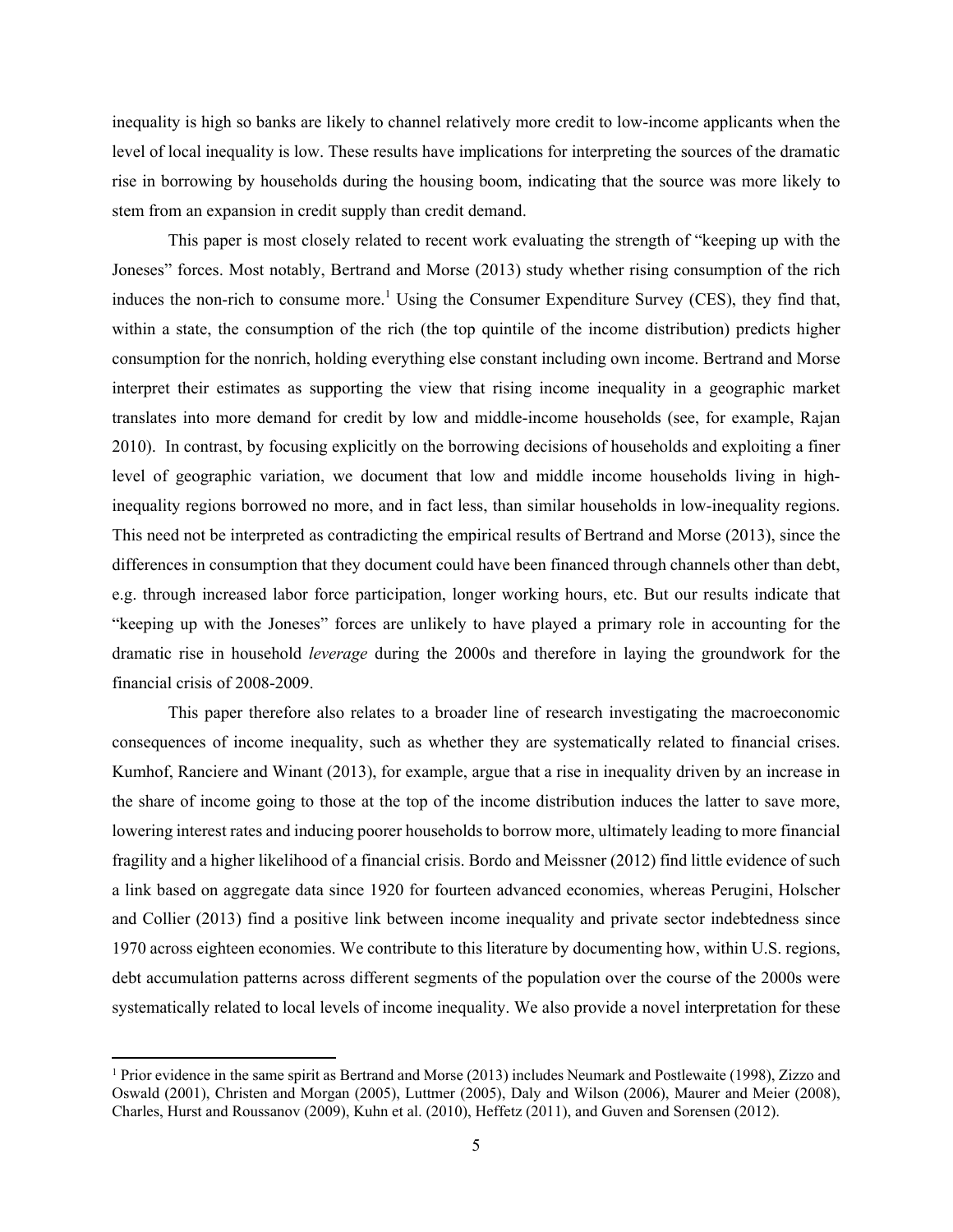inequality is high so banks are likely to channel relatively more credit to low-income applicants when the level of local inequality is low. These results have implications for interpreting the sources of the dramatic rise in borrowing by households during the housing boom, indicating that the source was more likely to stem from an expansion in credit supply than credit demand.

This paper is most closely related to recent work evaluating the strength of "keeping up with the Joneses" forces. Most notably, Bertrand and Morse (2013) study whether rising consumption of the rich induces the non-rich to consume more.[1] Using the Consumer Expenditure Survey (CES), they find that, within a state, the consumption of the rich (the top quintile of the income distribution) predicts higher consumption for the nonrich, holding everything else constant including own income. Bertrand and Morse interpret their estimates as supporting the view that rising income inequality in a geographic market translates into more demand for credit by low and middle-income households (see, for example, Rajan 2010). In contrast, by focusing explicitly on the borrowing decisions of households and exploiting a finer level of geographic variation, we document that low and middle income households living in high-inequality regions borrowed no more, and in fact less, than similar households in low-inequality regions. This need not be interpreted as contradicting the empirical results of Bertrand and Morse (2013), since the differences in consumption that they document could have been financed through channels other than debt, e.g. through increased labor force participation, longer working hours, etc. But our results indicate that "keeping up with the Joneses" forces are unlikely to have played a primary role in accounting for the dramatic rise in household *leverage* during the 2000s and therefore in laying the groundwork for the financial crisis of 2008-2009.

This paper therefore also relates to a broader line of research investigating the macroeconomic consequences of income inequality, such as whether they are systematically related to financial crises. Kumhof, Ranciere and Winant (2013), for example, argue that a rise in inequality driven by an increase in the share of income going to those at the top of the income distribution induces the latter to save more, lowering interest rates and inducing poorer households to borrow more, ultimately leading to more financial fragility and a higher likelihood of a financial crisis. Bordo and Meissner (2012) find little evidence of such a link based on aggregate data since 1920 for fourteen advanced economies, whereas Perugini, Holscher and Collier (2013) find a positive link between income inequality and private sector indebtedness since 1970 across eighteen economies. We contribute to this literature by documenting how, within U.S. regions, debt accumulation patterns across different segments of the population over the course of the 2000s were systematically related to local levels of income inequality. We also provide a novel interpretation for these

[1] Prior evidence in the same spirit as Bertrand and Morse (2013) includes Neumark and Postlewaite (1998), Zizzo and Oswald (2001), Christen and Morgan (2005), Luttmer (2005), Daly and Wilson (2006), Maurer and Meier (2008), Charles, Hurst and Roussanov (2009), Kuhn et al. (2010), Heffetz (2011), and Guven and Sorensen (2012).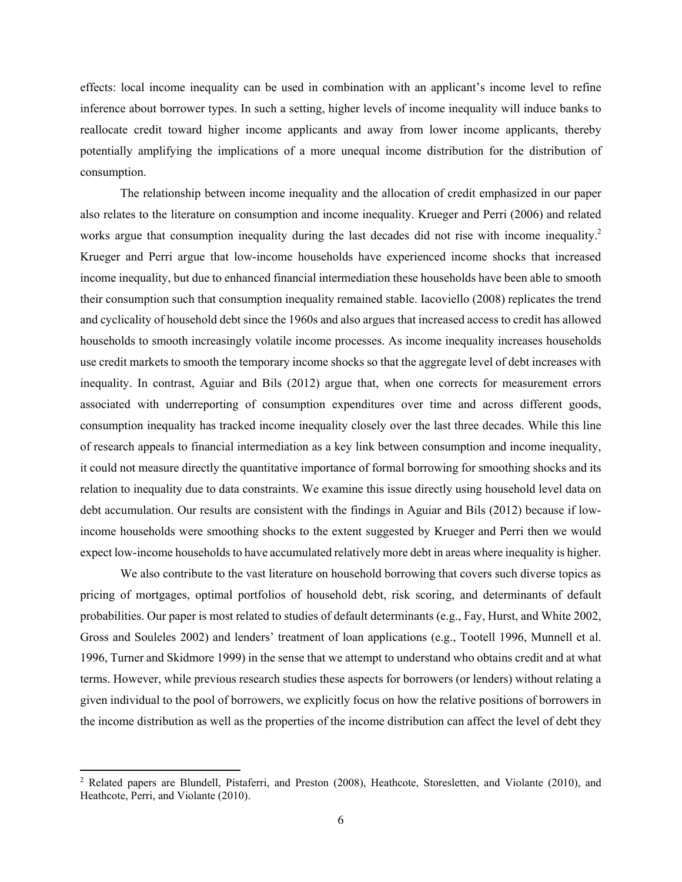effects: local income inequality can be used in combination with an applicant's income level to refine inference about borrower types. In such a setting, higher levels of income inequality will induce banks to reallocate credit toward higher income applicants and away from lower income applicants, thereby potentially amplifying the implications of a more unequal income distribution for the distribution of consumption.

The relationship between income inequality and the allocation of credit emphasized in our paper also relates to the literature on consumption and income inequality. Krueger and Perri (2006) and related works argue that consumption inequality during the last decades did not rise with income inequality.[2] Krueger and Perri argue that low-income households have experienced income shocks that increased income inequality, but due to enhanced financial intermediation these households have been able to smooth their consumption such that consumption inequality remained stable. Iacoviello (2008) replicates the trend and cyclicality of household debt since the 1960s and also argues that increased access to credit has allowed households to smooth increasingly volatile income processes. As income inequality increases households use credit markets to smooth the temporary income shocks so that the aggregate level of debt increases with inequality. In contrast, Aguiar and Bils (2012) argue that, when one corrects for measurement errors associated with underreporting of consumption expenditures over time and across different goods, consumption inequality has tracked income inequality closely over the last three decades. While this line of research appeals to financial intermediation as a key link between consumption and income inequality, it could not measure directly the quantitative importance of formal borrowing for smoothing shocks and its relation to inequality due to data constraints. We examine this issue directly using household level data on debt accumulation. Our results are consistent with the findings in Aguiar and Bils (2012) because if low-income households were smoothing shocks to the extent suggested by Krueger and Perri then we would expect low-income households to have accumulated relatively more debt in areas where inequality is higher.

We also contribute to the vast literature on household borrowing that covers such diverse topics as pricing of mortgages, optimal portfolios of household debt, risk scoring, and determinants of default probabilities. Our paper is most related to studies of default determinants (e.g., Fay, Hurst, and White 2002, Gross and Souleles 2002) and lenders' treatment of loan applications (e.g., Tootell 1996, Munnell et al. 1996, Turner and Skidmore 1999) in the sense that we attempt to understand who obtains credit and at what terms. However, while previous research studies these aspects for borrowers (or lenders) without relating a given individual to the pool of borrowers, we explicitly focus on how the relative positions of borrowers in the income distribution as well as the properties of the income distribution can affect the level of debt they

[2] Related papers are Blundell, Pistaferri, and Preston (2008), Heathcote, Storesletten, and Violante (2010), and Heathcote, Perri, and Violante (2010).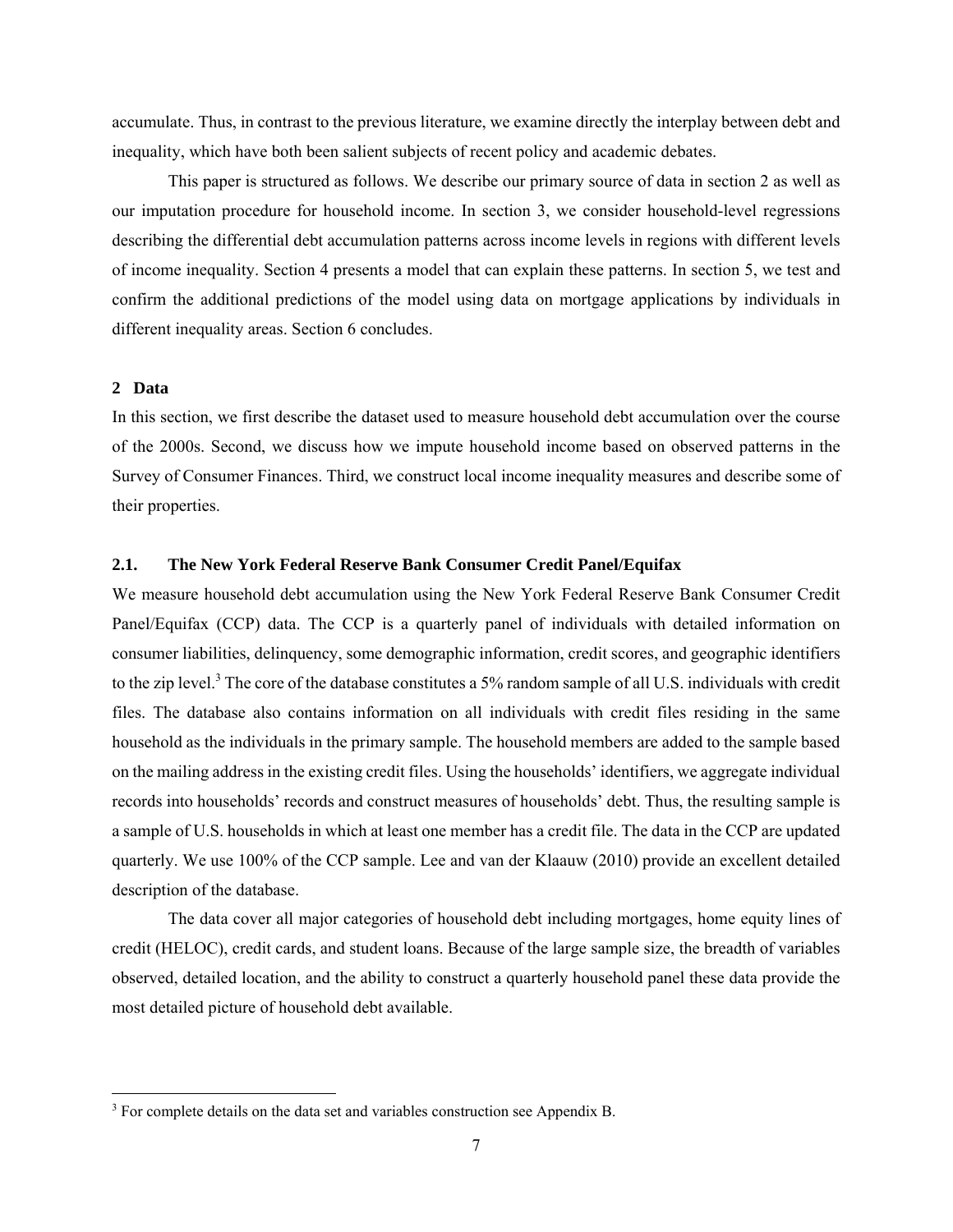accumulate. Thus, in contrast to the previous literature, we examine directly the interplay between debt and inequality, which have both been salient subjects of recent policy and academic debates.

This paper is structured as follows. We describe our primary source of data in section 2 as well as our imputation procedure for household income. In section 3, we consider household-level regressions describing the differential debt accumulation patterns across income levels in regions with different levels of income inequality. Section 4 presents a model that can explain these patterns. In section 5, we test and confirm the additional predictions of the model using data on mortgage applications by individuals in different inequality areas. Section 6 concludes.

## 2 Data

In this section, we first describe the dataset used to measure household debt accumulation over the course of the 2000s. Second, we discuss how we impute household income based on observed patterns in the Survey of Consumer Finances. Third, we construct local income inequality measures and describe some of their properties.

### 2.1. The New York Federal Reserve Bank Consumer Credit Panel/Equifax

We measure household debt accumulation using the New York Federal Reserve Bank Consumer Credit Panel/Equifax (CCP) data. The CCP is a quarterly panel of individuals with detailed information on consumer liabilities, delinquency, some demographic information, credit scores, and geographic identifiers to the zip level.[3] The core of the database constitutes a 5% random sample of all U.S. individuals with credit files. The database also contains information on all individuals with credit files residing in the same household as the individuals in the primary sample. The household members are added to the sample based on the mailing address in the existing credit files. Using the households' identifiers, we aggregate individual records into households' records and construct measures of households' debt. Thus, the resulting sample is a sample of U.S. households in which at least one member has a credit file. The data in the CCP are updated quarterly. We use 100% of the CCP sample. Lee and van der Klaauw (2010) provide an excellent detailed description of the database.

The data cover all major categories of household debt including mortgages, home equity lines of credit (HELOC), credit cards, and student loans. Because of the large sample size, the breadth of variables observed, detailed location, and the ability to construct a quarterly household panel these data provide the most detailed picture of household debt available.

---

[3] For complete details on the data set and variables construction see Appendix B.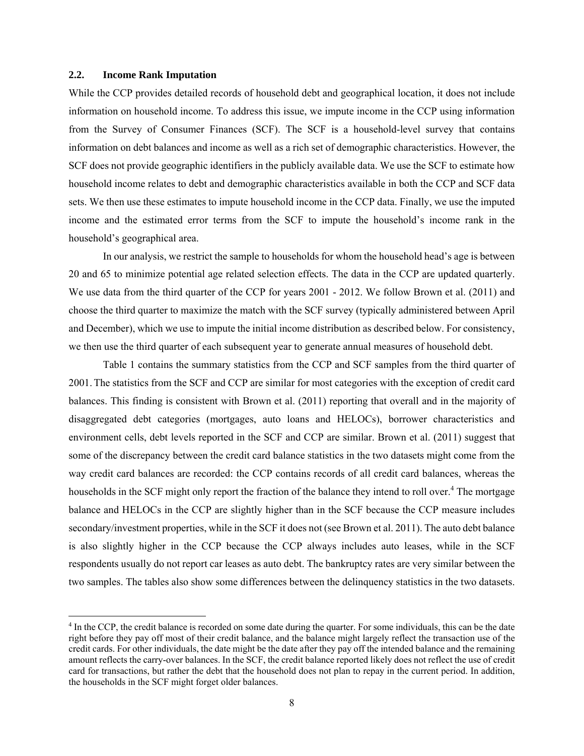### 2.2. Income Rank Imputation

While the CCP provides detailed records of household debt and geographical location, it does not include information on household income. To address this issue, we impute income in the CCP using information from the Survey of Consumer Finances (SCF). The SCF is a household-level survey that contains information on debt balances and income as well as a rich set of demographic characteristics. However, the SCF does not provide geographic identifiers in the publicly available data. We use the SCF to estimate how household income relates to debt and demographic characteristics available in both the CCP and SCF data sets. We then use these estimates to impute household income in the CCP data. Finally, we use the imputed income and the estimated error terms from the SCF to impute the household's income rank in the household's geographical area.

In our analysis, we restrict the sample to households for whom the household head's age is between 20 and 65 to minimize potential age related selection effects. The data in the CCP are updated quarterly. We use data from the third quarter of the CCP for years 2001 - 2012. We follow Brown et al. (2011) and choose the third quarter to maximize the match with the SCF survey (typically administered between April and December), which we use to impute the initial income distribution as described below. For consistency, we then use the third quarter of each subsequent year to generate annual measures of household debt.

Table 1 contains the summary statistics from the CCP and SCF samples from the third quarter of 2001. The statistics from the SCF and CCP are similar for most categories with the exception of credit card balances. This finding is consistent with Brown et al. (2011) reporting that overall and in the majority of disaggregated debt categories (mortgages, auto loans and HELOCs), borrower characteristics and environment cells, debt levels reported in the SCF and CCP are similar. Brown et al. (2011) suggest that some of the discrepancy between the credit card balance statistics in the two datasets might come from the way credit card balances are recorded: the CCP contains records of all credit card balances, whereas the households in the SCF might only report the fraction of the balance they intend to roll over.[4] The mortgage balance and HELOCs in the CCP are slightly higher than in the SCF because the CCP measure includes secondary/investment properties, while in the SCF it does not (see Brown et al. 2011). The auto debt balance is also slightly higher in the CCP because the CCP always includes auto leases, while in the SCF respondents usually do not report car leases as auto debt. The bankruptcy rates are very similar between the two samples. The tables also show some differences between the delinquency statistics in the two datasets.

[4] In the CCP, the credit balance is recorded on some date during the quarter. For some individuals, this can be the date right before they pay off most of their credit balance, and the balance might largely reflect the transaction use of the credit cards. For other individuals, the date might be the date after they pay off the intended balance and the remaining amount reflects the carry-over balances. In the SCF, the credit balance reported likely does not reflect the use of credit card for transactions, but rather the debt that the household does not plan to repay in the current period. In addition, the households in the SCF might forget older balances.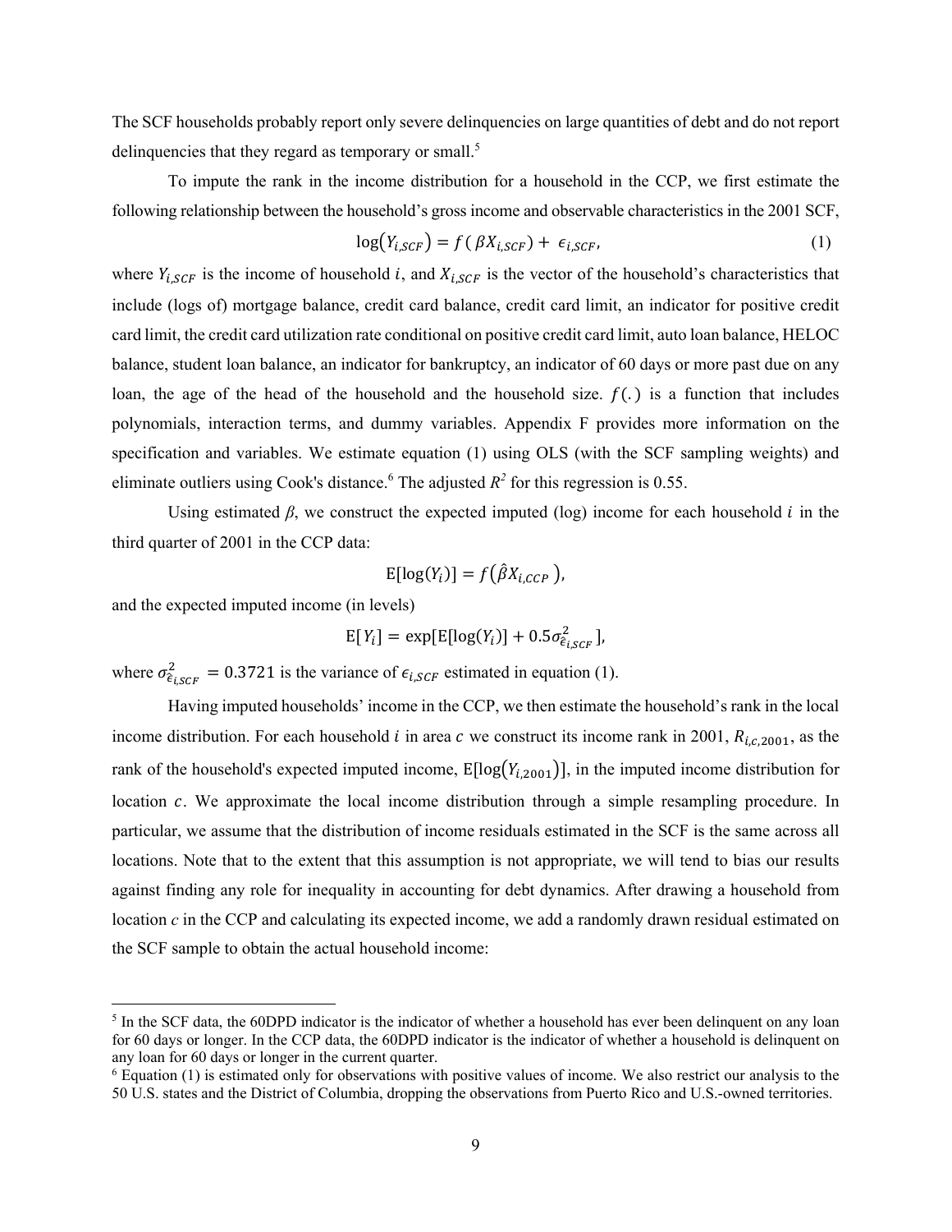The SCF households probably report only severe delinquencies on large quantities of debt and do not report delinquencies that they regard as temporary or small.[5]

To impute the rank in the income distribution for a household in the CCP, we first estimate the following relationship between the household's gross income and observable characteristics in the 2001 SCF,

$$\log(Y_{i,SCF}) = f\,(\,\beta X_{i,SCF}) + \epsilon_{i,SCF}, \tag{1}$$

where $Y_{i,SCF}$ is the income of household $i$, and $X_{i,SCF}$ is the vector of the household's characteristics that include (logs of) mortgage balance, credit card balance, credit card limit, an indicator for positive credit card limit, the credit card utilization rate conditional on positive credit card limit, auto loan balance, HELOC balance, student loan balance, an indicator for bankruptcy, an indicator of 60 days or more past due on any loan, the age of the head of the household and the household size. $f(.)$ is a function that includes polynomials, interaction terms, and dummy variables. Appendix F provides more information on the specification and variables. We estimate equation (1) using OLS (with the SCF sampling weights) and eliminate outliers using Cook's distance.[6] The adjusted $R^2$ for this regression is 0.55.

Using estimated $\beta$, we construct the expected imputed (log) income for each household $i$ in the third quarter of 2001 in the CCP data:

$$\mathrm{E}[\log(Y_i)] = f\big(\hat{\beta} X_{i,CCP}\,\big),$$

and the expected imputed income (in levels)

$$\mathrm{E}[\,Y_i] = \exp[\mathrm{E}[\log(Y_i)] + 0.5\sigma^2_{\hat{\epsilon}_{i,SCF}}\,],$$

where $\sigma^2_{\hat{\epsilon}_{i,SCF}} = 0.3721$ is the variance of $\epsilon_{i,SCF}$ estimated in equation (1).

Having imputed households' income in the CCP, we then estimate the household's rank in the local income distribution. For each household $i$ in area $c$ we construct its income rank in 2001, $R_{i,c,2001}$, as the rank of the household's expected imputed income, $\mathrm{E}[\log(Y_{i,2001})]$, in the imputed income distribution for location $c$. We approximate the local income distribution through a simple resampling procedure. In particular, we assume that the distribution of income residuals estimated in the SCF is the same across all locations. Note that to the extent that this assumption is not appropriate, we will tend to bias our results against finding any role for inequality in accounting for debt dynamics. After drawing a household from location *c* in the CCP and calculating its expected income, we add a randomly drawn residual estimated on the SCF sample to obtain the actual household income:

[5] In the SCF data, the 60DPD indicator is the indicator of whether a household has ever been delinquent on any loan for 60 days or longer. In the CCP data, the 60DPD indicator is the indicator of whether a household is delinquent on any loan for 60 days or longer in the current quarter.

[6] Equation (1) is estimated only for observations with positive values of income. We also restrict our analysis to the 50 U.S. states and the District of Columbia, dropping the observations from Puerto Rico and U.S.-owned territories.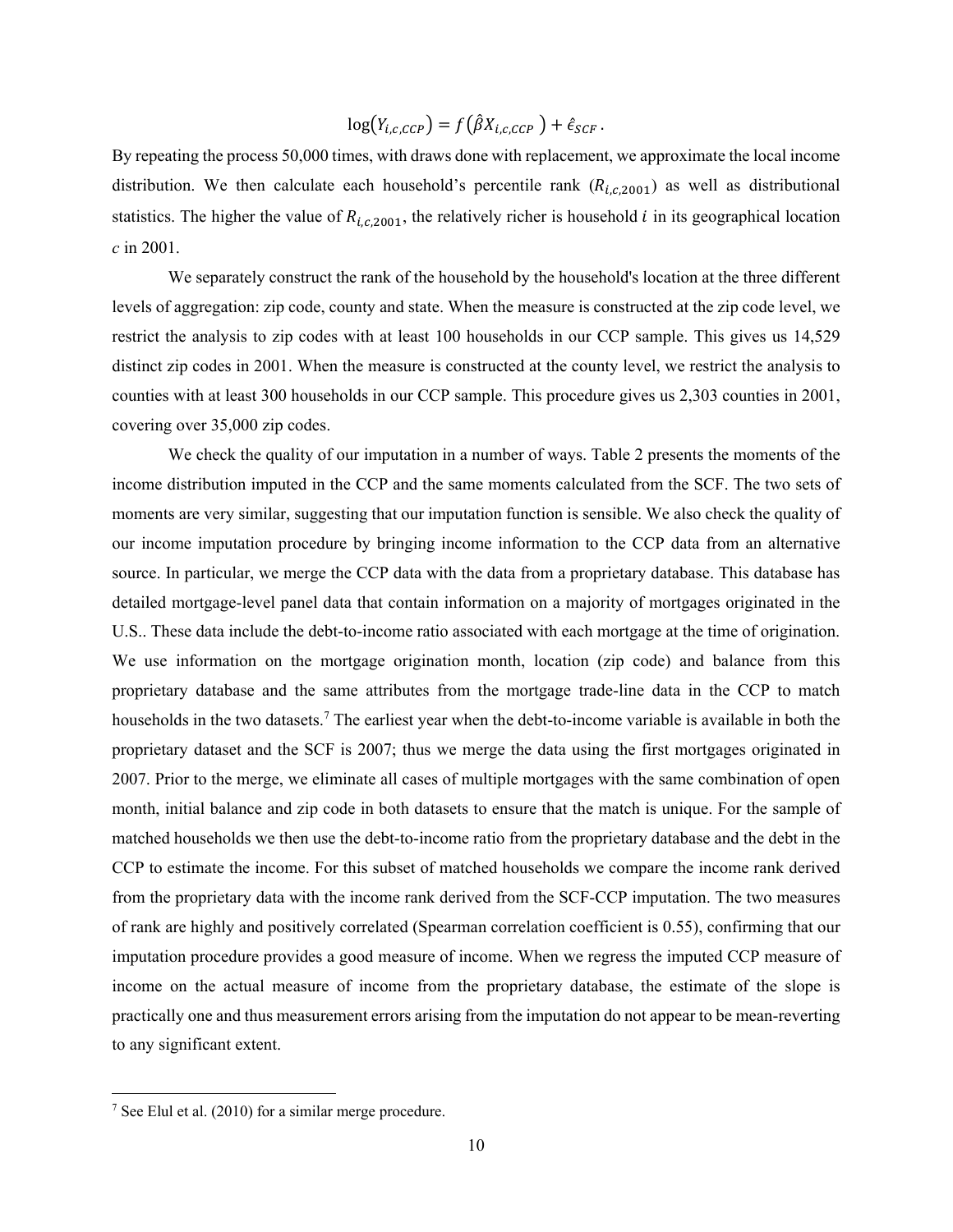$$\log(Y_{i,c,CCP}) = f(\hat{\beta}X_{i,c,CCP}) + \hat{\epsilon}_{SCF}.$$

By repeating the process 50,000 times, with draws done with replacement, we approximate the local income distribution. We then calculate each household's percentile rank ($R_{i,c,2001}$) as well as distributional statistics. The higher the value of $R_{i,c,2001}$, the relatively richer is household $i$ in its geographical location $c$ in 2001.

We separately construct the rank of the household by the household's location at the three different levels of aggregation: zip code, county and state. When the measure is constructed at the zip code level, we restrict the analysis to zip codes with at least 100 households in our CCP sample. This gives us 14,529 distinct zip codes in 2001. When the measure is constructed at the county level, we restrict the analysis to counties with at least 300 households in our CCP sample. This procedure gives us 2,303 counties in 2001, covering over 35,000 zip codes.

We check the quality of our imputation in a number of ways. Table 2 presents the moments of the income distribution imputed in the CCP and the same moments calculated from the SCF. The two sets of moments are very similar, suggesting that our imputation function is sensible. We also check the quality of our income imputation procedure by bringing income information to the CCP data from an alternative source. In particular, we merge the CCP data with the data from a proprietary database. This database has detailed mortgage-level panel data that contain information on a majority of mortgages originated in the U.S.. These data include the debt-to-income ratio associated with each mortgage at the time of origination. We use information on the mortgage origination month, location (zip code) and balance from this proprietary database and the same attributes from the mortgage trade-line data in the CCP to match households in the two datasets.[7] The earliest year when the debt-to-income variable is available in both the proprietary dataset and the SCF is 2007; thus we merge the data using the first mortgages originated in 2007. Prior to the merge, we eliminate all cases of multiple mortgages with the same combination of open month, initial balance and zip code in both datasets to ensure that the match is unique. For the sample of matched households we then use the debt-to-income ratio from the proprietary database and the debt in the CCP to estimate the income. For this subset of matched households we compare the income rank derived from the proprietary data with the income rank derived from the SCF-CCP imputation. The two measures of rank are highly and positively correlated (Spearman correlation coefficient is 0.55), confirming that our imputation procedure provides a good measure of income. When we regress the imputed CCP measure of income on the actual measure of income from the proprietary database, the estimate of the slope is practically one and thus measurement errors arising from the imputation do not appear to be mean-reverting to any significant extent.

[7] See Elul et al. (2010) for a similar merge procedure.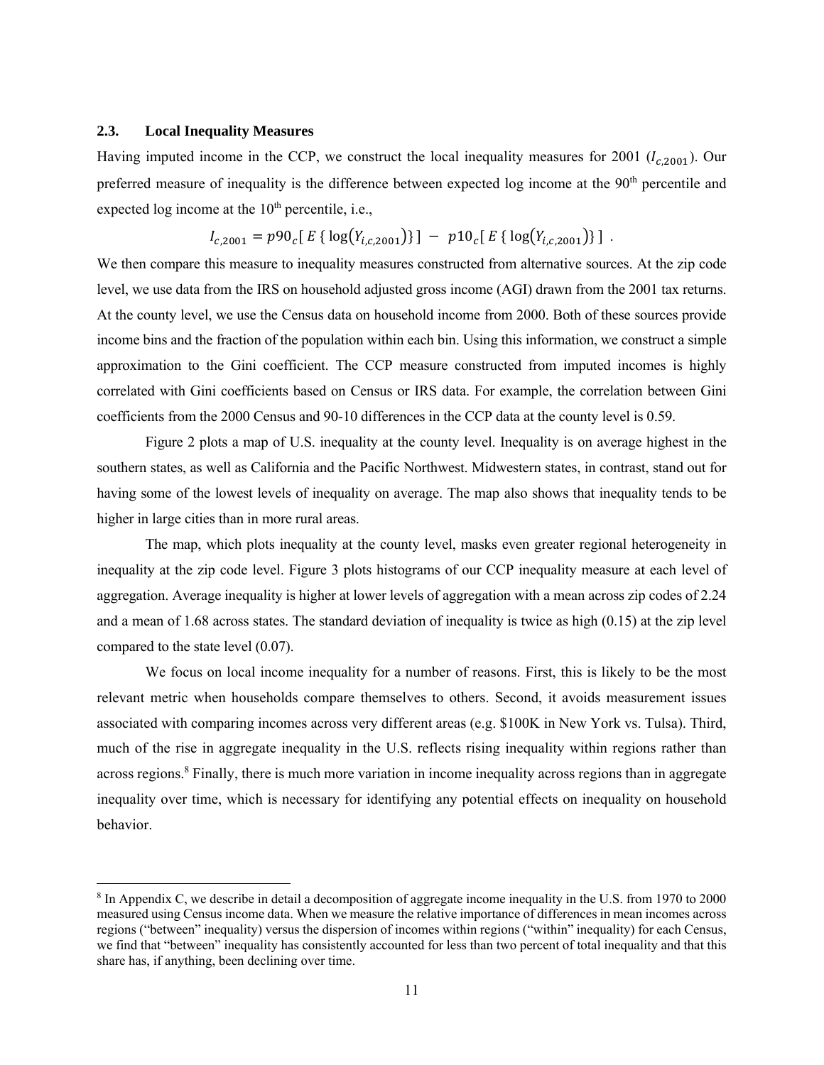### 2.3. Local Inequality Measures

Having imputed income in the CCP, we construct the local inequality measures for 2001 ($I_{c,2001}$). Our preferred measure of inequality is the difference between expected log income at the 90[th] percentile and expected log income at the 10[th] percentile, i.e.,

$$I_{c,2001} = p90_c[\, E\,\{\log(Y_{i,c,2001})\}\,] \; - \; p10_c[\, E\,\{\log(Y_{i,c,2001})\}\,] \;.$$

We then compare this measure to inequality measures constructed from alternative sources. At the zip code level, we use data from the IRS on household adjusted gross income (AGI) drawn from the 2001 tax returns. At the county level, we use the Census data on household income from 2000. Both of these sources provide income bins and the fraction of the population within each bin. Using this information, we construct a simple approximation to the Gini coefficient. The CCP measure constructed from imputed incomes is highly correlated with Gini coefficients based on Census or IRS data. For example, the correlation between Gini coefficients from the 2000 Census and 90-10 differences in the CCP data at the county level is 0.59.

Figure 2 plots a map of U.S. inequality at the county level. Inequality is on average highest in the southern states, as well as California and the Pacific Northwest. Midwestern states, in contrast, stand out for having some of the lowest levels of inequality on average. The map also shows that inequality tends to be higher in large cities than in more rural areas.

The map, which plots inequality at the county level, masks even greater regional heterogeneity in inequality at the zip code level. Figure 3 plots histograms of our CCP inequality measure at each level of aggregation. Average inequality is higher at lower levels of aggregation with a mean across zip codes of 2.24 and a mean of 1.68 across states. The standard deviation of inequality is twice as high (0.15) at the zip level compared to the state level (0.07).

We focus on local income inequality for a number of reasons. First, this is likely to be the most relevant metric when households compare themselves to others. Second, it avoids measurement issues associated with comparing incomes across very different areas (e.g. $100K in New York vs. Tulsa). Third, much of the rise in aggregate inequality in the U.S. reflects rising inequality within regions rather than across regions.[8] Finally, there is much more variation in income inequality across regions than in aggregate inequality over time, which is necessary for identifying any potential effects on inequality on household behavior.

[8] In Appendix C, we describe in detail a decomposition of aggregate income inequality in the U.S. from 1970 to 2000 measured using Census income data. When we measure the relative importance of differences in mean incomes across regions ("between" inequality) versus the dispersion of incomes within regions ("within" inequality) for each Census, we find that "between" inequality has consistently accounted for less than two percent of total inequality and that this share has, if anything, been declining over time.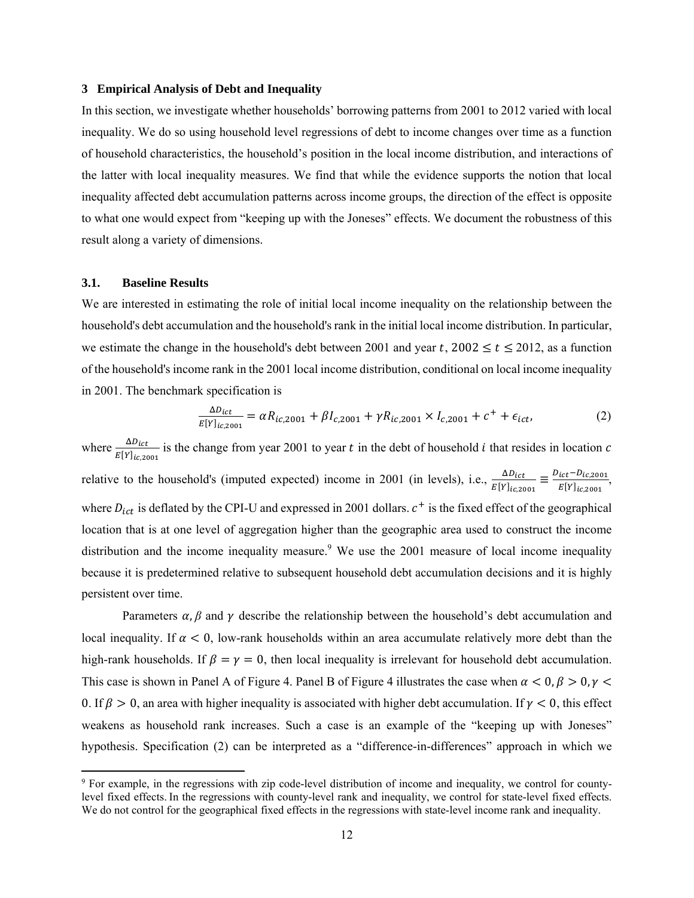## 3 Empirical Analysis of Debt and Inequality

In this section, we investigate whether households' borrowing patterns from 2001 to 2012 varied with local inequality. We do so using household level regressions of debt to income changes over time as a function of household characteristics, the household's position in the local income distribution, and interactions of the latter with local inequality measures. We find that while the evidence supports the notion that local inequality affected debt accumulation patterns across income groups, the direction of the effect is opposite to what one would expect from "keeping up with the Joneses" effects. We document the robustness of this result along a variety of dimensions.

### 3.1. Baseline Results

We are interested in estimating the role of initial local income inequality on the relationship between the household's debt accumulation and the household's rank in the initial local income distribution. In particular, we estimate the change in the household's debt between 2001 and year $t$, $2002 \leq t \leq 2012$, as a function of the household's income rank in the 2001 local income distribution, conditional on local income inequality in 2001. The benchmark specification is

$$\frac{\Delta D_{ict}}{E[Y]_{ic,2001}} = \alpha R_{ic,2001} + \beta I_{c,2001} + \gamma R_{ic,2001} \times I_{c,2001} + c^{+} + \epsilon_{ict}, \tag{2}$$

where $\frac{\Delta D_{ict}}{E[Y]_{ic,2001}}$ is the change from year 2001 to year $t$ in the debt of household $i$ that resides in location $c$ relative to the household's (imputed expected) income in 2001 (in levels), i.e., $\frac{\Delta D_{ict}}{E[Y]_{ic,2001}} \equiv \frac{D_{ict} - D_{ic,2001}}{E[Y]_{ic,2001}}$, where $D_{ict}$ is deflated by the CPI-U and expressed in 2001 dollars. $c^{+}$ is the fixed effect of the geographical location that is at one level of aggregation higher than the geographic area used to construct the income distribution and the income inequality measure.[9] We use the 2001 measure of local income inequality because it is predetermined relative to subsequent household debt accumulation decisions and it is highly persistent over time.

Parameters $\alpha, \beta$ and $\gamma$ describe the relationship between the household's debt accumulation and local inequality. If $\alpha < 0$, low-rank households within an area accumulate relatively more debt than the high-rank households. If $\beta = \gamma = 0$, then local inequality is irrelevant for household debt accumulation. This case is shown in Panel A of Figure 4. Panel B of Figure 4 illustrates the case when $\alpha < 0, \beta > 0, \gamma < 0$. If $\beta > 0$, an area with higher inequality is associated with higher debt accumulation. If $\gamma < 0$, this effect weakens as household rank increases. Such a case is an example of the "keeping up with Joneses" hypothesis. Specification (2) can be interpreted as a "difference-in-differences" approach in which we

[9] For example, in the regressions with zip code-level distribution of income and inequality, we control for county-level fixed effects. In the regressions with county-level rank and inequality, we control for state-level fixed effects. We do not control for the geographical fixed effects in the regressions with state-level income rank and inequality.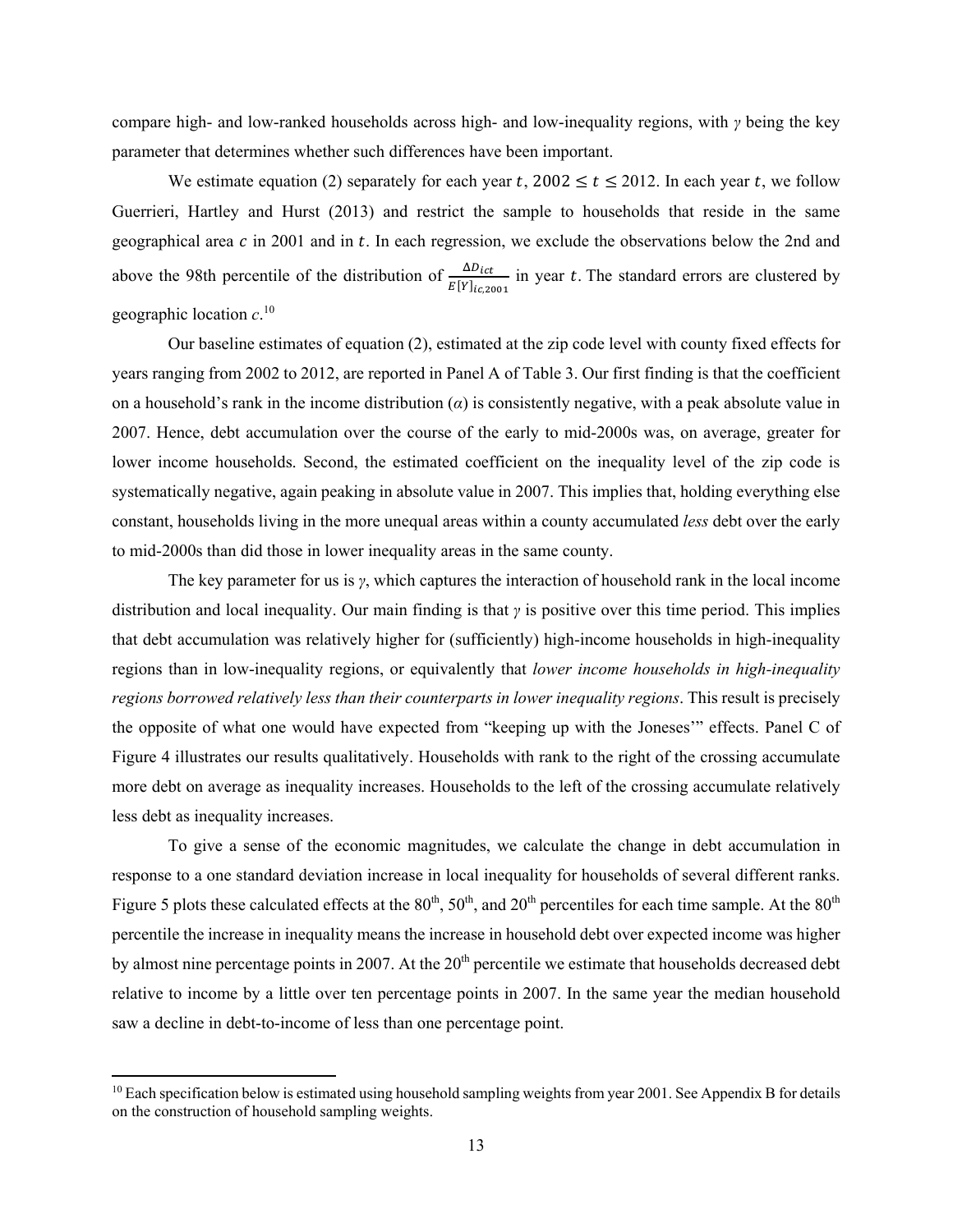compare high- and low-ranked households across high- and low-inequality regions, with $\gamma$ being the key parameter that determines whether such differences have been important.

We estimate equation (2) separately for each year $t$, $2002 \leq t \leq 2012$. In each year $t$, we follow Guerrieri, Hartley and Hurst (2013) and restrict the sample to households that reside in the same geographical area $c$ in 2001 and in $t$. In each regression, we exclude the observations below the 2nd and above the 98th percentile of the distribution of $\frac{\Delta D_{ict}}{E[Y]_{ic,2001}}$ in year $t$. The standard errors are clustered by geographic location $c$.[10]

Our baseline estimates of equation (2), estimated at the zip code level with county fixed effects for years ranging from 2002 to 2012, are reported in Panel A of Table 3. Our first finding is that the coefficient on a household's rank in the income distribution ($\alpha$) is consistently negative, with a peak absolute value in 2007. Hence, debt accumulation over the course of the early to mid-2000s was, on average, greater for lower income households. Second, the estimated coefficient on the inequality level of the zip code is systematically negative, again peaking in absolute value in 2007. This implies that, holding everything else constant, households living in the more unequal areas within a county accumulated *less* debt over the early to mid-2000s than did those in lower inequality areas in the same county.

The key parameter for us is $\gamma$, which captures the interaction of household rank in the local income distribution and local inequality. Our main finding is that $\gamma$ is positive over this time period. This implies that debt accumulation was relatively higher for (sufficiently) high-income households in high-inequality regions than in low-inequality regions, or equivalently that *lower income households in high-inequality regions borrowed relatively less than their counterparts in lower inequality regions*. This result is precisely the opposite of what one would have expected from "keeping up with the Joneses'" effects. Panel C of Figure 4 illustrates our results qualitatively. Households with rank to the right of the crossing accumulate more debt on average as inequality increases. Households to the left of the crossing accumulate relatively less debt as inequality increases.

To give a sense of the economic magnitudes, we calculate the change in debt accumulation in response to a one standard deviation increase in local inequality for households of several different ranks. Figure 5 plots these calculated effects at the 80th, 50th, and 20th percentiles for each time sample. At the 80th percentile the increase in inequality means the increase in household debt over expected income was higher by almost nine percentage points in 2007. At the 20th percentile we estimate that households decreased debt relative to income by a little over ten percentage points in 2007. In the same year the median household saw a decline in debt-to-income of less than one percentage point.

---

[10] Each specification below is estimated using household sampling weights from year 2001. See Appendix B for details on the construction of household sampling weights.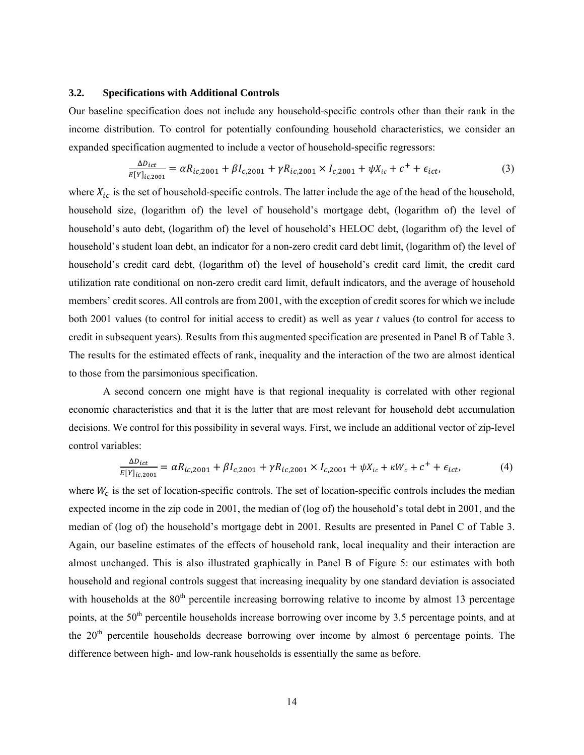### 3.2. Specifications with Additional Controls

Our baseline specification does not include any household-specific controls other than their rank in the income distribution. To control for potentially confounding household characteristics, we consider an expanded specification augmented to include a vector of household-specific regressors:

$$\frac{\Delta D_{ict}}{E[Y]_{ic,2001}} = \alpha R_{ic,2001} + \beta I_{c,2001} + \gamma R_{ic,2001} \times I_{c,2001} + \psi X_{ic} + c^{+} + \epsilon_{ict}, \tag{3}$$

where $X_{ic}$ is the set of household-specific controls. The latter include the age of the head of the household, household size, (logarithm of) the level of household's mortgage debt, (logarithm of) the level of household's auto debt, (logarithm of) the level of household's HELOC debt, (logarithm of) the level of household's student loan debt, an indicator for a non-zero credit card debt limit, (logarithm of) the level of household's credit card debt, (logarithm of) the level of household's credit card limit, the credit card utilization rate conditional on non-zero credit card limit, default indicators, and the average of household members' credit scores. All controls are from 2001, with the exception of credit scores for which we include both 2001 values (to control for initial access to credit) as well as year *t* values (to control for access to credit in subsequent years). Results from this augmented specification are presented in Panel B of Table 3. The results for the estimated effects of rank, inequality and the interaction of the two are almost identical to those from the parsimonious specification.

A second concern one might have is that regional inequality is correlated with other regional economic characteristics and that it is the latter that are most relevant for household debt accumulation decisions. We control for this possibility in several ways. First, we include an additional vector of zip-level control variables:

$$\frac{\Delta D_{ict}}{E[Y]_{ic,2001}} = \alpha R_{ic,2001} + \beta I_{c,2001} + \gamma R_{ic,2001} \times I_{c,2001} + \psi X_{ic} + \kappa W_{c} + c^{+} + \epsilon_{ict}, \tag{4}$$

where $W_c$ is the set of location-specific controls. The set of location-specific controls includes the median expected income in the zip code in 2001, the median of (log of) the household's total debt in 2001, and the median of (log of) the household's mortgage debt in 2001. Results are presented in Panel C of Table 3. Again, our baseline estimates of the effects of household rank, local inequality and their interaction are almost unchanged. This is also illustrated graphically in Panel B of Figure 5: our estimates with both household and regional controls suggest that increasing inequality by one standard deviation is associated with households at the 80th percentile increasing borrowing relative to income by almost 13 percentage points, at the 50th percentile households increase borrowing over income by 3.5 percentage points, and at the 20th percentile households decrease borrowing over income by almost 6 percentage points. The difference between high- and low-rank households is essentially the same as before.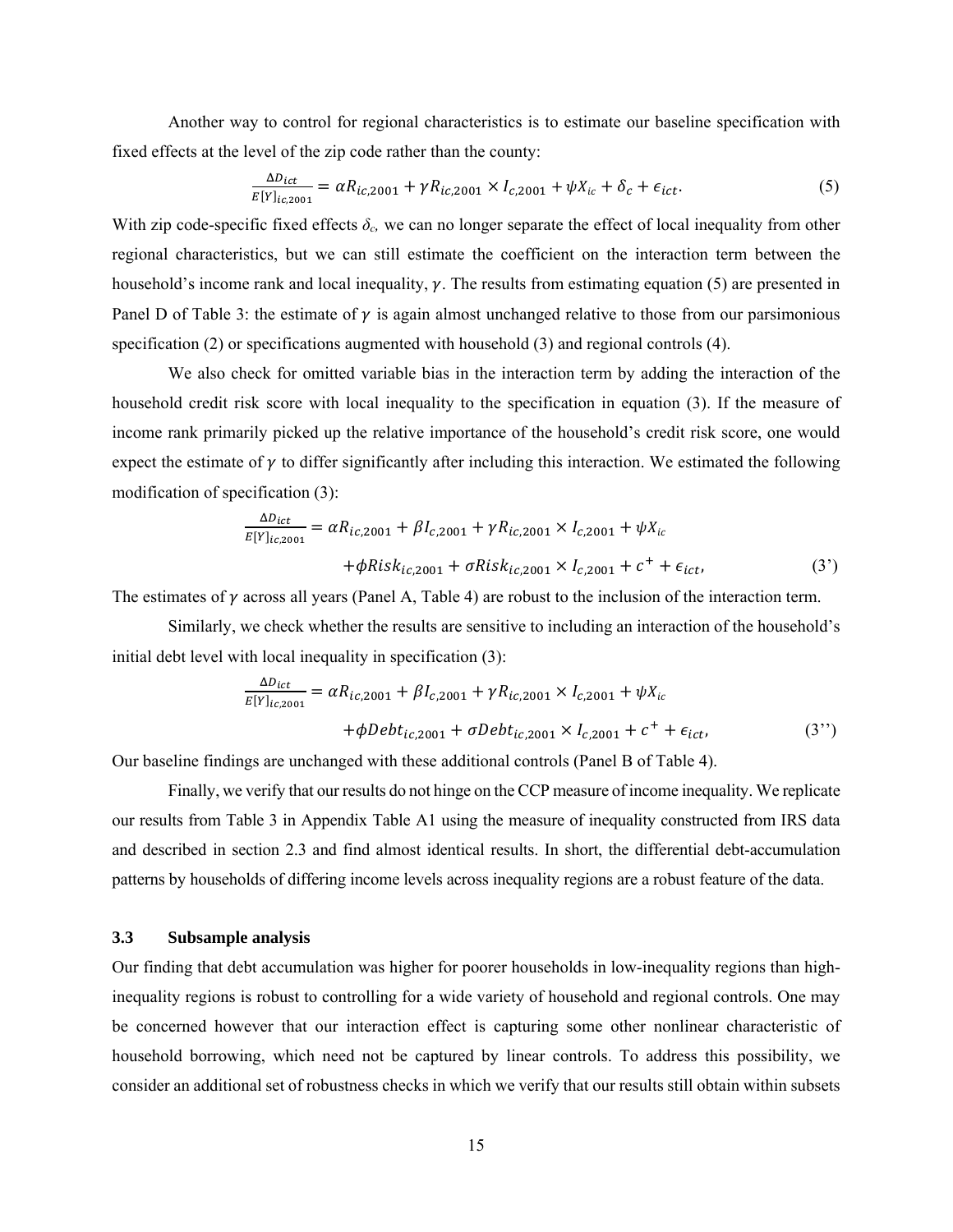Another way to control for regional characteristics is to estimate our baseline specification with fixed effects at the level of the zip code rather than the county:

$$\frac{\Delta D_{ict}}{E[Y]_{ic,2001}} = \alpha R_{ic,2001} + \gamma R_{ic,2001} \times I_{c,2001} + \psi X_{ic} + \delta_c + \epsilon_{ict}. \tag{5}$$

With zip code-specific fixed effects $\delta_c$, we can no longer separate the effect of local inequality from other regional characteristics, but we can still estimate the coefficient on the interaction term between the household's income rank and local inequality, $\gamma$. The results from estimating equation (5) are presented in Panel D of Table 3: the estimate of $\gamma$ is again almost unchanged relative to those from our parsimonious specification (2) or specifications augmented with household (3) and regional controls (4).

We also check for omitted variable bias in the interaction term by adding the interaction of the household credit risk score with local inequality to the specification in equation (3). If the measure of income rank primarily picked up the relative importance of the household's credit risk score, one would expect the estimate of $\gamma$ to differ significantly after including this interaction. We estimated the following modification of specification (3):

$$\frac{\Delta D_{ict}}{E[Y]_{ic,2001}} = \alpha R_{ic,2001} + \beta I_{c,2001} + \gamma R_{ic,2001} \times I_{c,2001} + \psi X_{ic}$$

$$+ \phi Risk_{ic,2001} + \sigma Risk_{ic,2001} \times I_{c,2001} + c^{+} + \epsilon_{ict}, \tag{3'}$$

The estimates of $\gamma$ across all years (Panel A, Table 4) are robust to the inclusion of the interaction term.

Similarly, we check whether the results are sensitive to including an interaction of the household's initial debt level with local inequality in specification (3):

$$\frac{\Delta D_{ict}}{E[Y]_{ic,2001}} = \alpha R_{ic,2001} + \beta I_{c,2001} + \gamma R_{ic,2001} \times I_{c,2001} + \psi X_{ic}$$

$$+ \phi Debt_{ic,2001} + \sigma Debt_{ic,2001} \times I_{c,2001} + c^{+} + \epsilon_{ict}, \tag{3''}$$

Our baseline findings are unchanged with these additional controls (Panel B of Table 4).

Finally, we verify that our results do not hinge on the CCP measure of income inequality. We replicate our results from Table 3 in Appendix Table A1 using the measure of inequality constructed from IRS data and described in section 2.3 and find almost identical results. In short, the differential debt-accumulation patterns by households of differing income levels across inequality regions are a robust feature of the data.

### 3.3 Subsample analysis

Our finding that debt accumulation was higher for poorer households in low-inequality regions than high-inequality regions is robust to controlling for a wide variety of household and regional controls. One may be concerned however that our interaction effect is capturing some other nonlinear characteristic of household borrowing, which need not be captured by linear controls. To address this possibility, we consider an additional set of robustness checks in which we verify that our results still obtain within subsets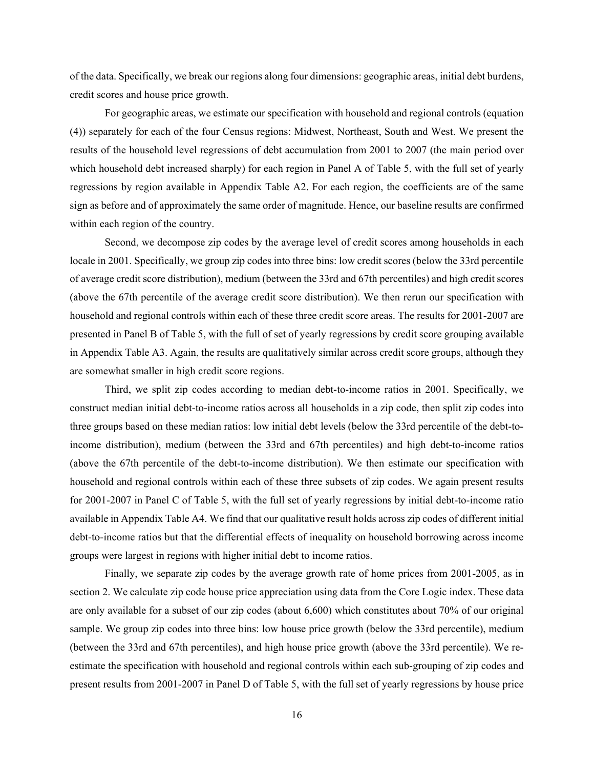of the data. Specifically, we break our regions along four dimensions: geographic areas, initial debt burdens, credit scores and house price growth.

For geographic areas, we estimate our specification with household and regional controls (equation (4)) separately for each of the four Census regions: Midwest, Northeast, South and West. We present the results of the household level regressions of debt accumulation from 2001 to 2007 (the main period over which household debt increased sharply) for each region in Panel A of Table 5, with the full set of yearly regressions by region available in Appendix Table A2. For each region, the coefficients are of the same sign as before and of approximately the same order of magnitude. Hence, our baseline results are confirmed within each region of the country.

Second, we decompose zip codes by the average level of credit scores among households in each locale in 2001. Specifically, we group zip codes into three bins: low credit scores (below the 33rd percentile of average credit score distribution), medium (between the 33rd and 67th percentiles) and high credit scores (above the 67th percentile of the average credit score distribution). We then rerun our specification with household and regional controls within each of these three credit score areas. The results for 2001-2007 are presented in Panel B of Table 5, with the full of set of yearly regressions by credit score grouping available in Appendix Table A3. Again, the results are qualitatively similar across credit score groups, although they are somewhat smaller in high credit score regions.

Third, we split zip codes according to median debt-to-income ratios in 2001. Specifically, we construct median initial debt-to-income ratios across all households in a zip code, then split zip codes into three groups based on these median ratios: low initial debt levels (below the 33rd percentile of the debt-to-income distribution), medium (between the 33rd and 67th percentiles) and high debt-to-income ratios (above the 67th percentile of the debt-to-income distribution). We then estimate our specification with household and regional controls within each of these three subsets of zip codes. We again present results for 2001-2007 in Panel C of Table 5, with the full set of yearly regressions by initial debt-to-income ratio available in Appendix Table A4. We find that our qualitative result holds across zip codes of different initial debt-to-income ratios but that the differential effects of inequality on household borrowing across income groups were largest in regions with higher initial debt to income ratios.

Finally, we separate zip codes by the average growth rate of home prices from 2001-2005, as in section 2. We calculate zip code house price appreciation using data from the Core Logic index. These data are only available for a subset of our zip codes (about 6,600) which constitutes about 70% of our original sample. We group zip codes into three bins: low house price growth (below the 33rd percentile), medium (between the 33rd and 67th percentiles), and high house price growth (above the 33rd percentile). We re-estimate the specification with household and regional controls within each sub-grouping of zip codes and present results from 2001-2007 in Panel D of Table 5, with the full set of yearly regressions by house price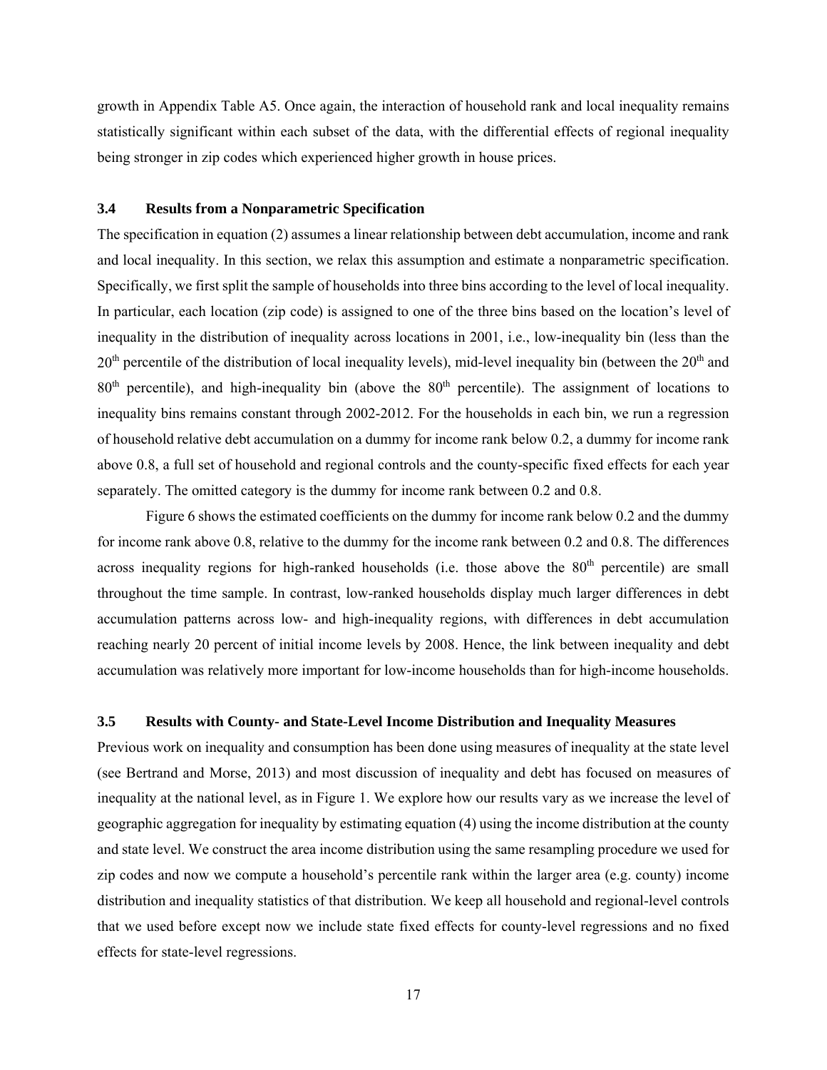growth in Appendix Table A5. Once again, the interaction of household rank and local inequality remains statistically significant within each subset of the data, with the differential effects of regional inequality being stronger in zip codes which experienced higher growth in house prices.

### 3.4 Results from a Nonparametric Specification

The specification in equation (2) assumes a linear relationship between debt accumulation, income and rank and local inequality. In this section, we relax this assumption and estimate a nonparametric specification. Specifically, we first split the sample of households into three bins according to the level of local inequality. In particular, each location (zip code) is assigned to one of the three bins based on the location's level of inequality in the distribution of inequality across locations in 2001, i.e., low-inequality bin (less than the $20^{th}$ percentile of the distribution of local inequality levels), mid-level inequality bin (between the $20^{th}$ and $80^{th}$ percentile), and high-inequality bin (above the $80^{th}$ percentile). The assignment of locations to inequality bins remains constant through 2002-2012. For the households in each bin, we run a regression of household relative debt accumulation on a dummy for income rank below 0.2, a dummy for income rank above 0.8, a full set of household and regional controls and the county-specific fixed effects for each year separately. The omitted category is the dummy for income rank between 0.2 and 0.8.

Figure 6 shows the estimated coefficients on the dummy for income rank below 0.2 and the dummy for income rank above 0.8, relative to the dummy for the income rank between 0.2 and 0.8. The differences across inequality regions for high-ranked households (i.e. those above the $80^{th}$ percentile) are small throughout the time sample. In contrast, low-ranked households display much larger differences in debt accumulation patterns across low- and high-inequality regions, with differences in debt accumulation reaching nearly 20 percent of initial income levels by 2008. Hence, the link between inequality and debt accumulation was relatively more important for low-income households than for high-income households.

### 3.5 Results with County- and State-Level Income Distribution and Inequality Measures

Previous work on inequality and consumption has been done using measures of inequality at the state level (see Bertrand and Morse, 2013) and most discussion of inequality and debt has focused on measures of inequality at the national level, as in Figure 1. We explore how our results vary as we increase the level of geographic aggregation for inequality by estimating equation (4) using the income distribution at the county and state level. We construct the area income distribution using the same resampling procedure we used for zip codes and now we compute a household's percentile rank within the larger area (e.g. county) income distribution and inequality statistics of that distribution. We keep all household and regional-level controls that we used before except now we include state fixed effects for county-level regressions and no fixed effects for state-level regressions.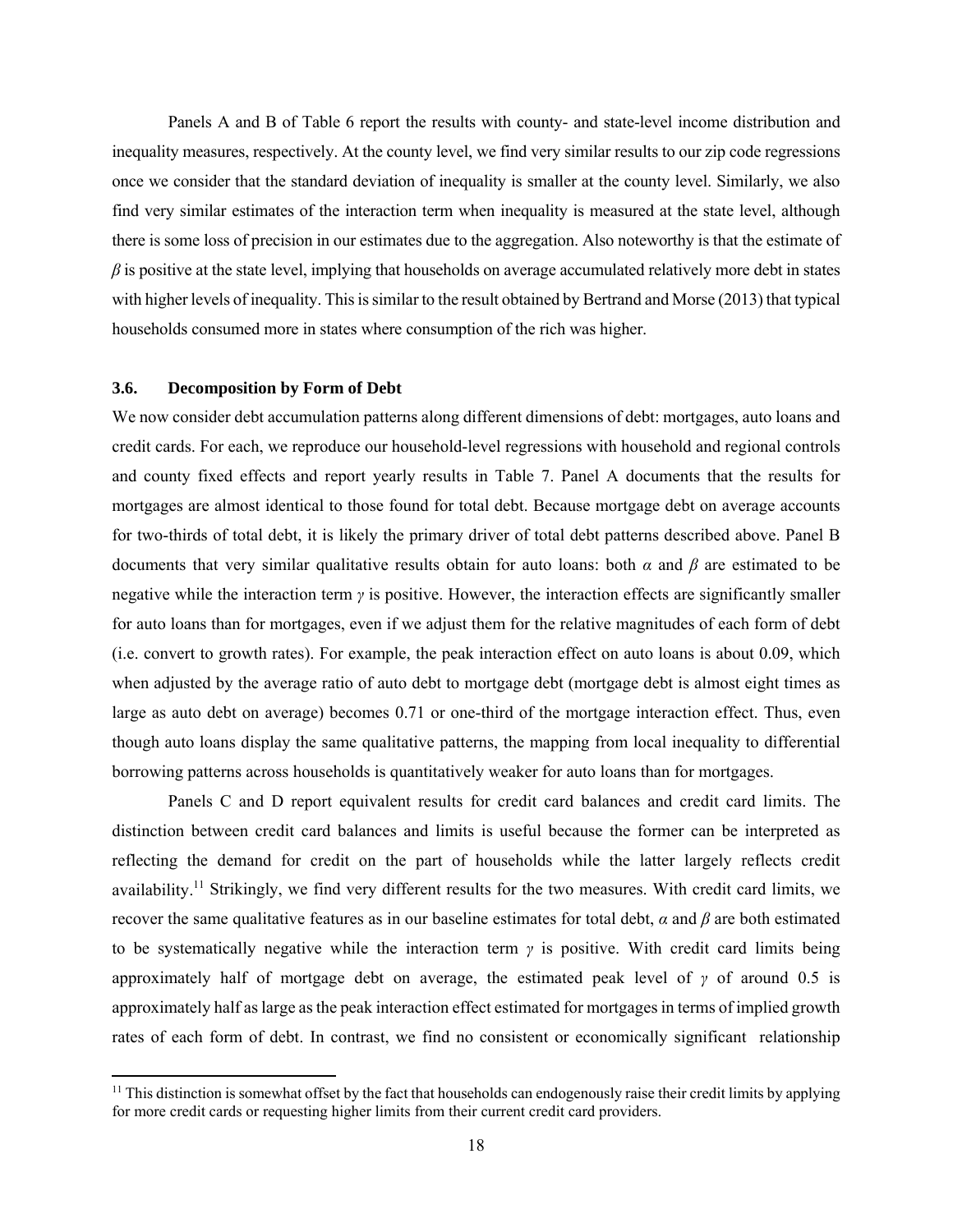Panels A and B of Table 6 report the results with county- and state-level income distribution and inequality measures, respectively. At the county level, we find very similar results to our zip code regressions once we consider that the standard deviation of inequality is smaller at the county level. Similarly, we also find very similar estimates of the interaction term when inequality is measured at the state level, although there is some loss of precision in our estimates due to the aggregation. Also noteworthy is that the estimate of $\beta$ is positive at the state level, implying that households on average accumulated relatively more debt in states with higher levels of inequality. This is similar to the result obtained by Bertrand and Morse (2013) that typical households consumed more in states where consumption of the rich was higher.

### 3.6. Decomposition by Form of Debt

We now consider debt accumulation patterns along different dimensions of debt: mortgages, auto loans and credit cards. For each, we reproduce our household-level regressions with household and regional controls and county fixed effects and report yearly results in Table 7. Panel A documents that the results for mortgages are almost identical to those found for total debt. Because mortgage debt on average accounts for two-thirds of total debt, it is likely the primary driver of total debt patterns described above. Panel B documents that very similar qualitative results obtain for auto loans: both $\alpha$ and $\beta$ are estimated to be negative while the interaction term $\gamma$ is positive. However, the interaction effects are significantly smaller for auto loans than for mortgages, even if we adjust them for the relative magnitudes of each form of debt (i.e. convert to growth rates). For example, the peak interaction effect on auto loans is about 0.09, which when adjusted by the average ratio of auto debt to mortgage debt (mortgage debt is almost eight times as large as auto debt on average) becomes 0.71 or one-third of the mortgage interaction effect. Thus, even though auto loans display the same qualitative patterns, the mapping from local inequality to differential borrowing patterns across households is quantitatively weaker for auto loans than for mortgages.

Panels C and D report equivalent results for credit card balances and credit card limits. The distinction between credit card balances and limits is useful because the former can be interpreted as reflecting the demand for credit on the part of households while the latter largely reflects credit availability.[11] Strikingly, we find very different results for the two measures. With credit card limits, we recover the same qualitative features as in our baseline estimates for total debt, $\alpha$ and $\beta$ are both estimated to be systematically negative while the interaction term $\gamma$ is positive. With credit card limits being approximately half of mortgage debt on average, the estimated peak level of $\gamma$ of around 0.5 is approximately half as large as the peak interaction effect estimated for mortgages in terms of implied growth rates of each form of debt. In contrast, we find no consistent or economically significant relationship

[11] This distinction is somewhat offset by the fact that households can endogenously raise their credit limits by applying for more credit cards or requesting higher limits from their current credit card providers.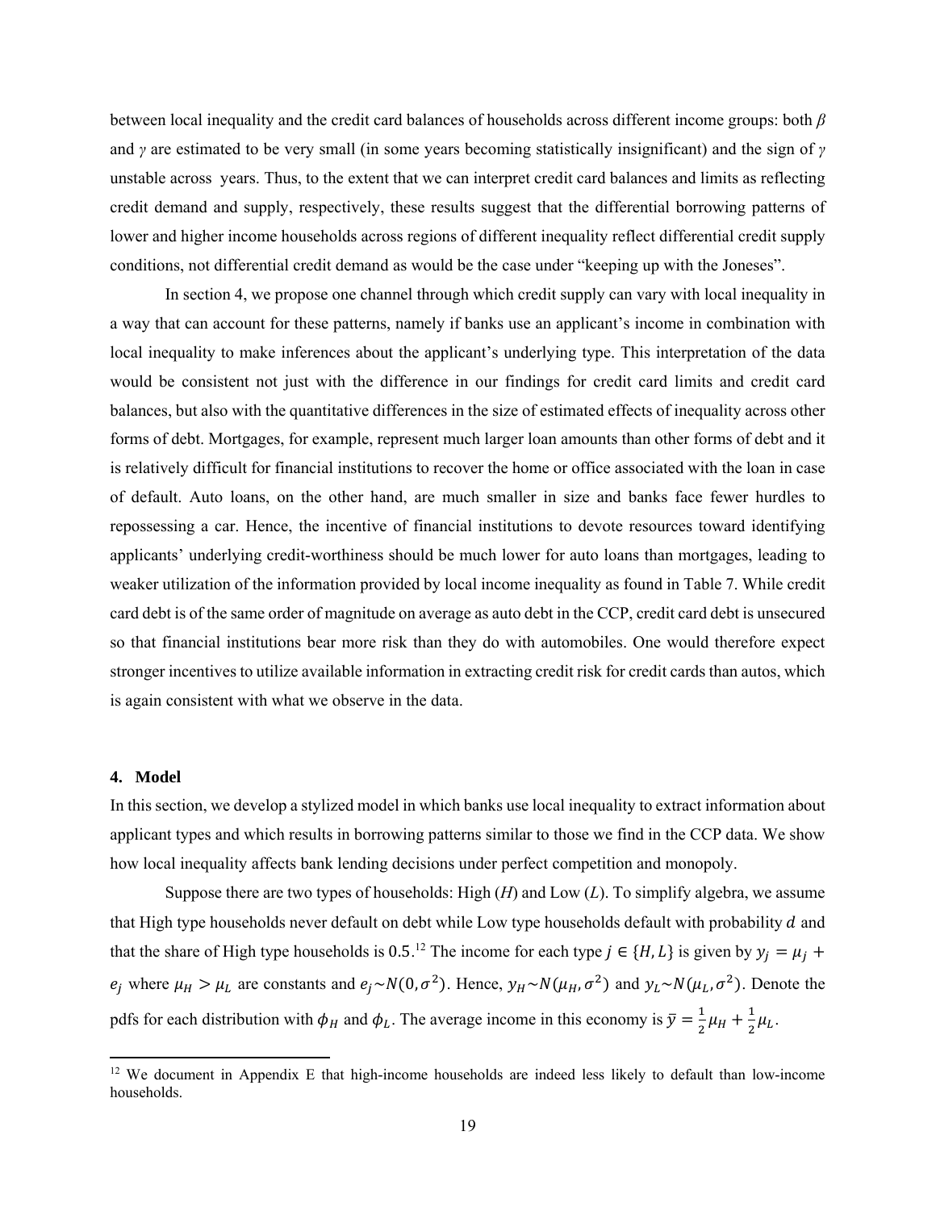between local inequality and the credit card balances of households across different income groups: both $\beta$ and $\gamma$ are estimated to be very small (in some years becoming statistically insignificant) and the sign of $\gamma$ unstable across years. Thus, to the extent that we can interpret credit card balances and limits as reflecting credit demand and supply, respectively, these results suggest that the differential borrowing patterns of lower and higher income households across regions of different inequality reflect differential credit supply conditions, not differential credit demand as would be the case under "keeping up with the Joneses".

In section 4, we propose one channel through which credit supply can vary with local inequality in a way that can account for these patterns, namely if banks use an applicant's income in combination with local inequality to make inferences about the applicant's underlying type. This interpretation of the data would be consistent not just with the difference in our findings for credit card limits and credit card balances, but also with the quantitative differences in the size of estimated effects of inequality across other forms of debt. Mortgages, for example, represent much larger loan amounts than other forms of debt and it is relatively difficult for financial institutions to recover the home or office associated with the loan in case of default. Auto loans, on the other hand, are much smaller in size and banks face fewer hurdles to repossessing a car. Hence, the incentive of financial institutions to devote resources toward identifying applicants' underlying credit-worthiness should be much lower for auto loans than mortgages, leading to weaker utilization of the information provided by local income inequality as found in Table 7. While credit card debt is of the same order of magnitude on average as auto debt in the CCP, credit card debt is unsecured so that financial institutions bear more risk than they do with automobiles. One would therefore expect stronger incentives to utilize available information in extracting credit risk for credit cards than autos, which is again consistent with what we observe in the data.

## 4. Model

In this section, we develop a stylized model in which banks use local inequality to extract information about applicant types and which results in borrowing patterns similar to those we find in the CCP data. We show how local inequality affects bank lending decisions under perfect competition and monopoly.

Suppose there are two types of households: High (*H*) and Low (*L*). To simplify algebra, we assume that High type households never default on debt while Low type households default with probability $d$ and that the share of High type households is 0.5.[12] The income for each type $j \in \{H, L\}$ is given by $y_j = \mu_j + e_j$ where $\mu_H > \mu_L$ are constants and $e_j \sim N(0, \sigma^2)$. Hence, $y_H \sim N(\mu_H, \sigma^2)$ and $y_L \sim N(\mu_L, \sigma^2)$. Denote the pdfs for each distribution with $\phi_H$ and $\phi_L$. The average income in this economy is $\bar{y} = \frac{1}{2}\mu_H + \frac{1}{2}\mu_L$.

[12] We document in Appendix E that high-income households are indeed less likely to default than low-income households.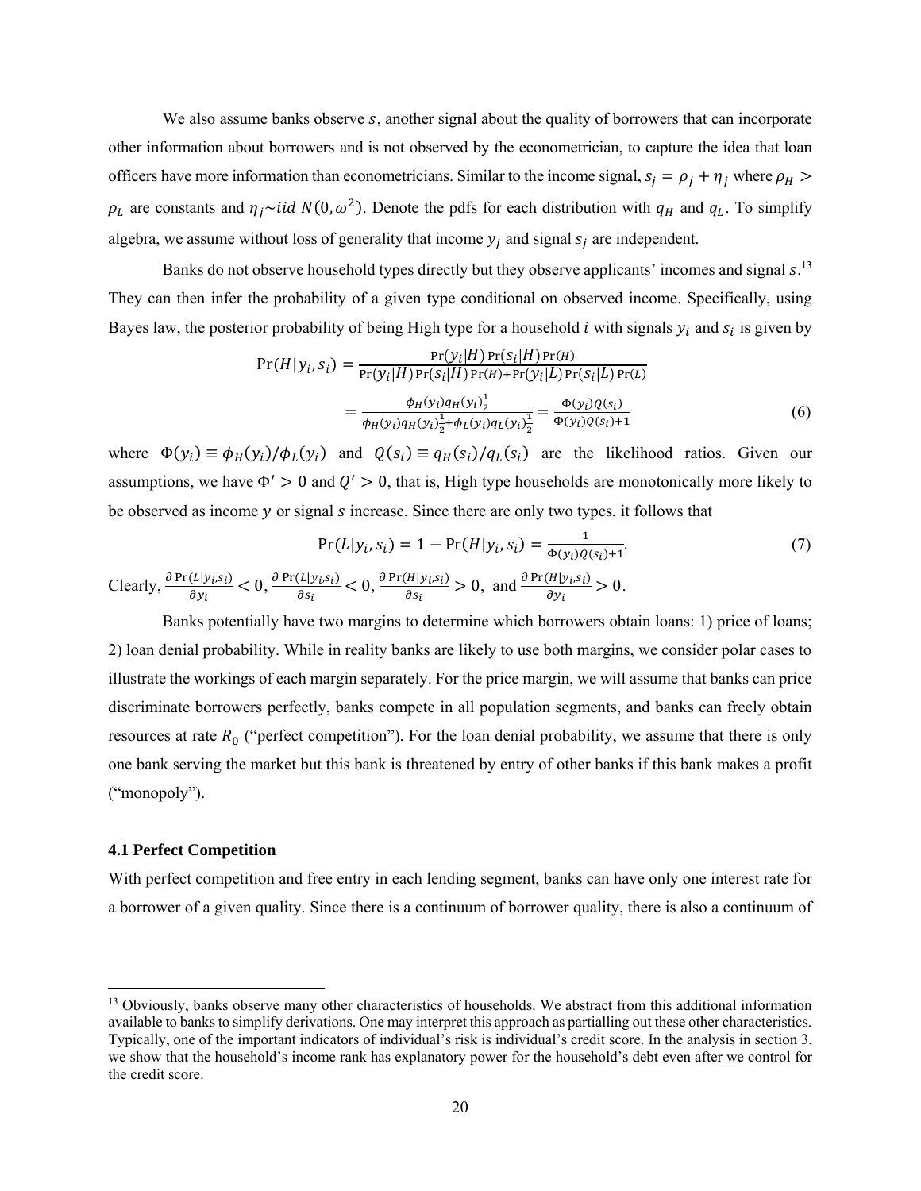We also assume banks observe $s$, another signal about the quality of borrowers that can incorporate other information about borrowers and is not observed by the econometrician, to capture the idea that loan officers have more information than econometricians. Similar to the income signal, $s_j = \rho_j + \eta_j$ where $\rho_H > \rho_L$ are constants and $\eta_j \sim iid\ N(0, \omega^2)$. Denote the pdfs for each distribution with $q_H$ and $q_L$. To simplify algebra, we assume without loss of generality that income $y_j$ and signal $s_j$ are independent.

Banks do not observe household types directly but they observe applicants' incomes and signal $s$.[13] They can then infer the probability of a given type conditional on observed income. Specifically, using Bayes law, the posterior probability of being High type for a household $i$ with signals $y_i$ and $s_i$ is given by

$$\Pr(H|y_i, s_i) = \frac{\Pr(y_i|H)\Pr(s_i|H)\Pr(H)}{\Pr(y_i|H)\Pr(s_i|H)\Pr(H) + \Pr(y_i|L)\Pr(s_i|L)\Pr(L)}$$

$$= \frac{\phi_H(y_i) q_H(y_i)\frac{1}{2}}{\phi_H(y_i) q_H(y_i)\frac{1}{2} + \phi_L(y_i) q_L(y_i)\frac{1}{2}} = \frac{\Phi(y_i)Q(s_i)}{\Phi(y_i)Q(s_i)+1} \tag{6}$$

where $\Phi(y_i) \equiv \phi_H(y_i)/\phi_L(y_i)$ and $Q(s_i) \equiv q_H(s_i)/q_L(s_i)$ are the likelihood ratios. Given our assumptions, we have $\Phi' > 0$ and $Q' > 0$, that is, High type households are monotonically more likely to be observed as income $y$ or signal $s$ increase. Since there are only two types, it follows that

$$\Pr(L|y_i, s_i) = 1 - \Pr(H|y_i, s_i) = \frac{1}{\Phi(y_i)Q(s_i)+1}. \tag{7}$$

Clearly, $\frac{\partial \Pr(L|y_i,s_i)}{\partial y_i} < 0$, $\frac{\partial \Pr(L|y_i,s_i)}{\partial s_i} < 0$, $\frac{\partial \Pr(H|y_i,s_i)}{\partial s_i} > 0$, and $\frac{\partial \Pr(H|y_i,s_i)}{\partial y_i} > 0$.

Banks potentially have two margins to determine which borrowers obtain loans: 1) price of loans; 2) loan denial probability. While in reality banks are likely to use both margins, we consider polar cases to illustrate the workings of each margin separately. For the price margin, we will assume that banks can price discriminate borrowers perfectly, banks compete in all population segments, and banks can freely obtain resources at rate $R_0$ ("perfect competition"). For the loan denial probability, we assume that there is only one bank serving the market but this bank is threatened by entry of other banks if this bank makes a profit ("monopoly").

### 4.1 Perfect Competition

With perfect competition and free entry in each lending segment, banks can have only one interest rate for a borrower of a given quality. Since there is a continuum of borrower quality, there is also a continuum of

[13] Obviously, banks observe many other characteristics of households. We abstract from this additional information available to banks to simplify derivations. One may interpret this approach as partialling out these other characteristics. Typically, one of the important indicators of individual's risk is individual's credit score. In the analysis in section 3, we show that the household's income rank has explanatory power for the household's debt even after we control for the credit score.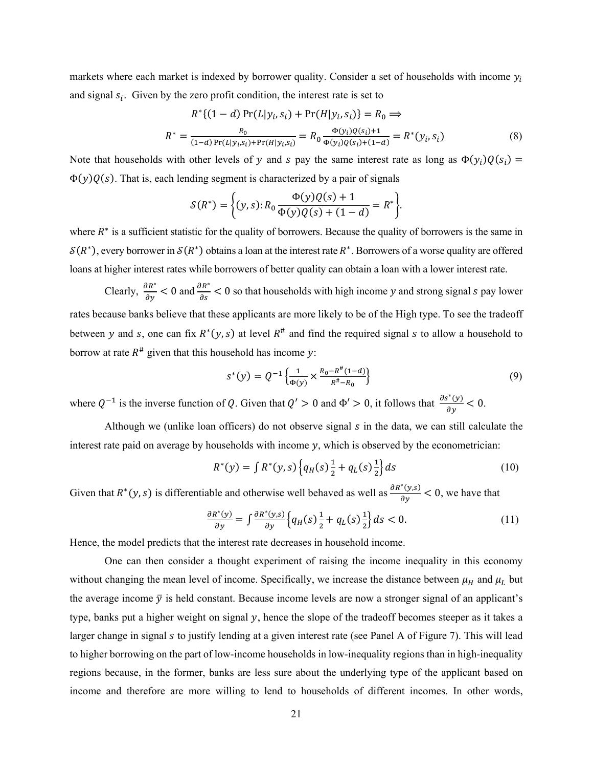markets where each market is indexed by borrower quality. Consider a set of households with income $y_i$ and signal $s_i$. Given by the zero profit condition, the interest rate is set to

$$R^*\{(1-d)\Pr(L|y_i,s_i)+\Pr(H|y_i,s_i)\}=R_0 \Longrightarrow$$

$$R^*=\frac{R_0}{(1-d)\Pr(L|y_i,s_i)+\Pr(H|y_i,s_i)}=R_0\frac{\Phi(y_i)Q(s_i)+1}{\Phi(y_i)Q(s_i)+(1-d)}=R^*(y_i,s_i) \tag{8}$$

Note that households with other levels of $y$ and $s$ pay the same interest rate as long as $\Phi(y_i)Q(s_i)=\Phi(y)Q(s)$. That is, each lending segment is characterized by a pair of signals

$$\mathcal{S}(R^*)=\left\{(y,s): R_0\frac{\Phi(y)Q(s)+1}{\Phi(y)Q(s)+(1-d)}=R^*\right\}.$$

where $R^*$ is a sufficient statistic for the quality of borrowers. Because the quality of borrowers is the same in $\mathcal{S}(R^*)$, every borrower in $\mathcal{S}(R^*)$ obtains a loan at the interest rate $R^*$. Borrowers of a worse quality are offered loans at higher interest rates while borrowers of better quality can obtain a loan with a lower interest rate.

Clearly, $\frac{\partial R^*}{\partial y}<0$ and $\frac{\partial R^*}{\partial s}<0$ so that households with high income $y$ and strong signal $s$ pay lower rates because banks believe that these applicants are more likely to be of the High type. To see the tradeoff between $y$ and $s$, one can fix $R^*(y,s)$ at level $R^\#$ and find the required signal $s$ to allow a household to borrow at rate $R^\#$ given that this household has income $y$:

$$s^*(y)=Q^{-1}\left\{\frac{1}{\Phi(y)}\times\frac{R_0-R^\#(1-d)}{R^\#-R_0}\right\} \tag{9}$$

where $Q^{-1}$ is the inverse function of $Q$. Given that $Q'>0$ and $\Phi'>0$, it follows that $\frac{\partial s^*(y)}{\partial y}<0$.

Although we (unlike loan officers) do not observe signal $s$ in the data, we can still calculate the interest rate paid on average by households with income $y$, which is observed by the econometrician:

$$R^*(y)=\int R^*(y,s)\left\{q_H(s)\tfrac{1}{2}+q_L(s)\tfrac{1}{2}\right\}ds \tag{10}$$

Given that $R^*(y,s)$ is differentiable and otherwise well behaved as well as $\frac{\partial R^*(y,s)}{\partial y}<0$, we have that

$$\frac{\partial R^*(y)}{\partial y}=\int\frac{\partial R^*(y,s)}{\partial y}\left\{q_H(s)\tfrac{1}{2}+q_L(s)\tfrac{1}{2}\right\}ds<0. \tag{11}$$

Hence, the model predicts that the interest rate decreases in household income.

One can then consider a thought experiment of raising the income inequality in this economy without changing the mean level of income. Specifically, we increase the distance between $\mu_H$ and $\mu_L$ but the average income $\bar{y}$ is held constant. Because income levels are now a stronger signal of an applicant's type, banks put a higher weight on signal $y$, hence the slope of the tradeoff becomes steeper as it takes a larger change in signal $s$ to justify lending at a given interest rate (see Panel A of Figure 7). This will lead to higher borrowing on the part of low-income households in low-inequality regions than in high-inequality regions because, in the former, banks are less sure about the underlying type of the applicant based on income and therefore are more willing to lend to households of different incomes. In other words,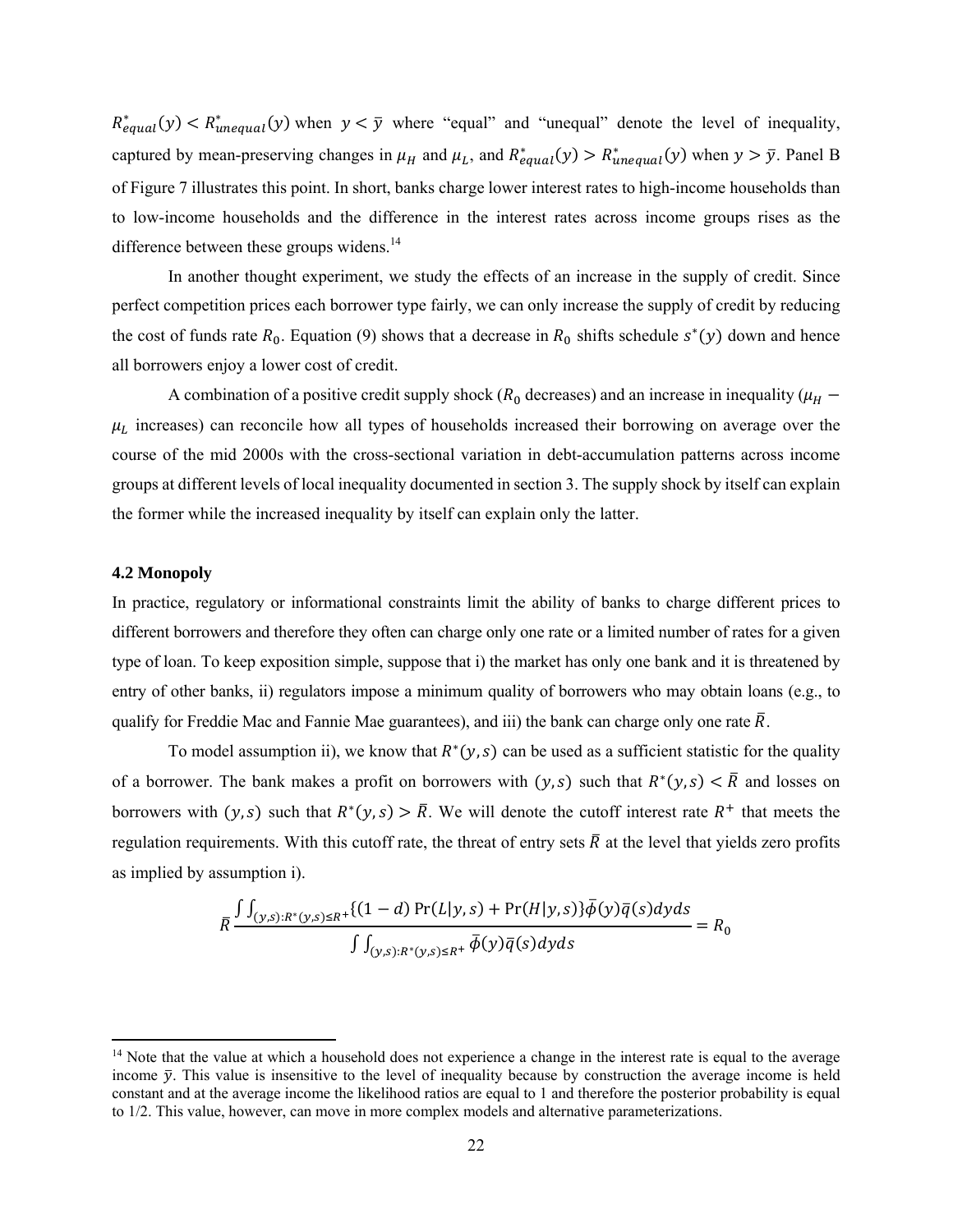$R^*_{equal}(y) < R^*_{unequal}(y)$ when $y < \bar{y}$ where "equal" and "unequal" denote the level of inequality, captured by mean-preserving changes in $\mu_H$ and $\mu_L$, and $R^*_{equal}(y) > R^*_{unequal}(y)$ when $y > \bar{y}$. Panel B of Figure 7 illustrates this point. In short, banks charge lower interest rates to high-income households than to low-income households and the difference in the interest rates across income groups rises as the difference between these groups widens.[14]

In another thought experiment, we study the effects of an increase in the supply of credit. Since perfect competition prices each borrower type fairly, we can only increase the supply of credit by reducing the cost of funds rate $R_0$. Equation (9) shows that a decrease in $R_0$ shifts schedule $s^*(y)$ down and hence all borrowers enjoy a lower cost of credit.

A combination of a positive credit supply shock ($R_0$ decreases) and an increase in inequality ($\mu_H - \mu_L$ increases) can reconcile how all types of households increased their borrowing on average over the course of the mid 2000s with the cross-sectional variation in debt-accumulation patterns across income groups at different levels of local inequality documented in section 3. The supply shock by itself can explain the former while the increased inequality by itself can explain only the latter.

### 4.2 Monopoly

In practice, regulatory or informational constraints limit the ability of banks to charge different prices to different borrowers and therefore they often can charge only one rate or a limited number of rates for a given type of loan. To keep exposition simple, suppose that i) the market has only one bank and it is threatened by entry of other banks, ii) regulators impose a minimum quality of borrowers who may obtain loans (e.g., to qualify for Freddie Mac and Fannie Mae guarantees), and iii) the bank can charge only one rate $\bar{R}$.

To model assumption ii), we know that $R^*(y,s)$ can be used as a sufficient statistic for the quality of a borrower. The bank makes a profit on borrowers with $(y,s)$ such that $R^*(y,s) < \bar{R}$ and losses on borrowers with $(y,s)$ such that $R^*(y,s) > \bar{R}$. We will denote the cutoff interest rate $R^+$ that meets the regulation requirements. With this cutoff rate, the threat of entry sets $\bar{R}$ at the level that yields zero profits as implied by assumption i).

$$\bar{R}\frac{\int\int_{(y,s):R^*(y,s)\leq R^+}\{(1-d)\Pr(L|y,s)+\Pr(H|y,s)\}\bar{\phi}(y)\bar{q}(s)dyds}{\int\int_{(y,s):R^*(y,s)\leq R^+}\bar{\phi}(y)\bar{q}(s)dyds} = R_0$$

[14] Note that the value at which a household does not experience a change in the interest rate is equal to the average income $\bar{y}$. This value is insensitive to the level of inequality because by construction the average income is held constant and at the average income the likelihood ratios are equal to 1 and therefore the posterior probability is equal to 1/2. This value, however, can move in more complex models and alternative parameterizations.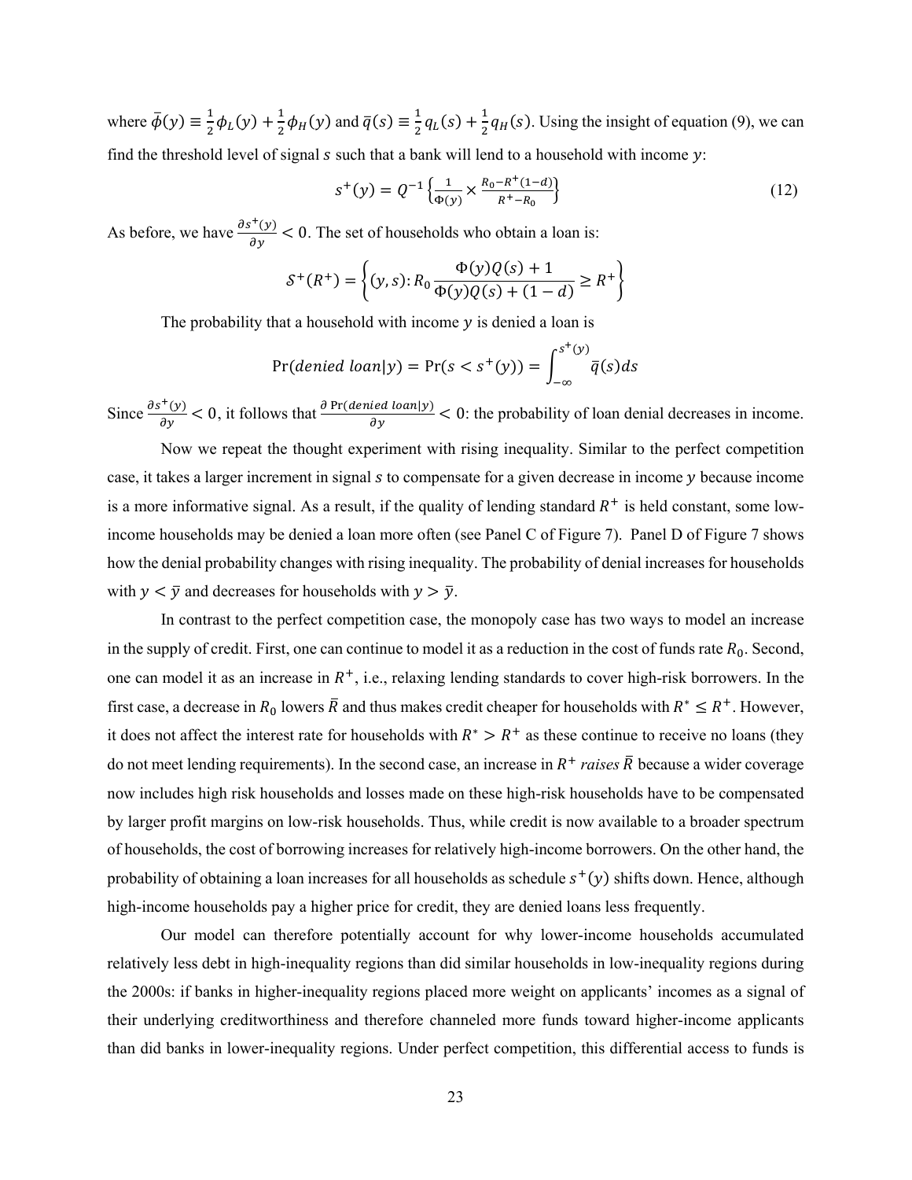where $\bar{\phi}(y) \equiv \frac{1}{2}\phi_L(y) + \frac{1}{2}\phi_H(y)$ and $\bar{q}(s) \equiv \frac{1}{2}q_L(s) + \frac{1}{2}q_H(s)$. Using the insight of equation (9), we can find the threshold level of signal $s$ such that a bank will lend to a household with income $y$:

$$s^+(y) = Q^{-1}\left\{\frac{1}{\Phi(y)} \times \frac{R_0 - R^+(1-d)}{R^+ - R_0}\right\} \tag{12}$$

As before, we have $\frac{\partial s^+(y)}{\partial y} < 0$. The set of households who obtain a loan is:

$$\mathcal{S}^+(R^+) = \left\{(y,s)\colon R_0 \frac{\Phi(y)Q(s) + 1}{\Phi(y)Q(s) + (1-d)} \geq R^+\right\}$$

The probability that a household with income $y$ is denied a loan is

$$\Pr(denied\ loan|y) = \Pr(s < s^+(y)) = \int_{-\infty}^{s^+(y)} \bar{q}(s)ds$$

Since $\frac{\partial s^+(y)}{\partial y} < 0$, it follows that $\frac{\partial \Pr(denied\ loan|y)}{\partial y} < 0$: the probability of loan denial decreases in income.

Now we repeat the thought experiment with rising inequality. Similar to the perfect competition case, it takes a larger increment in signal $s$ to compensate for a given decrease in income $y$ because income is a more informative signal. As a result, if the quality of lending standard $R^+$ is held constant, some low-income households may be denied a loan more often (see Panel C of Figure 7). Panel D of Figure 7 shows how the denial probability changes with rising inequality. The probability of denial increases for households with $y < \bar{y}$ and decreases for households with $y > \bar{y}$.

In contrast to the perfect competition case, the monopoly case has two ways to model an increase in the supply of credit. First, one can continue to model it as a reduction in the cost of funds rate $R_0$. Second, one can model it as an increase in $R^+$, i.e., relaxing lending standards to cover high-risk borrowers. In the first case, a decrease in $R_0$ lowers $\bar{R}$ and thus makes credit cheaper for households with $R^* \leq R^+$. However, it does not affect the interest rate for households with $R^* > R^+$ as these continue to receive no loans (they do not meet lending requirements). In the second case, an increase in $R^+$ *raises* $\bar{R}$ because a wider coverage now includes high risk households and losses made on these high-risk households have to be compensated by larger profit margins on low-risk households. Thus, while credit is now available to a broader spectrum of households, the cost of borrowing increases for relatively high-income borrowers. On the other hand, the probability of obtaining a loan increases for all households as schedule $s^+(y)$ shifts down. Hence, although high-income households pay a higher price for credit, they are denied loans less frequently.

Our model can therefore potentially account for why lower-income households accumulated relatively less debt in high-inequality regions than did similar households in low-inequality regions during the 2000s: if banks in higher-inequality regions placed more weight on applicants' incomes as a signal of their underlying creditworthiness and therefore channeled more funds toward higher-income applicants than did banks in lower-inequality regions. Under perfect competition, this differential access to funds is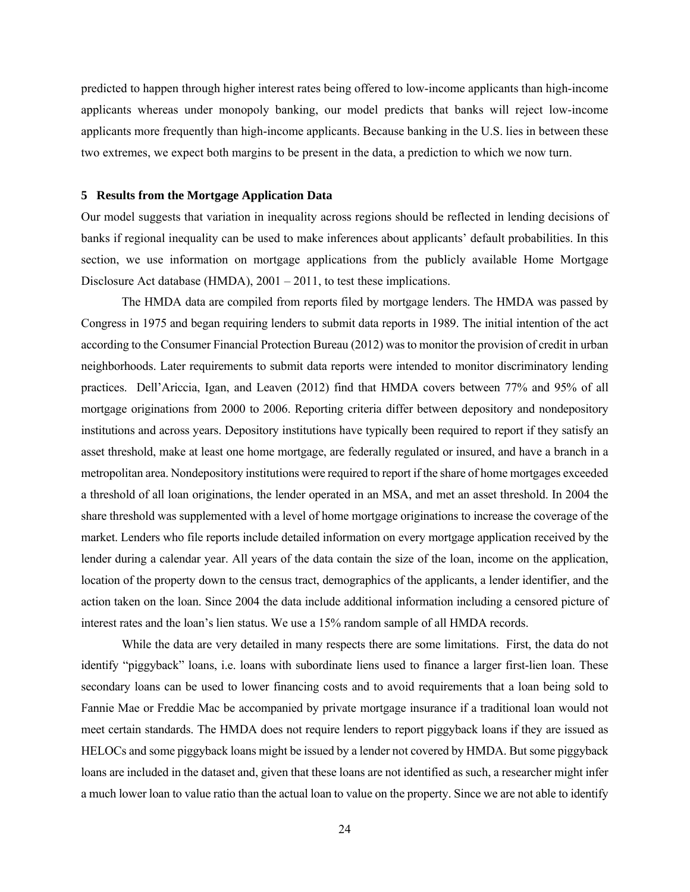predicted to happen through higher interest rates being offered to low-income applicants than high-income applicants whereas under monopoly banking, our model predicts that banks will reject low-income applicants more frequently than high-income applicants. Because banking in the U.S. lies in between these two extremes, we expect both margins to be present in the data, a prediction to which we now turn.

## 5 Results from the Mortgage Application Data

Our model suggests that variation in inequality across regions should be reflected in lending decisions of banks if regional inequality can be used to make inferences about applicants' default probabilities. In this section, we use information on mortgage applications from the publicly available Home Mortgage Disclosure Act database (HMDA), 2001 – 2011, to test these implications.

The HMDA data are compiled from reports filed by mortgage lenders. The HMDA was passed by Congress in 1975 and began requiring lenders to submit data reports in 1989. The initial intention of the act according to the Consumer Financial Protection Bureau (2012) was to monitor the provision of credit in urban neighborhoods. Later requirements to submit data reports were intended to monitor discriminatory lending practices. Dell'Ariccia, Igan, and Leaven (2012) find that HMDA covers between 77% and 95% of all mortgage originations from 2000 to 2006. Reporting criteria differ between depository and nondepository institutions and across years. Depository institutions have typically been required to report if they satisfy an asset threshold, make at least one home mortgage, are federally regulated or insured, and have a branch in a metropolitan area. Nondepository institutions were required to report if the share of home mortgages exceeded a threshold of all loan originations, the lender operated in an MSA, and met an asset threshold. In 2004 the share threshold was supplemented with a level of home mortgage originations to increase the coverage of the market. Lenders who file reports include detailed information on every mortgage application received by the lender during a calendar year. All years of the data contain the size of the loan, income on the application, location of the property down to the census tract, demographics of the applicants, a lender identifier, and the action taken on the loan. Since 2004 the data include additional information including a censored picture of interest rates and the loan's lien status. We use a 15% random sample of all HMDA records.

While the data are very detailed in many respects there are some limitations. First, the data do not identify "piggyback" loans, i.e. loans with subordinate liens used to finance a larger first-lien loan. These secondary loans can be used to lower financing costs and to avoid requirements that a loan being sold to Fannie Mae or Freddie Mac be accompanied by private mortgage insurance if a traditional loan would not meet certain standards. The HMDA does not require lenders to report piggyback loans if they are issued as HELOCs and some piggyback loans might be issued by a lender not covered by HMDA. But some piggyback loans are included in the dataset and, given that these loans are not identified as such, a researcher might infer a much lower loan to value ratio than the actual loan to value on the property. Since we are not able to identify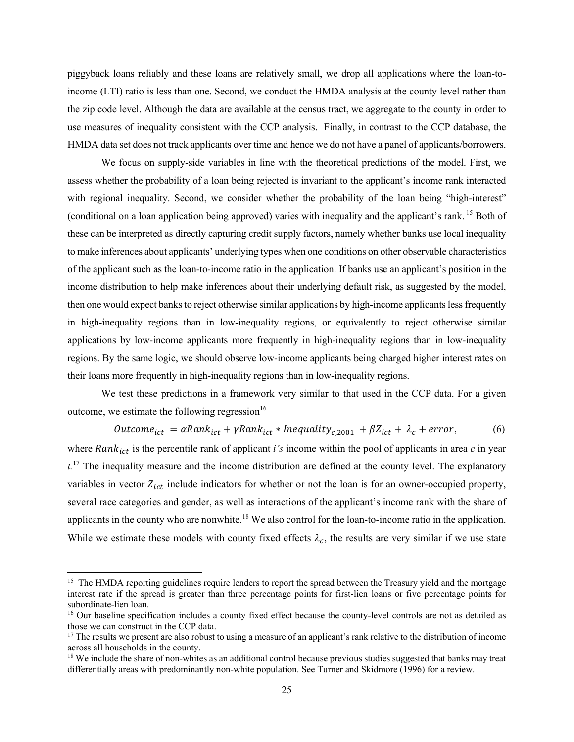piggyback loans reliably and these loans are relatively small, we drop all applications where the loan-to-income (LTI) ratio is less than one. Second, we conduct the HMDA analysis at the county level rather than the zip code level. Although the data are available at the census tract, we aggregate to the county in order to use measures of inequality consistent with the CCP analysis. Finally, in contrast to the CCP database, the HMDA data set does not track applicants over time and hence we do not have a panel of applicants/borrowers.

We focus on supply-side variables in line with the theoretical predictions of the model. First, we assess whether the probability of a loan being rejected is invariant to the applicant's income rank interacted with regional inequality. Second, we consider whether the probability of the loan being "high-interest" (conditional on a loan application being approved) varies with inequality and the applicant's rank.[15] Both of these can be interpreted as directly capturing credit supply factors, namely whether banks use local inequality to make inferences about applicants' underlying types when one conditions on other observable characteristics of the applicant such as the loan-to-income ratio in the application. If banks use an applicant's position in the income distribution to help make inferences about their underlying default risk, as suggested by the model, then one would expect banks to reject otherwise similar applications by high-income applicants less frequently in high-inequality regions than in low-inequality regions, or equivalently to reject otherwise similar applications by low-income applicants more frequently in high-inequality regions than in low-inequality regions. By the same logic, we should observe low-income applicants being charged higher interest rates on their loans more frequently in high-inequality regions than in low-inequality regions.

We test these predictions in a framework very similar to that used in the CCP data. For a given outcome, we estimate the following regression[16]

$$Outcome_{ict} = \alpha Rank_{ict} + \gamma Rank_{ict} * Inequality_{c,2001} + \beta Z_{ict} + \lambda_c + error, \quad (6)$$

where $Rank_{ict}$ is the percentile rank of applicant *i's* income within the pool of applicants in area *c* in year *t*.[17] The inequality measure and the income distribution are defined at the county level. The explanatory variables in vector $Z_{ict}$ include indicators for whether or not the loan is for an owner-occupied property, several race categories and gender, as well as interactions of the applicant's income rank with the share of applicants in the county who are nonwhite.[18] We also control for the loan-to-income ratio in the application. While we estimate these models with county fixed effects $\lambda_c$, the results are very similar if we use state

---

[15] The HMDA reporting guidelines require lenders to report the spread between the Treasury yield and the mortgage interest rate if the spread is greater than three percentage points for first-lien loans or five percentage points for subordinate-lien loan.

[16] Our baseline specification includes a county fixed effect because the county-level controls are not as detailed as those we can construct in the CCP data.

[17] The results we present are also robust to using a measure of an applicant's rank relative to the distribution of income across all households in the county.

[18] We include the share of non-whites as an additional control because previous studies suggested that banks may treat differentially areas with predominantly non-white population. See Turner and Skidmore (1996) for a review.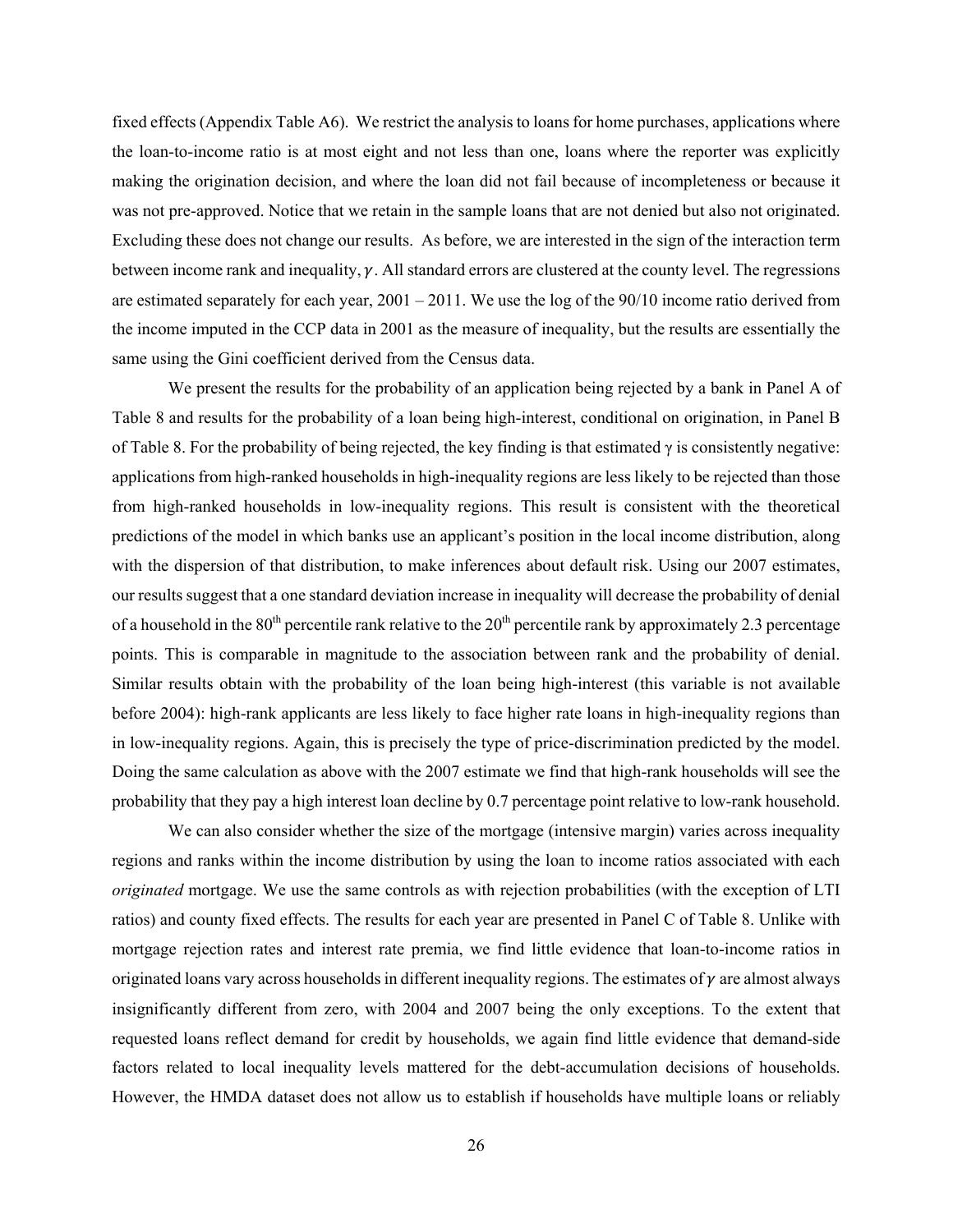fixed effects (Appendix Table A6). We restrict the analysis to loans for home purchases, applications where the loan-to-income ratio is at most eight and not less than one, loans where the reporter was explicitly making the origination decision, and where the loan did not fail because of incompleteness or because it was not pre-approved. Notice that we retain in the sample loans that are not denied but also not originated. Excluding these does not change our results. As before, we are interested in the sign of the interaction term between income rank and inequality, $\gamma$. All standard errors are clustered at the county level. The regressions are estimated separately for each year, 2001 – 2011. We use the log of the 90/10 income ratio derived from the income imputed in the CCP data in 2001 as the measure of inequality, but the results are essentially the same using the Gini coefficient derived from the Census data.

We present the results for the probability of an application being rejected by a bank in Panel A of Table 8 and results for the probability of a loan being high-interest, conditional on origination, in Panel B of Table 8. For the probability of being rejected, the key finding is that estimated $\gamma$ is consistently negative: applications from high-ranked households in high-inequality regions are less likely to be rejected than those from high-ranked households in low-inequality regions. This result is consistent with the theoretical predictions of the model in which banks use an applicant's position in the local income distribution, along with the dispersion of that distribution, to make inferences about default risk. Using our 2007 estimates, our results suggest that a one standard deviation increase in inequality will decrease the probability of denial of a household in the 80th percentile rank relative to the 20th percentile rank by approximately 2.3 percentage points. This is comparable in magnitude to the association between rank and the probability of denial. Similar results obtain with the probability of the loan being high-interest (this variable is not available before 2004): high-rank applicants are less likely to face higher rate loans in high-inequality regions than in low-inequality regions. Again, this is precisely the type of price-discrimination predicted by the model. Doing the same calculation as above with the 2007 estimate we find that high-rank households will see the probability that they pay a high interest loan decline by 0.7 percentage point relative to low-rank household.

We can also consider whether the size of the mortgage (intensive margin) varies across inequality regions and ranks within the income distribution by using the loan to income ratios associated with each *originated* mortgage. We use the same controls as with rejection probabilities (with the exception of LTI ratios) and county fixed effects. The results for each year are presented in Panel C of Table 8. Unlike with mortgage rejection rates and interest rate premia, we find little evidence that loan-to-income ratios in originated loans vary across households in different inequality regions. The estimates of $\gamma$ are almost always insignificantly different from zero, with 2004 and 2007 being the only exceptions. To the extent that requested loans reflect demand for credit by households, we again find little evidence that demand-side factors related to local inequality levels mattered for the debt-accumulation decisions of households. However, the HMDA dataset does not allow us to establish if households have multiple loans or reliably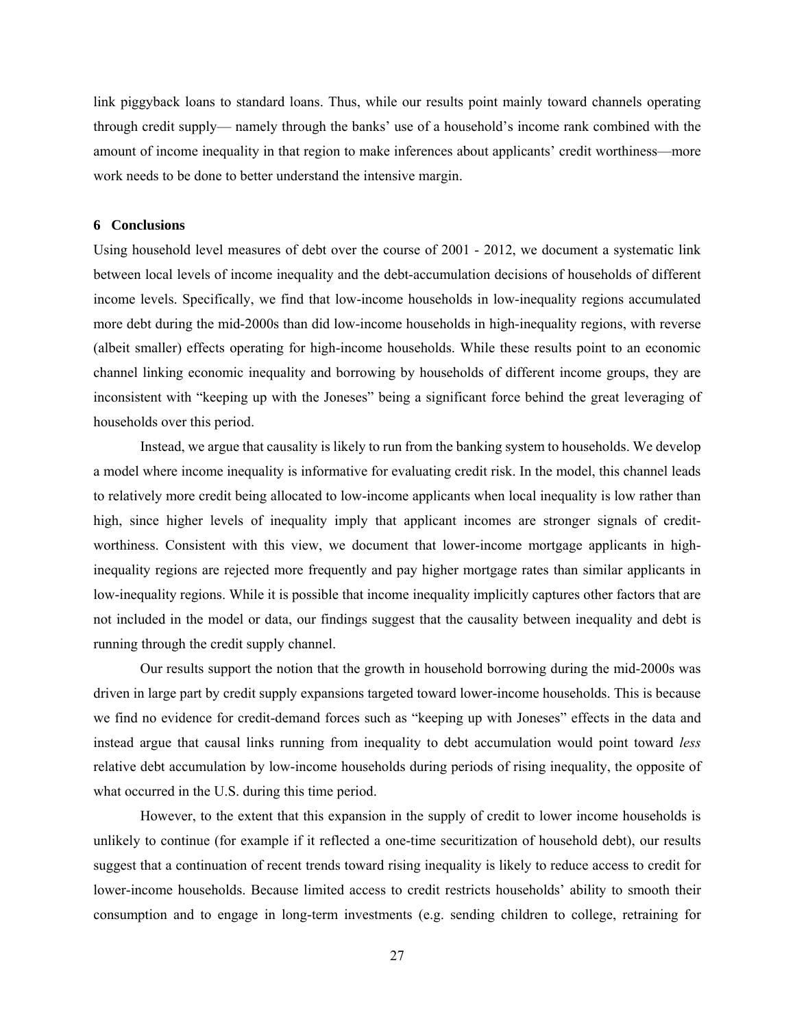link piggyback loans to standard loans. Thus, while our results point mainly toward channels operating through credit supply— namely through the banks' use of a household's income rank combined with the amount of income inequality in that region to make inferences about applicants' credit worthiness—more work needs to be done to better understand the intensive margin.

## 6 Conclusions

Using household level measures of debt over the course of 2001 - 2012, we document a systematic link between local levels of income inequality and the debt-accumulation decisions of households of different income levels. Specifically, we find that low-income households in low-inequality regions accumulated more debt during the mid-2000s than did low-income households in high-inequality regions, with reverse (albeit smaller) effects operating for high-income households. While these results point to an economic channel linking economic inequality and borrowing by households of different income groups, they are inconsistent with "keeping up with the Joneses" being a significant force behind the great leveraging of households over this period.

Instead, we argue that causality is likely to run from the banking system to households. We develop a model where income inequality is informative for evaluating credit risk. In the model, this channel leads to relatively more credit being allocated to low-income applicants when local inequality is low rather than high, since higher levels of inequality imply that applicant incomes are stronger signals of credit-worthiness. Consistent with this view, we document that lower-income mortgage applicants in high-inequality regions are rejected more frequently and pay higher mortgage rates than similar applicants in low-inequality regions. While it is possible that income inequality implicitly captures other factors that are not included in the model or data, our findings suggest that the causality between inequality and debt is running through the credit supply channel.

Our results support the notion that the growth in household borrowing during the mid-2000s was driven in large part by credit supply expansions targeted toward lower-income households. This is because we find no evidence for credit-demand forces such as "keeping up with Joneses" effects in the data and instead argue that causal links running from inequality to debt accumulation would point toward *less* relative debt accumulation by low-income households during periods of rising inequality, the opposite of what occurred in the U.S. during this time period.

However, to the extent that this expansion in the supply of credit to lower income households is unlikely to continue (for example if it reflected a one-time securitization of household debt), our results suggest that a continuation of recent trends toward rising inequality is likely to reduce access to credit for lower-income households. Because limited access to credit restricts households' ability to smooth their consumption and to engage in long-term investments (e.g. sending children to college, retraining for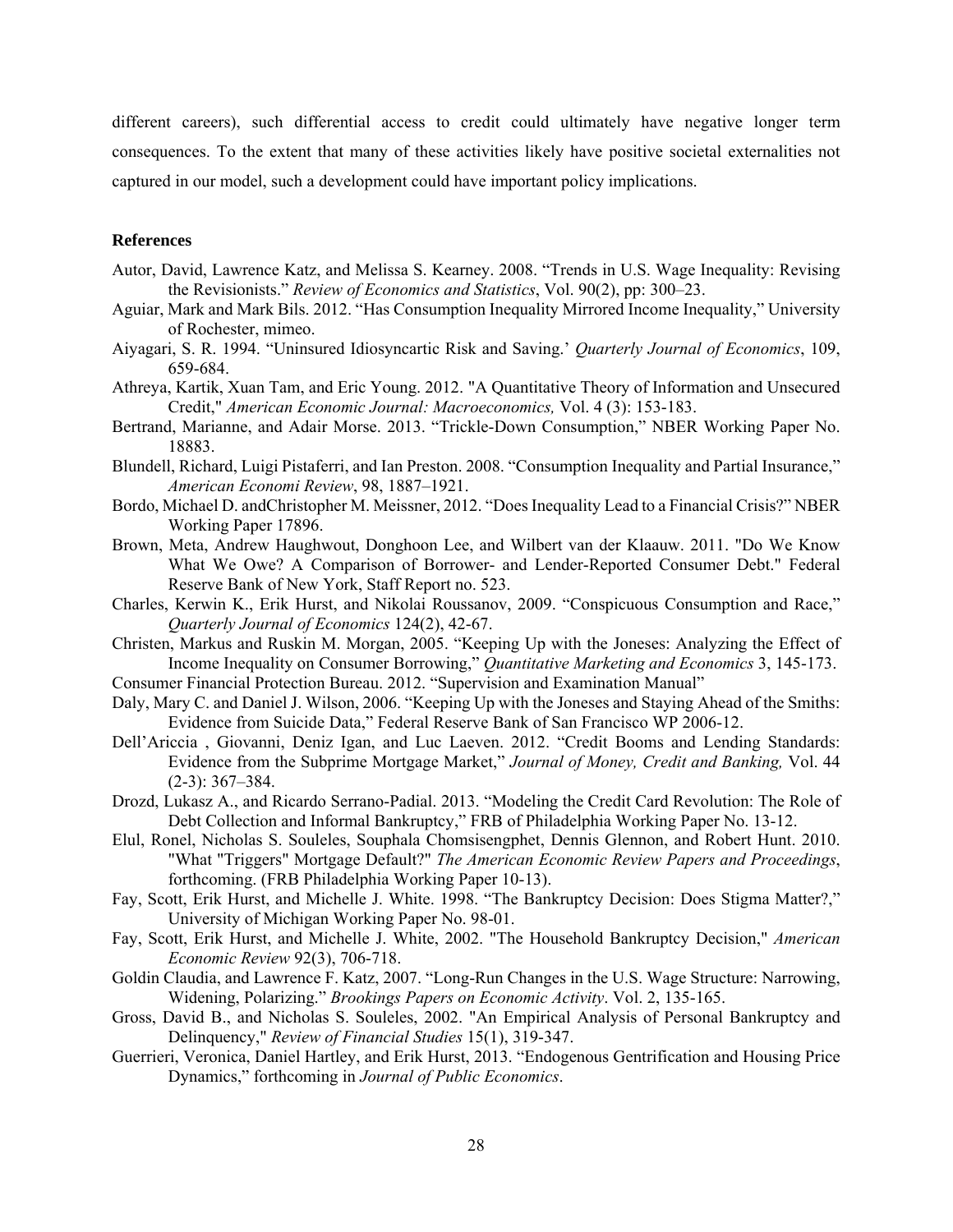different careers), such differential access to credit could ultimately have negative longer term consequences. To the extent that many of these activities likely have positive societal externalities not captured in our model, such a development could have important policy implications.

**References**

Autor, David, Lawrence Katz, and Melissa S. Kearney. 2008. "Trends in U.S. Wage Inequality: Revising the Revisionists." *Review of Economics and Statistics*, Vol. 90(2), pp: 300–23.

Aguiar, Mark and Mark Bils. 2012. "Has Consumption Inequality Mirrored Income Inequality," University of Rochester, mimeo.

Aiyagari, S. R. 1994. "Uninsured Idiosyncartic Risk and Saving.' *Quarterly Journal of Economics*, 109, 659-684.

Athreya, Kartik, Xuan Tam, and Eric Young. 2012. "A Quantitative Theory of Information and Unsecured Credit," *American Economic Journal: Macroeconomics,* Vol. 4 (3): 153-183.

Bertrand, Marianne, and Adair Morse. 2013. "Trickle-Down Consumption," NBER Working Paper No. 18883.

Blundell, Richard, Luigi Pistaferri, and Ian Preston. 2008. "Consumption Inequality and Partial Insurance," *American Economi Review*, 98, 1887–1921.

Bordo, Michael D. andChristopher M. Meissner, 2012. "Does Inequality Lead to a Financial Crisis?" NBER Working Paper 17896.

Brown, Meta, Andrew Haughwout, Donghoon Lee, and Wilbert van der Klaauw. 2011. "Do We Know What We Owe? A Comparison of Borrower- and Lender-Reported Consumer Debt." Federal Reserve Bank of New York, Staff Report no. 523.

Charles, Kerwin K., Erik Hurst, and Nikolai Roussanov, 2009. "Conspicuous Consumption and Race," *Quarterly Journal of Economics* 124(2), 42-67.

Christen, Markus and Ruskin M. Morgan, 2005. "Keeping Up with the Joneses: Analyzing the Effect of Income Inequality on Consumer Borrowing," *Quantitative Marketing and Economics* 3, 145-173.

Consumer Financial Protection Bureau. 2012. "Supervision and Examination Manual"

Daly, Mary C. and Daniel J. Wilson, 2006. "Keeping Up with the Joneses and Staying Ahead of the Smiths: Evidence from Suicide Data," Federal Reserve Bank of San Francisco WP 2006-12.

Dell'Ariccia , Giovanni, Deniz Igan, and Luc Laeven. 2012. "Credit Booms and Lending Standards: Evidence from the Subprime Mortgage Market," *Journal of Money, Credit and Banking,* Vol. 44 (2-3): 367–384.

Drozd, Lukasz A., and Ricardo Serrano-Padial. 2013. "Modeling the Credit Card Revolution: The Role of Debt Collection and Informal Bankruptcy," FRB of Philadelphia Working Paper No. 13-12.

Elul, Ronel, Nicholas S. Souleles, Souphala Chomsisengphet, Dennis Glennon, and Robert Hunt. 2010. "What "Triggers" Mortgage Default?" *The American Economic Review Papers and Proceedings*, forthcoming. (FRB Philadelphia Working Paper 10-13).

Fay, Scott, Erik Hurst, and Michelle J. White. 1998. "The Bankruptcy Decision: Does Stigma Matter?," University of Michigan Working Paper No. 98-01.

Fay, Scott, Erik Hurst, and Michelle J. White, 2002. "The Household Bankruptcy Decision," *American Economic Review* 92(3), 706-718.

Goldin Claudia, and Lawrence F. Katz, 2007. "Long-Run Changes in the U.S. Wage Structure: Narrowing, Widening, Polarizing." *Brookings Papers on Economic Activity*. Vol. 2, 135-165.

Gross, David B., and Nicholas S. Souleles, 2002. "An Empirical Analysis of Personal Bankruptcy and Delinquency," *Review of Financial Studies* 15(1), 319-347.

Guerrieri, Veronica, Daniel Hartley, and Erik Hurst, 2013. "Endogenous Gentrification and Housing Price Dynamics," forthcoming in *Journal of Public Economics*.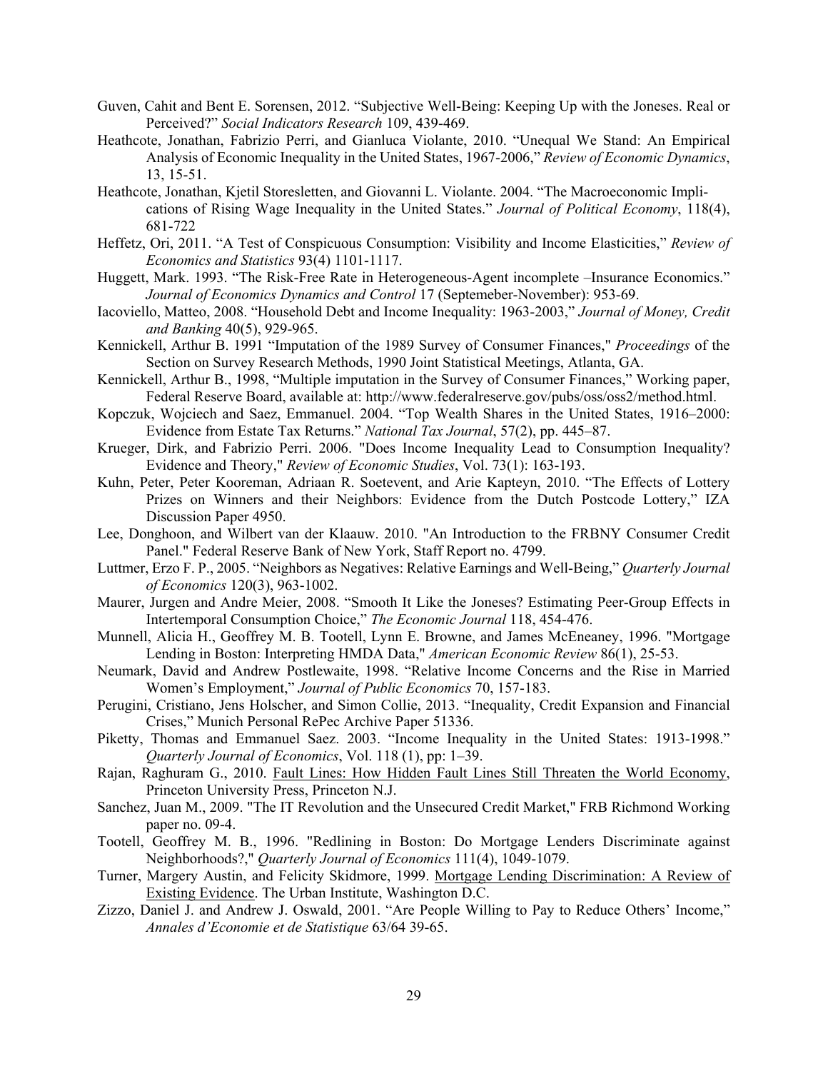Guven, Cahit and Bent E. Sorensen, 2012. "Subjective Well-Being: Keeping Up with the Joneses. Real or Perceived?" *Social Indicators Research* 109, 439-469.

Heathcote, Jonathan, Fabrizio Perri, and Gianluca Violante, 2010. "Unequal We Stand: An Empirical Analysis of Economic Inequality in the United States, 1967-2006," *Review of Economic Dynamics*, 13, 15-51.

Heathcote, Jonathan, Kjetil Storesletten, and Giovanni L. Violante. 2004. "The Macroeconomic Implications of Rising Wage Inequality in the United States." *Journal of Political Economy*, 118(4), 681-722

Heffetz, Ori, 2011. "A Test of Conspicuous Consumption: Visibility and Income Elasticities," *Review of Economics and Statistics* 93(4) 1101-1117.

Huggett, Mark. 1993. "The Risk-Free Rate in Heterogeneous-Agent incomplete –Insurance Economics." *Journal of Economics Dynamics and Control* 17 (Septemeber-November): 953-69.

Iacoviello, Matteo, 2008. "Household Debt and Income Inequality: 1963-2003," *Journal of Money, Credit and Banking* 40(5), 929-965.

Kennickell, Arthur B. 1991 "Imputation of the 1989 Survey of Consumer Finances," *Proceedings* of the Section on Survey Research Methods, 1990 Joint Statistical Meetings, Atlanta, GA.

Kennickell, Arthur B., 1998, "Multiple imputation in the Survey of Consumer Finances," Working paper, Federal Reserve Board, available at: http://www.federalreserve.gov/pubs/oss/oss2/method.html.

Kopczuk, Wojciech and Saez, Emmanuel. 2004. "Top Wealth Shares in the United States, 1916–2000: Evidence from Estate Tax Returns." *National Tax Journal*, 57(2), pp. 445–87.

Krueger, Dirk, and Fabrizio Perri. 2006. "Does Income Inequality Lead to Consumption Inequality? Evidence and Theory," *Review of Economic Studies*, Vol. 73(1): 163-193.

Kuhn, Peter, Peter Kooreman, Adriaan R. Soetevent, and Arie Kapteyn, 2010. "The Effects of Lottery Prizes on Winners and their Neighbors: Evidence from the Dutch Postcode Lottery," IZA Discussion Paper 4950.

Lee, Donghoon, and Wilbert van der Klaauw. 2010. "An Introduction to the FRBNY Consumer Credit Panel." Federal Reserve Bank of New York, Staff Report no. 4799.

Luttmer, Erzo F. P., 2005. "Neighbors as Negatives: Relative Earnings and Well-Being," *Quarterly Journal of Economics* 120(3), 963-1002.

Maurer, Jurgen and Andre Meier, 2008. "Smooth It Like the Joneses? Estimating Peer-Group Effects in Intertemporal Consumption Choice," *The Economic Journal* 118, 454-476.

Munnell, Alicia H., Geoffrey M. B. Tootell, Lynn E. Browne, and James McEneaney, 1996. "Mortgage Lending in Boston: Interpreting HMDA Data," *American Economic Review* 86(1), 25-53.

Neumark, David and Andrew Postlewaite, 1998. "Relative Income Concerns and the Rise in Married Women's Employment," *Journal of Public Economics* 70, 157-183.

Perugini, Cristiano, Jens Holscher, and Simon Collie, 2013. "Inequality, Credit Expansion and Financial Crises," Munich Personal RePec Archive Paper 51336.

Piketty, Thomas and Emmanuel Saez. 2003. "Income Inequality in the United States: 1913-1998." *Quarterly Journal of Economics*, Vol. 118 (1), pp: 1–39.

Rajan, Raghuram G., 2010. Fault Lines: How Hidden Fault Lines Still Threaten the World Economy, Princeton University Press, Princeton N.J.

Sanchez, Juan M., 2009. "The IT Revolution and the Unsecured Credit Market," FRB Richmond Working paper no. 09-4.

Tootell, Geoffrey M. B., 1996. "Redlining in Boston: Do Mortgage Lenders Discriminate against Neighborhoods?," *Quarterly Journal of Economics* 111(4), 1049-1079.

Turner, Margery Austin, and Felicity Skidmore, 1999. Mortgage Lending Discrimination: A Review of Existing Evidence. The Urban Institute, Washington D.C.

Zizzo, Daniel J. and Andrew J. Oswald, 2001. "Are People Willing to Pay to Reduce Others' Income," *Annales d'Economie et de Statistique* 63/64 39-65.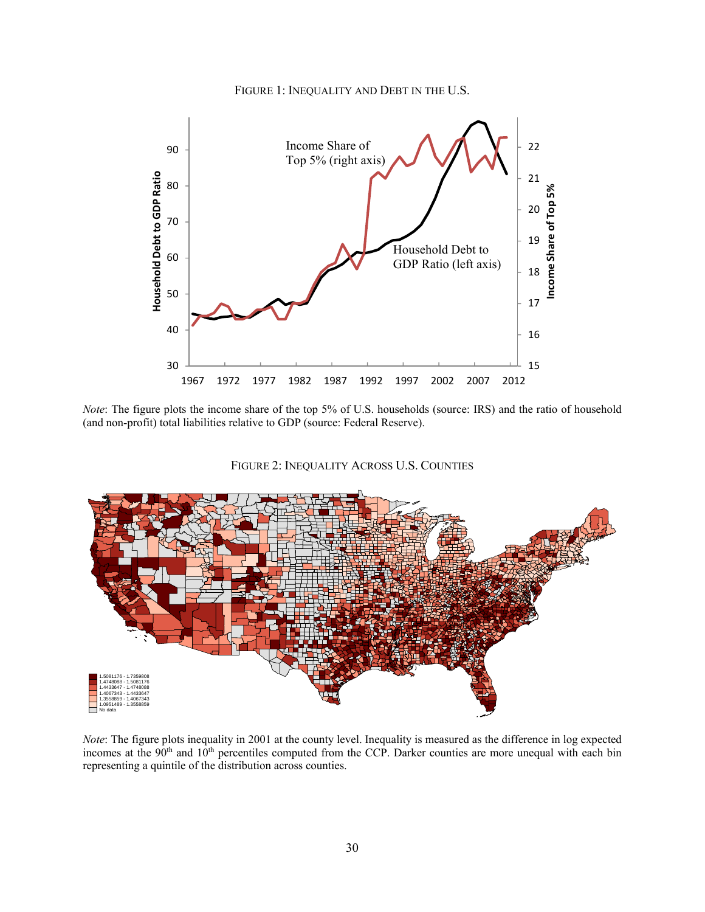FIGURE 1: INEQUALITY AND DEBT IN THE U.S.

*Note*: The figure plots the income share of the top 5% of U.S. households (source: IRS) and the ratio of household (and non-profit) total liabilities relative to GDP (source: Federal Reserve).

FIGURE 2: INEQUALITY ACROSS U.S. COUNTIES

*Note*: The figure plots inequality in 2001 at the county level. Inequality is measured as the difference in log expected incomes at the 90th and 10th percentiles computed from the CCP. Darker counties are more unequal with each bin representing a quintile of the distribution across counties.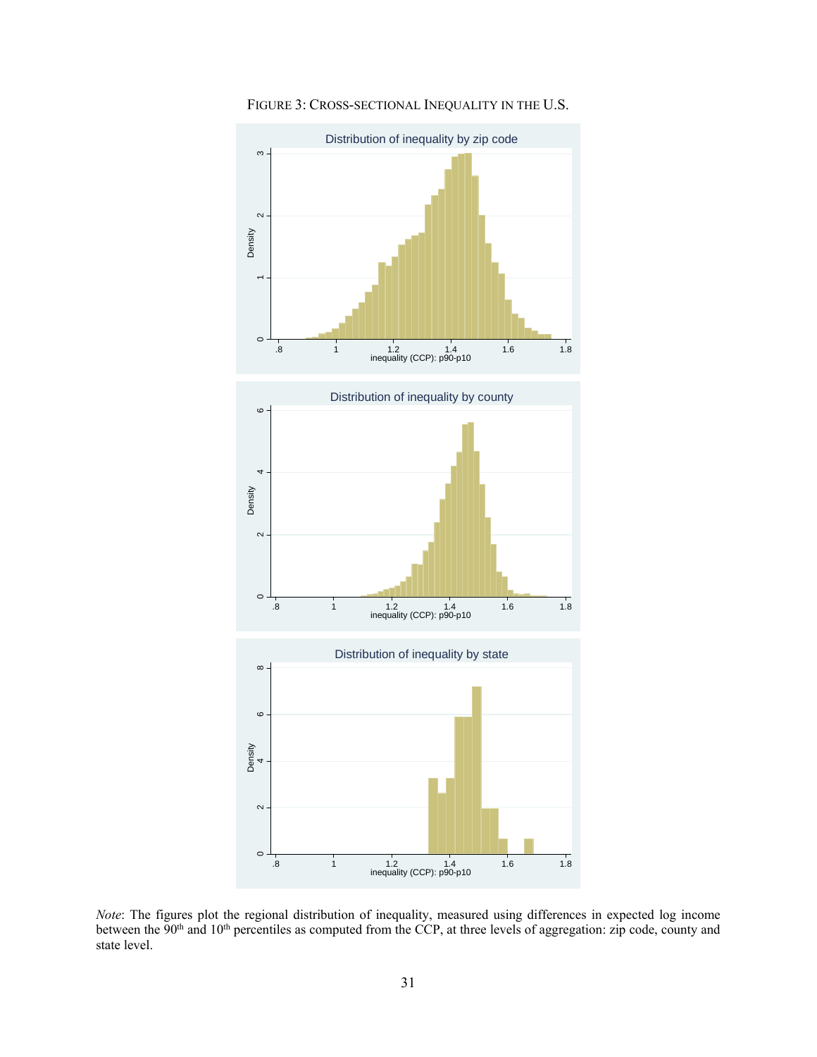FIGURE 3: CROSS-SECTIONAL INEQUALITY IN THE U.S.

*Note*: The figures plot the regional distribution of inequality, measured using differences in expected log income between the 90th and 10th percentiles as computed from the CCP, at three levels of aggregation: zip code, county and state level.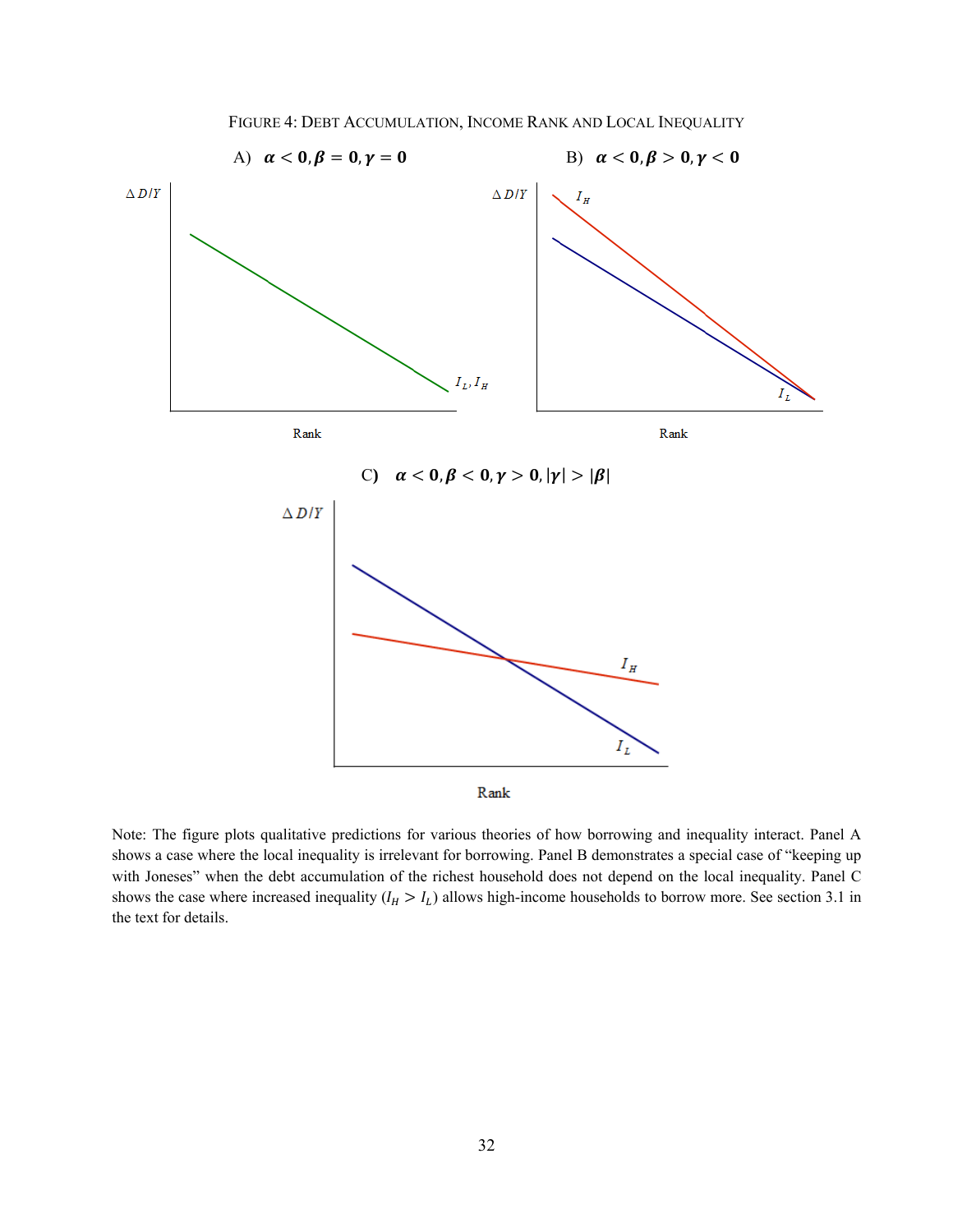FIGURE 4: DEBT ACCUMULATION, INCOME RANK AND LOCAL INEQUALITY

A) $\alpha < 0, \beta = 0, \gamma = 0$

B) $\alpha < 0, \beta > 0, \gamma < 0$

C) $\alpha < 0, \beta < 0, \gamma > 0, |\gamma| > |\beta|$

Note: The figure plots qualitative predictions for various theories of how borrowing and inequality interact. Panel A shows a case where the local inequality is irrelevant for borrowing. Panel B demonstrates a special case of "keeping up with Joneses" when the debt accumulation of the richest household does not depend on the local inequality. Panel C shows the case where increased inequality ($I_H > I_L$) allows high-income households to borrow more. See section 3.1 in the text for details.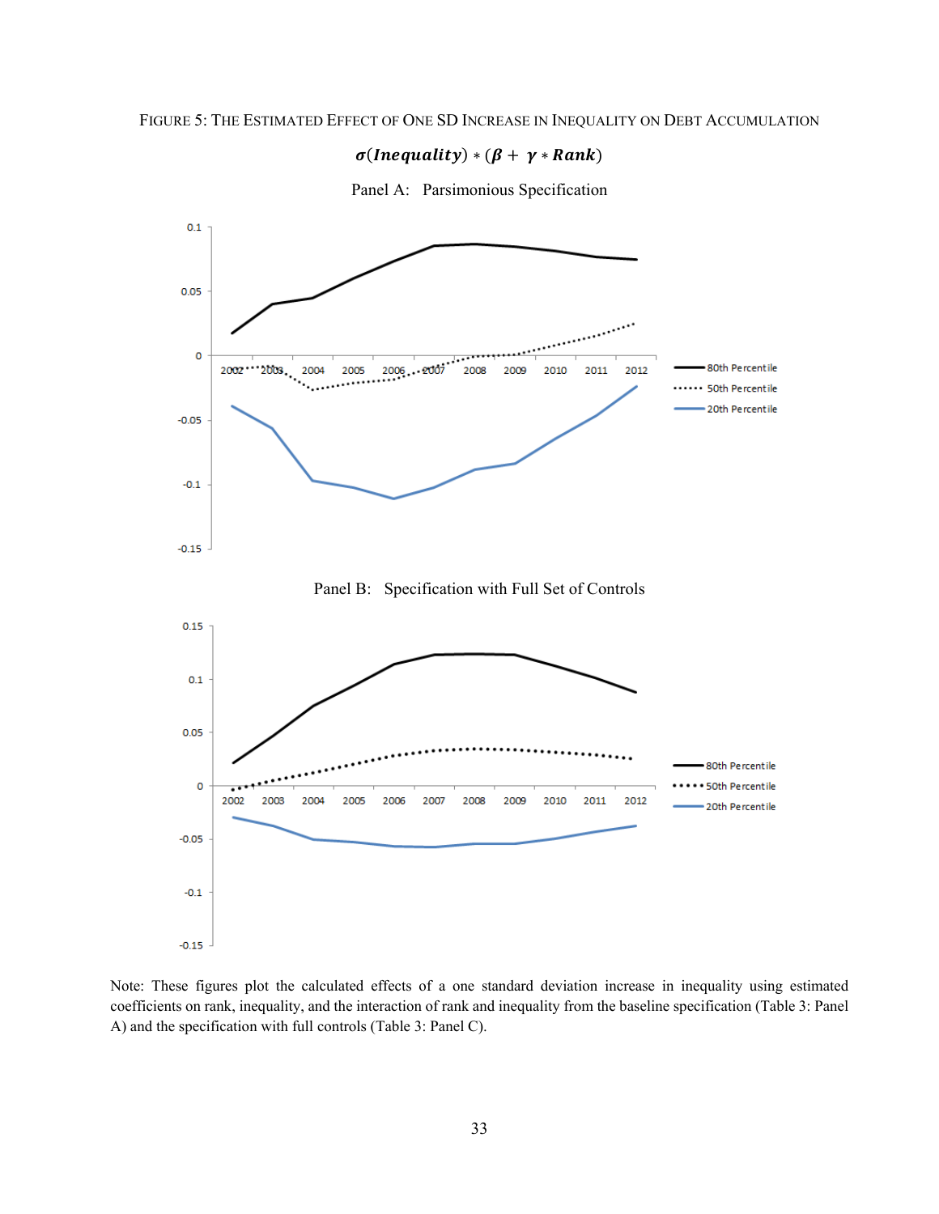FIGURE 5: THE ESTIMATED EFFECT OF ONE SD INCREASE IN INEQUALITY ON DEBT ACCUMULATION

$$\boldsymbol{\sigma(Inequality) * (\beta + \gamma * Rank)}$$

Panel A: Parsimonious Specification

Panel B: Specification with Full Set of Controls

Note: These figures plot the calculated effects of a one standard deviation increase in inequality using estimated coefficients on rank, inequality, and the interaction of rank and inequality from the baseline specification (Table 3: Panel A) and the specification with full controls (Table 3: Panel C).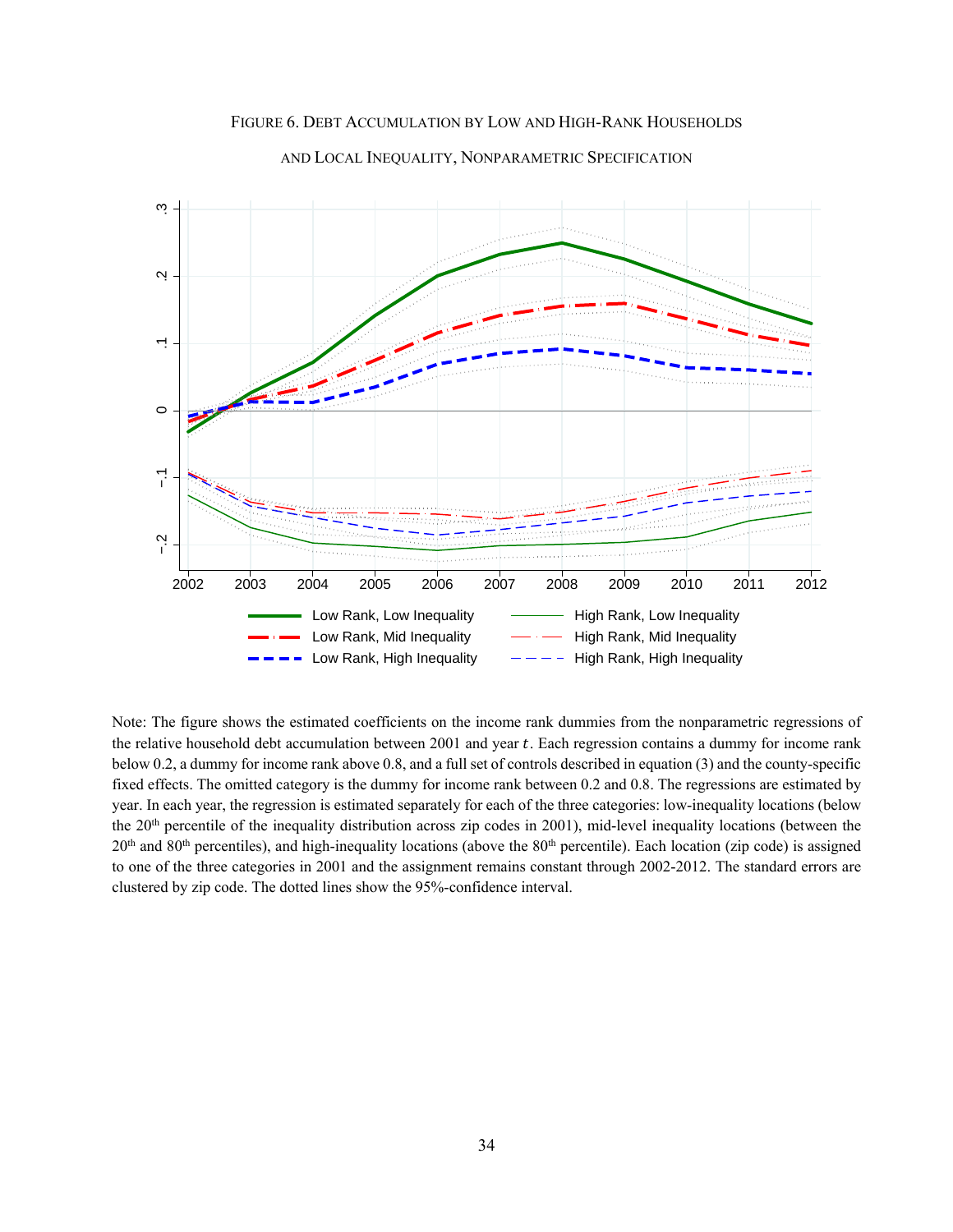FIGURE 6. DEBT ACCUMULATION BY LOW AND HIGH-RANK HOUSEHOLDS AND LOCAL INEQUALITY, NONPARAMETRIC SPECIFICATION

Note: The figure shows the estimated coefficients on the income rank dummies from the nonparametric regressions of the relative household debt accumulation between 2001 and year $t$. Each regression contains a dummy for income rank below 0.2, a dummy for income rank above 0.8, and a full set of controls described in equation (3) and the county-specific fixed effects. The omitted category is the dummy for income rank between 0.2 and 0.8. The regressions are estimated by year. In each year, the regression is estimated separately for each of the three categories: low-inequality locations (below the 20th percentile of the inequality distribution across zip codes in 2001), mid-level inequality locations (between the 20th and 80th percentiles), and high-inequality locations (above the 80th percentile). Each location (zip code) is assigned to one of the three categories in 2001 and the assignment remains constant through 2002-2012. The standard errors are clustered by zip code. The dotted lines show the 95%-confidence interval.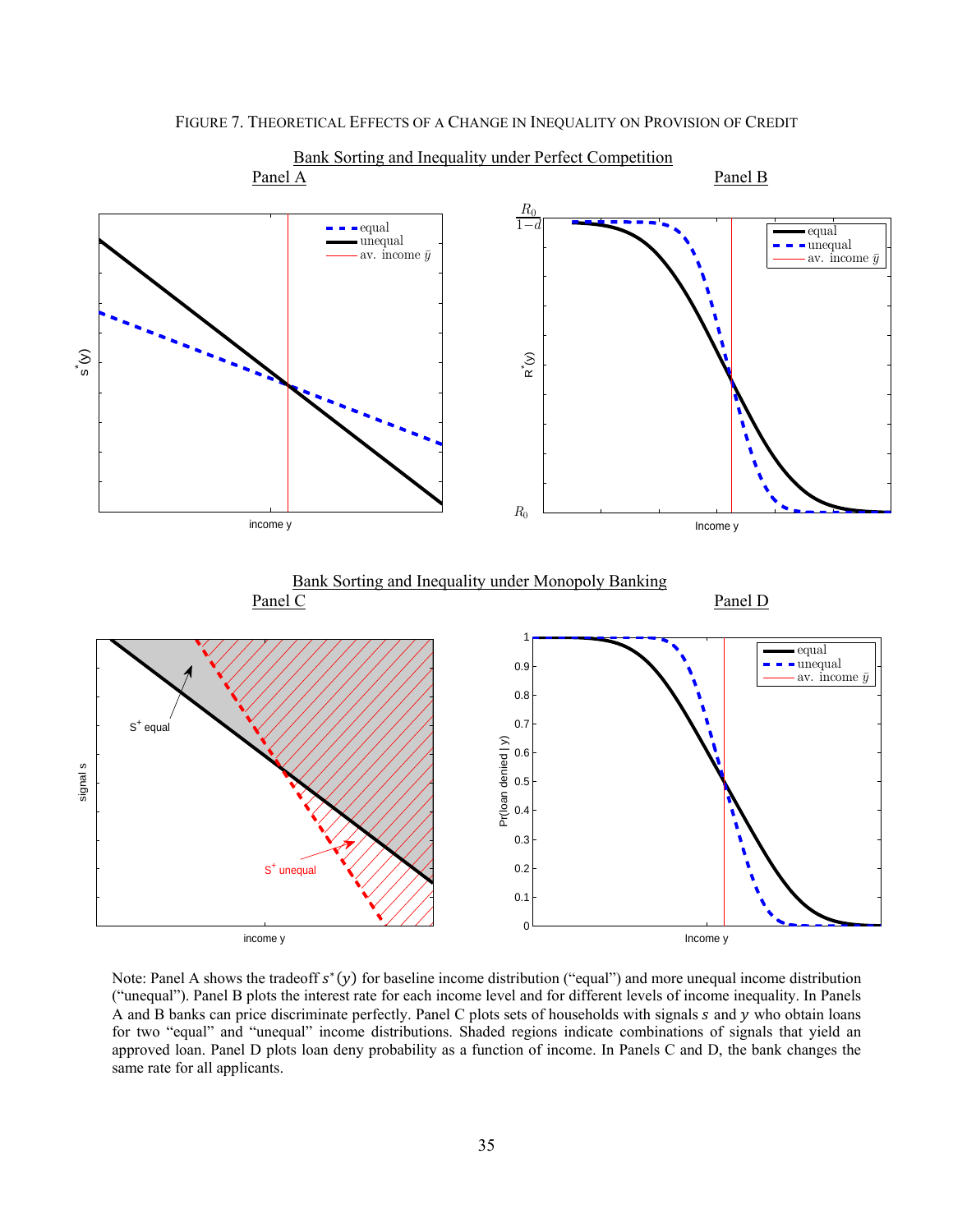FIGURE 7. THEORETICAL EFFECTS OF A CHANGE IN INEQUALITY ON PROVISION OF CREDIT

Bank Sorting and Inequality under Perfect Competition

Panel A

Panel B

Bank Sorting and Inequality under Monopoly Banking

Panel C

Panel D

Note: Panel A shows the tradeoff $s^*(y)$ for baseline income distribution ("equal") and more unequal income distribution ("unequal"). Panel B plots the interest rate for each income level and for different levels of income inequality. In Panels A and B banks can price discriminate perfectly. Panel C plots sets of households with signals $s$ and $y$ who obtain loans for two "equal" and "unequal" income distributions. Shaded regions indicate combinations of signals that yield an approved loan. Panel D plots loan deny probability as a function of income. In Panels C and D, the bank changes the same rate for all applicants.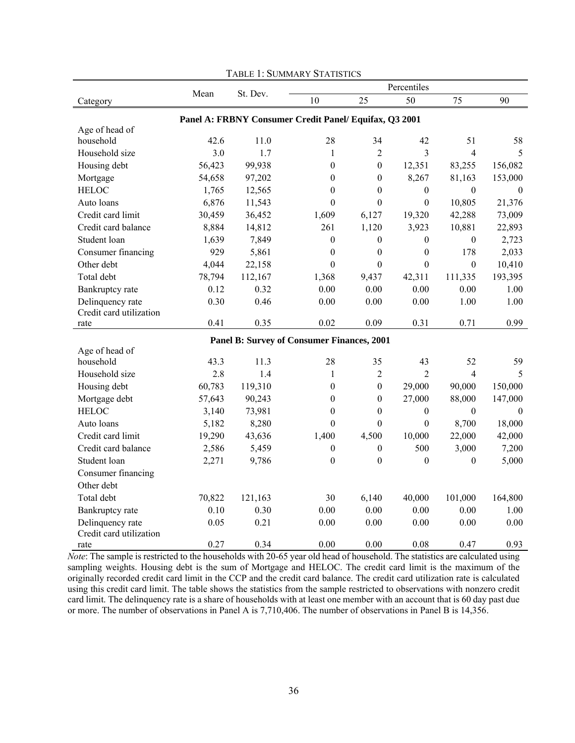TABLE 1: SUMMARY STATISTICS

| Category | Mean | St. Dev. | Percentiles | | | | |
|---|---|---|---|---|---|---|---|
| | | | 10 | 25 | 50 | 75 | 90 |
| **Panel A: FRBNY Consumer Credit Panel/ Equifax, Q3 2001** | | | | | | | |
| Age of head of household | 42.6 | 11.0 | 28 | 34 | 42 | 51 | 58 |
| Household size | 3.0 | 1.7 | 1 | 2 | 3 | 4 | 5 |
| Housing debt | 56,423 | 99,938 | 0 | 0 | 12,351 | 83,255 | 156,082 |
| Mortgage | 54,658 | 97,202 | 0 | 0 | 8,267 | 81,163 | 153,000 |
| HELOC | 1,765 | 12,565 | 0 | 0 | 0 | 0 | 0 |
| Auto loans | 6,876 | 11,543 | 0 | 0 | 0 | 10,805 | 21,376 |
| Credit card limit | 30,459 | 36,452 | 1,609 | 6,127 | 19,320 | 42,288 | 73,009 |
| Credit card balance | 8,884 | 14,812 | 261 | 1,120 | 3,923 | 10,881 | 22,893 |
| Student loan | 1,639 | 7,849 | 0 | 0 | 0 | 0 | 2,723 |
| Consumer financing | 929 | 5,861 | 0 | 0 | 0 | 178 | 2,033 |
| Other debt | 4,044 | 22,158 | 0 | 0 | 0 | 0 | 10,410 |
| Total debt | 78,794 | 112,167 | 1,368 | 9,437 | 42,311 | 111,335 | 193,395 |
| Bankruptcy rate | 0.12 | 0.32 | 0.00 | 0.00 | 0.00 | 0.00 | 1.00 |
| Delinquency rate | 0.30 | 0.46 | 0.00 | 0.00 | 0.00 | 1.00 | 1.00 |
| Credit card utilization rate | 0.41 | 0.35 | 0.02 | 0.09 | 0.31 | 0.71 | 0.99 |
| **Panel B: Survey of Consumer Finances, 2001** | | | | | | | |
| Age of head of household | 43.3 | 11.3 | 28 | 35 | 43 | 52 | 59 |
| Household size | 2.8 | 1.4 | 1 | 2 | 2 | 4 | 5 |
| Housing debt | 60,783 | 119,310 | 0 | 0 | 29,000 | 90,000 | 150,000 |
| Mortgage debt | 57,643 | 90,243 | 0 | 0 | 27,000 | 88,000 | 147,000 |
| HELOC | 3,140 | 73,981 | 0 | 0 | 0 | 0 | 0 |
| Auto loans | 5,182 | 8,280 | 0 | 0 | 0 | 8,700 | 18,000 |
| Credit card limit | 19,290 | 43,636 | 1,400 | 4,500 | 10,000 | 22,000 | 42,000 |
| Credit card balance | 2,586 | 5,459 | 0 | 0 | 500 | 3,000 | 7,200 |
| Student loan | 2,271 | 9,786 | 0 | 0 | 0 | 0 | 5,000 |
| Consumer financing | | | | | | | |
| Other debt | | | | | | | |
| Total debt | 70,822 | 121,163 | 30 | 6,140 | 40,000 | 101,000 | 164,800 |
| Bankruptcy rate | 0.10 | 0.30 | 0.00 | 0.00 | 0.00 | 0.00 | 1.00 |
| Delinquency rate | 0.05 | 0.21 | 0.00 | 0.00 | 0.00 | 0.00 | 0.00 |
| Credit card utilization rate | 0.27 | 0.34 | 0.00 | 0.00 | 0.08 | 0.47 | 0.93 |

*Note*: The sample is restricted to the households with 20-65 year old head of household. The statistics are calculated using sampling weights. Housing debt is the sum of Mortgage and HELOC. The credit card limit is the maximum of the originally recorded credit card limit in the CCP and the credit card balance. The credit card utilization rate is calculated using this credit card limit. The table shows the statistics from the sample restricted to observations with nonzero credit card limit. The delinquency rate is a share of households with at least one member with an account that is 60 day past due or more. The number of observations in Panel A is 7,710,406. The number of observations in Panel B is 14,356.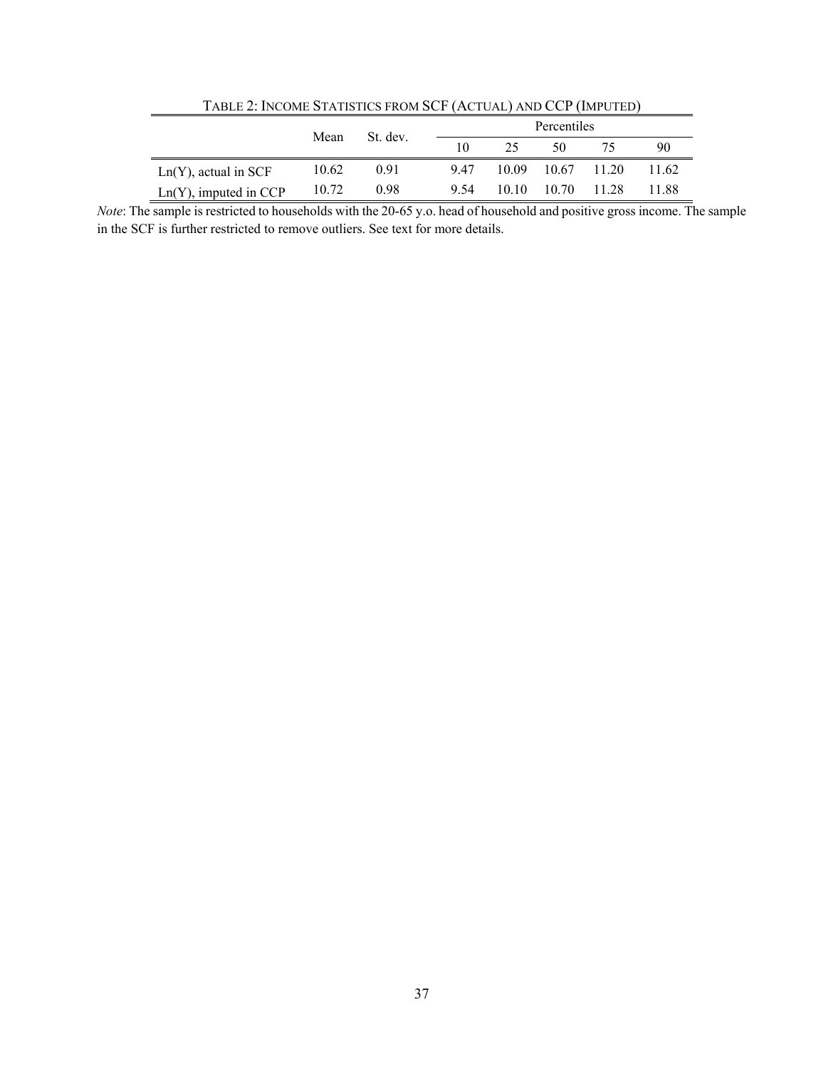TABLE 2: INCOME STATISTICS FROM SCF (ACTUAL) AND CCP (IMPUTED)

| | Mean | St. dev. | Percentiles | | | | |
|---|---|---|---|---|---|---|---|
| | | | 10 | 25 | 50 | 75 | 90 |
| Ln(Y), actual in SCF | 10.62 | 0.91 | 9.47 | 10.09 | 10.67 | 11.20 | 11.62 |
| Ln(Y), imputed in CCP | 10.72 | 0.98 | 9.54 | 10.10 | 10.70 | 11.28 | 11.88 |

*Note*: The sample is restricted to households with the 20-65 y.o. head of household and positive gross income. The sample in the SCF is further restricted to remove outliers. See text for more details.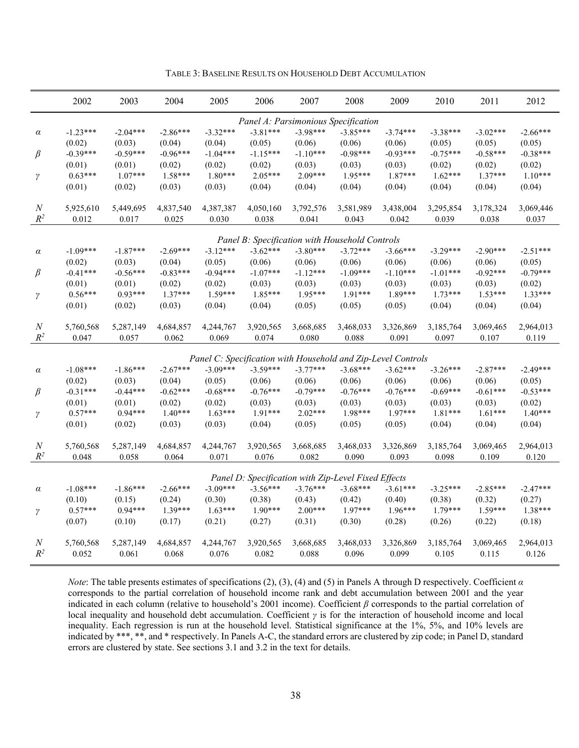TABLE 3: BASELINE RESULTS ON HOUSEHOLD DEBT ACCUMULATION

| | 2002 | 2003 | 2004 | 2005 | 2006 | 2007 | 2008 | 2009 | 2010 | 2011 | 2012 |
|---|---|---|---|---|---|---|---|---|---|---|---|
| | | | | | *Panel A: Parsimonious Specification* | | | | | | |
| $\alpha$ | -1.23*** | -2.04*** | -2.86*** | -3.32*** | -3.81*** | -3.98*** | -3.85*** | -3.74*** | -3.38*** | -3.02*** | -2.66*** |
| | (0.02) | (0.03) | (0.04) | (0.04) | (0.05) | (0.06) | (0.06) | (0.06) | (0.05) | (0.05) | (0.05) |
| $\beta$ | -0.39*** | -0.59*** | -0.96*** | -1.04*** | -1.15*** | -1.10*** | -0.98*** | -0.93*** | -0.75*** | -0.58*** | -0.38*** |
| | (0.01) | (0.01) | (0.02) | (0.02) | (0.02) | (0.03) | (0.03) | (0.03) | (0.02) | (0.02) | (0.02) |
| $\gamma$ | 0.63*** | 1.07*** | 1.58*** | 1.80*** | 2.05*** | 2.09*** | 1.95*** | 1.87*** | 1.62*** | 1.37*** | 1.10*** |
| | (0.01) | (0.02) | (0.03) | (0.03) | (0.04) | (0.04) | (0.04) | (0.04) | (0.04) | (0.04) | (0.04) |
| $N$ | 5,925,610 | 5,449,695 | 4,837,540 | 4,387,387 | 4,050,160 | 3,792,576 | 3,581,989 | 3,438,004 | 3,295,854 | 3,178,324 | 3,069,446 |
| $R^2$ | 0.012 | 0.017 | 0.025 | 0.030 | 0.038 | 0.041 | 0.043 | 0.042 | 0.039 | 0.038 | 0.037 |
| | | | | | *Panel B: Specification with Household Controls* | | | | | | |
| $\alpha$ | -1.09*** | -1.87*** | -2.69*** | -3.12*** | -3.62*** | -3.80*** | -3.72*** | -3.66*** | -3.29*** | -2.90*** | -2.51*** |
| | (0.02) | (0.03) | (0.04) | (0.05) | (0.06) | (0.06) | (0.06) | (0.06) | (0.06) | (0.06) | (0.05) |
| $\beta$ | -0.41*** | -0.56*** | -0.83*** | -0.94*** | -1.07*** | -1.12*** | -1.09*** | -1.10*** | -1.01*** | -0.92*** | -0.79*** |
| | (0.01) | (0.01) | (0.02) | (0.02) | (0.03) | (0.03) | (0.03) | (0.03) | (0.03) | (0.03) | (0.02) |
| $\gamma$ | 0.56*** | 0.93*** | 1.37*** | 1.59*** | 1.85*** | 1.95*** | 1.91*** | 1.89*** | 1.73*** | 1.53*** | 1.33*** |
| | (0.01) | (0.02) | (0.03) | (0.04) | (0.04) | (0.05) | (0.05) | (0.05) | (0.04) | (0.04) | (0.04) |
| $N$ | 5,760,568 | 5,287,149 | 4,684,857 | 4,244,767 | 3,920,565 | 3,668,685 | 3,468,033 | 3,326,869 | 3,185,764 | 3,069,465 | 2,964,013 |
| $R^2$ | 0.047 | 0.057 | 0.062 | 0.069 | 0.074 | 0.080 | 0.088 | 0.091 | 0.097 | 0.107 | 0.119 |
| | | | | | *Panel C: Specification with Household and Zip-Level Controls* | | | | | | |
| $\alpha$ | -1.08*** | -1.86*** | -2.67*** | -3.09*** | -3.59*** | -3.77*** | -3.68*** | -3.62*** | -3.26*** | -2.87*** | -2.49*** |
| | (0.02) | (0.03) | (0.04) | (0.05) | (0.06) | (0.06) | (0.06) | (0.06) | (0.06) | (0.06) | (0.05) |
| $\beta$ | -0.31*** | -0.44*** | -0.62*** | -0.68*** | -0.76*** | -0.79*** | -0.76*** | -0.76*** | -0.69*** | -0.61*** | -0.53*** |
| | (0.01) | (0.01) | (0.02) | (0.02) | (0.03) | (0.03) | (0.03) | (0.03) | (0.03) | (0.03) | (0.02) |
| $\gamma$ | 0.57*** | 0.94*** | 1.40*** | 1.63*** | 1.91*** | 2.02*** | 1.98*** | 1.97*** | 1.81*** | 1.61*** | 1.40*** |
| | (0.01) | (0.02) | (0.03) | (0.03) | (0.04) | (0.05) | (0.05) | (0.05) | (0.04) | (0.04) | (0.04) |
| $N$ | 5,760,568 | 5,287,149 | 4,684,857 | 4,244,767 | 3,920,565 | 3,668,685 | 3,468,033 | 3,326,869 | 3,185,764 | 3,069,465 | 2,964,013 |
| $R^2$ | 0.048 | 0.058 | 0.064 | 0.071 | 0.076 | 0.082 | 0.090 | 0.093 | 0.098 | 0.109 | 0.120 |
| | | | | | *Panel D: Specification with Zip-Level Fixed Effects* | | | | | | |
| $\alpha$ | -1.08*** | -1.86*** | -2.66*** | -3.09*** | -3.56*** | -3.76*** | -3.68*** | -3.61*** | -3.25*** | -2.85*** | -2.47*** |
| | (0.10) | (0.15) | (0.24) | (0.30) | (0.38) | (0.43) | (0.42) | (0.40) | (0.38) | (0.32) | (0.27) |
| $\gamma$ | 0.57*** | 0.94*** | 1.39*** | 1.63*** | 1.90*** | 2.00*** | 1.97*** | 1.96*** | 1.79*** | 1.59*** | 1.38*** |
| | (0.07) | (0.10) | (0.17) | (0.21) | (0.27) | (0.31) | (0.30) | (0.28) | (0.26) | (0.22) | (0.18) |
| $N$ | 5,760,568 | 5,287,149 | 4,684,857 | 4,244,767 | 3,920,565 | 3,668,685 | 3,468,033 | 3,326,869 | 3,185,764 | 3,069,465 | 2,964,013 |
| $R^2$ | 0.052 | 0.061 | 0.068 | 0.076 | 0.082 | 0.088 | 0.096 | 0.099 | 0.105 | 0.115 | 0.126 |

*Note*: The table presents estimates of specifications (2), (3), (4) and (5) in Panels A through D respectively. Coefficient $\alpha$ corresponds to the partial correlation of household income rank and debt accumulation between 2001 and the year indicated in each column (relative to household's 2001 income). Coefficient $\beta$ corresponds to the partial correlation of local inequality and household debt accumulation. Coefficient $\gamma$ is for the interaction of household income and local inequality. Each regression is run at the household level. Statistical significance at the 1%, 5%, and 10% levels are indicated by ***, **, and * respectively. In Panels A-C, the standard errors are clustered by zip code; in Panel D, standard errors are clustered by state. See sections 3.1 and 3.2 in the text for details.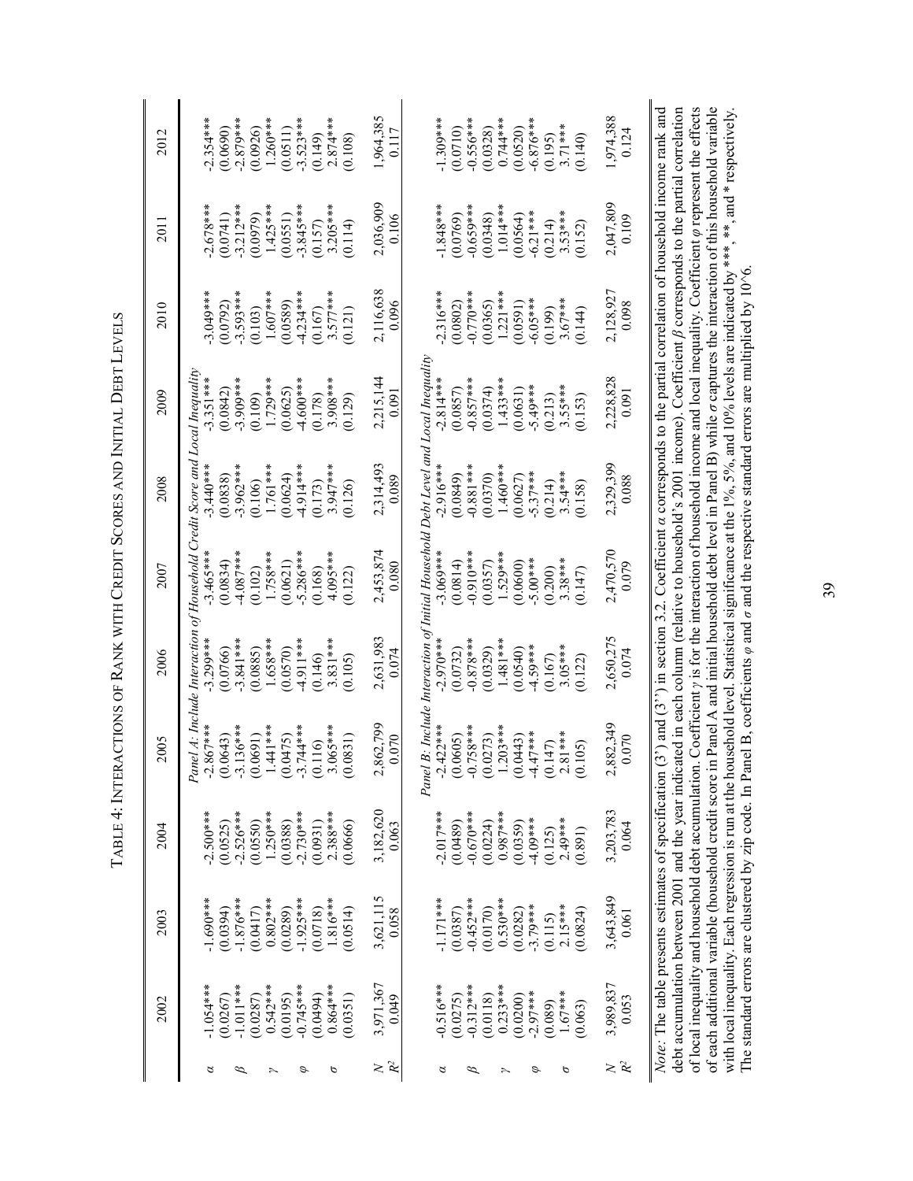TABLE 4: INTERACTIONS OF RANK WITH CREDIT SCORES AND INITIAL DEBT LEVELS

| | 2002 | 2003 | 2004 | 2005 | 2006 | 2007 | 2008 | 2009 | 2010 | 2011 | 2012 |
|---|---|---|---|---|---|---|---|---|---|---|---|
| *Panel A: Include Interaction of Household Credit Score and Local Inequality* | | | | | | | | | | | |
| $\alpha$ | -1.054*** | -1.690*** | -2.500*** | -2.867*** | -3.299*** | -3.465*** | -3.440*** | -3.351*** | -3.049*** | -2.678*** | -2.354*** |
| | (0.0267) | (0.0394) | (0.0525) | (0.0643) | (0.0766) | (0.0834) | (0.0838) | (0.0842) | (0.0792) | (0.0741) | (0.0690) |
| $\beta$ | -1.011*** | -1.876*** | -2.526*** | -3.136*** | -3.841*** | -4.087*** | -3.962*** | -3.909*** | -3.593*** | -3.212*** | -2.879*** |
| | (0.0287) | (0.0417) | (0.0550) | (0.0691) | (0.0885) | (0.102) | (0.106) | (0.109) | (0.103) | (0.0979) | (0.0926) |
| $\gamma$ | 0.542*** | 0.802*** | 1.250*** | 1.441*** | 1.658*** | 1.758*** | 1.761*** | 1.729*** | 1.607*** | 1.425*** | 1.260*** |
| | (0.0195) | (0.0289) | (0.0388) | (0.0475) | (0.0570) | (0.0621) | (0.0624) | (0.0625) | (0.0589) | (0.0551) | (0.0511) |
| $\varphi$ | -0.745*** | -1.925*** | -2.730*** | -3.744*** | -4.911*** | -5.286*** | -4.914*** | -4.600*** | -4.234*** | -3.845*** | -3.523*** |
| | (0.0494) | (0.0718) | (0.0931) | (0.116) | (0.146) | (0.168) | (0.173) | (0.178) | (0.167) | (0.157) | (0.149) |
| $\sigma$ | 0.864*** | 1.816*** | 2.388*** | 3.065*** | 3.831*** | 4.095*** | 3.947*** | 3.908*** | 3.577*** | 3.205*** | 2.874*** |
| | (0.0351) | (0.0514) | (0.0666) | (0.0831) | (0.105) | (0.122) | (0.126) | (0.129) | (0.121) | (0.114) | (0.108) |
| $N$ | 3,971,367 | 3,621,115 | 3,182,620 | 2,862,799 | 2,631,983 | 2,453,874 | 2,314,493 | 2,215,144 | 2,116,638 | 2,036,909 | 1,964,385 |
| $R^2$ | 0.049 | 0.058 | 0.063 | 0.070 | 0.074 | 0.080 | 0.089 | 0.091 | 0.096 | 0.106 | 0.117 |
| *Panel B: Include Interaction of Initial Household Debt Level and Local Inequality* | | | | | | | | | | | |
| $\alpha$ | -0.516*** | -1.171*** | -2.017*** | -2.422*** | -2.970*** | -3.069*** | -2.916*** | -2.814*** | -2.316*** | -1.848*** | -1.309*** |
| | (0.0275) | (0.0387) | (0.0489) | (0.0605) | (0.0732) | (0.0814) | (0.0849) | (0.0857) | (0.0802) | (0.0769) | (0.0710) |
| $\beta$ | -0.312*** | -0.452*** | -0.670*** | -0.758*** | -0.878*** | -0.910*** | -0.881*** | -0.857*** | -0.770*** | -0.659*** | -0.556*** |
| | (0.0118) | (0.0170) | (0.0224) | (0.0273) | (0.0329) | (0.0357) | (0.0370) | (0.0374) | (0.0365) | (0.0348) | (0.0328) |
| $\gamma$ | 0.233*** | 0.530*** | 0.987*** | 1.203*** | 1.481*** | 1.529*** | 1.460*** | 1.433*** | 1.221*** | 1.014*** | 0.744*** |
| | (0.0200) | (0.0282) | (0.0359) | (0.0443) | (0.0540) | (0.0600) | (0.0627) | (0.0631) | (0.0591) | (0.0564) | (0.0520) |
| $\varphi$ | -2.97*** | -3.79*** | -4.09*** | -4.47*** | -4.59*** | -5.00*** | -5.37*** | -5.49*** | -6.05*** | -6.21*** | -6.876*** |
| | (0.089) | (0.115) | (0.125) | (0.147) | (0.167) | (0.200) | (0.214) | (0.213) | (0.199) | (0.214) | (0.195) |
| $\sigma$ | 1.67*** | 2.15*** | 2.49*** | 2.81*** | 3.05*** | 3.38*** | 3.54*** | 3.55*** | 3.67*** | 3.53*** | 3.71*** |
| | (0.063) | (0.0824) | (0.891) | (0.105) | (0.122) | (0.147) | (0.158) | (0.153) | (0.144) | (0.152) | (0.140) |
| $N$ | 3,989,837 | 3,643,849 | 3,203,783 | 2,882,349 | 2,650,275 | 2,470,570 | 2,329,399 | 2,228,828 | 2,128,927 | 2,047,809 | 1,974,388 |
| $R^2$ | 0.053 | 0.061 | 0.064 | 0.070 | 0.074 | 0.079 | 0.088 | 0.091 | 0.098 | 0.109 | 0.124 |

*Note*: The table presents estimates of specification (3') and (3'') in section 3.2. Coefficient $\alpha$ corresponds to the partial correlation of household income rank and debt accumulation between 2001 and the year indicated in each column (relative to household's 2001 income). Coefficient $\beta$ corresponds to the partial correlation of local inequality and household debt accumulation. Coefficient $\gamma$ is for the interaction of household income and local inequality. Coefficient $\varphi$ represent the effects of each additional variable (household credit score in Panel A and initial household debt level in Panel B) while $\sigma$ captures the interaction of this household variable with local inequality. Each regression is run at the household level. Statistical significance at the 1%, 5%, and 10% levels are indicated by ***, **, and * respectively. The standard errors are clustered by zip code. In Panel B, coefficients $\varphi$ and $\sigma$ and the respective standard errors are multiplied by 10^6.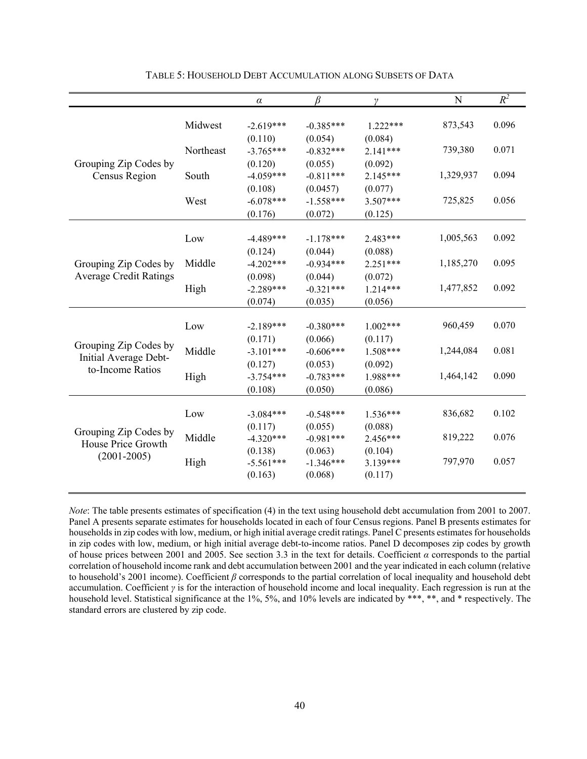TABLE 5: HOUSEHOLD DEBT ACCUMULATION ALONG SUBSETS OF DATA

| | | $\alpha$ | $\beta$ | $\gamma$ | N | $R^2$ |
|---|---|---|---|---|---|---|
| Grouping Zip Codes by Census Region | Midwest | -2.619*** | -0.385*** | 1.222*** | 873,543 | 0.096 |
| | | (0.110) | (0.054) | (0.084) | | |
| | Northeast | -3.765*** | -0.832*** | 2.141*** | 739,380 | 0.071 |
| | | (0.120) | (0.055) | (0.092) | | |
| | South | -4.059*** | -0.811*** | 2.145*** | 1,329,937 | 0.094 |
| | | (0.108) | (0.0457) | (0.077) | | |
| | West | -6.078*** | -1.558*** | 3.507*** | 725,825 | 0.056 |
| | | (0.176) | (0.072) | (0.125) | | |
| Grouping Zip Codes by Average Credit Ratings | Low | -4.489*** | -1.178*** | 2.483*** | 1,005,563 | 0.092 |
| | | (0.124) | (0.044) | (0.088) | | |
| | Middle | -4.202*** | -0.934*** | 2.251*** | 1,185,270 | 0.095 |
| | | (0.098) | (0.044) | (0.072) | | |
| | High | -2.289*** | -0.321*** | 1.214*** | 1,477,852 | 0.092 |
| | | (0.074) | (0.035) | (0.056) | | |
| Grouping Zip Codes by Initial Average Debt-to-Income Ratios | Low | -2.189*** | -0.380*** | 1.002*** | 960,459 | 0.070 |
| | | (0.171) | (0.066) | (0.117) | | |
| | Middle | -3.101*** | -0.606*** | 1.508*** | 1,244,084 | 0.081 |
| | | (0.127) | (0.053) | (0.092) | | |
| | High | -3.754*** | -0.783*** | 1.988*** | 1,464,142 | 0.090 |
| | | (0.108) | (0.050) | (0.086) | | |
| Grouping Zip Codes by House Price Growth (2001-2005) | Low | -3.084*** | -0.548*** | 1.536*** | 836,682 | 0.102 |
| | | (0.117) | (0.055) | (0.088) | | |
| | Middle | -4.320*** | -0.981*** | 2.456*** | 819,222 | 0.076 |
| | | (0.138) | (0.063) | (0.104) | | |
| | High | -5.561*** | -1.346*** | 3.139*** | 797,970 | 0.057 |
| | | (0.163) | (0.068) | (0.117) | | |

*Note*: The table presents estimates of specification (4) in the text using household debt accumulation from 2001 to 2007. Panel A presents separate estimates for households located in each of four Census regions. Panel B presents estimates for households in zip codes with low, medium, or high initial average credit ratings. Panel C presents estimates for households in zip codes with low, medium, or high initial average debt-to-income ratios. Panel D decomposes zip codes by growth of house prices between 2001 and 2005. See section 3.3 in the text for details. Coefficient $\alpha$ corresponds to the partial correlation of household income rank and debt accumulation between 2001 and the year indicated in each column (relative to household's 2001 income). Coefficient $\beta$ corresponds to the partial correlation of local inequality and household debt accumulation. Coefficient $\gamma$ is for the interaction of household income and local inequality. Each regression is run at the household level. Statistical significance at the 1%, 5%, and 10% levels are indicated by ***, **, and * respectively. The standard errors are clustered by zip code.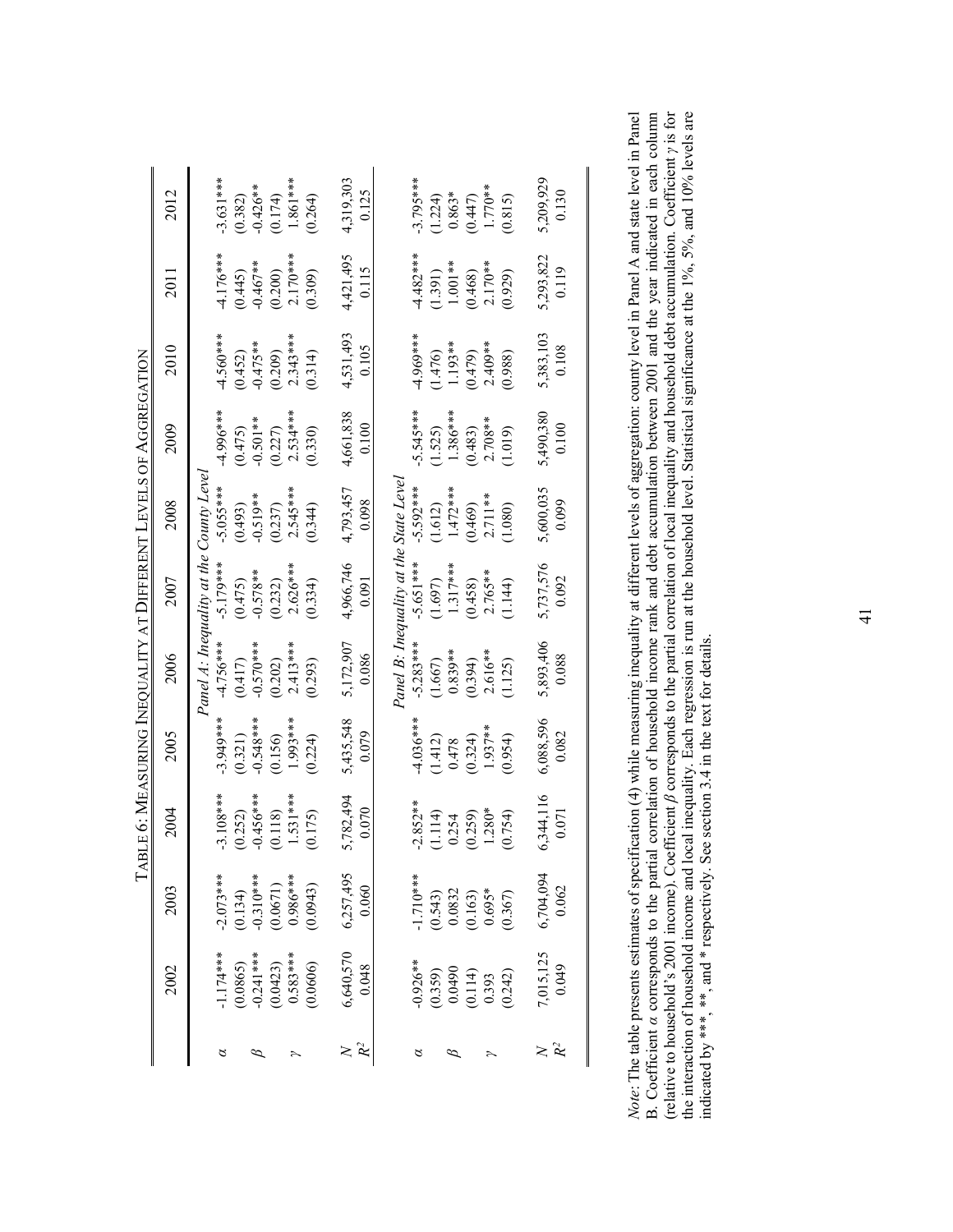TABLE 6: MEASURING INEQUALITY AT DIFFERENT LEVELS OF AGGREGATION

| | 2002 | 2003 | 2004 | 2005 | 2006 | 2007 | 2008 | 2009 | 2010 | 2011 | 2012 |
|---|---|---|---|---|---|---|---|---|---|---|---|
| *Panel A: Inequality at the County Level* | | | | | | | | | | | |
| $\alpha$ | -1.174*** | -2.073*** | -3.108*** | -3.949*** | -4.756*** | -5.179*** | -5.055*** | -4.996*** | -4.560*** | -4.176*** | -3.631*** |
| | (0.0865) | (0.134) | (0.252) | (0.321) | (0.417) | (0.475) | (0.493) | (0.475) | (0.452) | (0.445) | (0.382) |
| $\beta$ | -0.241*** | -0.310*** | -0.456*** | -0.548*** | -0.570*** | -0.578** | -0.519** | -0.501** | -0.475** | -0.467** | -0.426** |
| | (0.0423) | (0.0671) | (0.118) | (0.156) | (0.202) | (0.232) | (0.237) | (0.227) | (0.209) | (0.200) | (0.174) |
| $\gamma$ | 0.583*** | 0.986*** | 1.531*** | 1.993*** | 2.413*** | 2.626*** | 2.545*** | 2.534*** | 2.343*** | 2.170*** | 1.861*** |
| | (0.0606) | (0.0943) | (0.175) | (0.224) | (0.293) | (0.334) | (0.344) | (0.330) | (0.314) | (0.309) | (0.264) |
| $N$ | 6,640,570 | 6,257,495 | 5,782,494 | 5,435,548 | 5,172,907 | 4,966,746 | 4,793,457 | 4,661,838 | 4,531,493 | 4,421,495 | 4,319,303 |
| $R^2$ | 0.048 | 0.060 | 0.070 | 0.079 | 0.086 | 0.091 | 0.098 | 0.100 | 0.105 | 0.115 | 0.125 |
| *Panel B: Inequality at the State Level* | | | | | | | | | | | |
| $\alpha$ | -0.926** | -1.710*** | -2.852** | -4.036*** | -5.283*** | -5.651*** | -5.592*** | -5.545*** | -4.969*** | -4.482*** | -3.795*** |
| | (0.359) | (0.543) | (1.114) | (1.412) | (1.667) | (1.697) | (1.612) | (1.525) | (1.476) | (1.391) | (1.224) |
| $\beta$ | 0.0490 | 0.0832 | 0.254 | 0.478 | 0.839** | 1.317*** | 1.472*** | 1.386*** | 1.193** | 1.001** | 0.863* |
| | (0.114) | (0.163) | (0.259) | (0.324) | (0.394) | (0.458) | (0.469) | (0.483) | (0.479) | (0.468) | (0.447) |
| $\gamma$ | 0.393 | 0.695* | 1.280* | 1.937** | 2.616** | 2.765** | 2.711** | 2.708** | 2.409** | 2.170** | 1.770** |
| | (0.242) | (0.367) | (0.754) | (0.954) | (1.125) | (1.144) | (1.080) | (1.019) | (0.988) | (0.929) | (0.815) |
| $N$ | 7,015,125 | 6,704,094 | 6,344,116 | 6,088,596 | 5,893,406 | 5,737,576 | 5,600,035 | 5,490,380 | 5,383,103 | 5,293,822 | 5,209,929 |
| $R^2$ | 0.049 | 0.062 | 0.071 | 0.082 | 0.088 | 0.092 | 0.099 | 0.100 | 0.108 | 0.119 | 0.130 |

*Note*: The table presents estimates of specification (4) while measuring inequality at different levels of aggregation: county level in Panel A and state level in Panel B. Coefficient $\alpha$ corresponds to the partial correlation of household income rank and debt accumulation between 2001 and the year indicated in each column (relative to household's 2001 income). Coefficient $\beta$ corresponds to the partial correlation of local inequality and household debt accumulation. Coefficient $\gamma$ is for the interaction of household income and local inequality. Each regression is run at the household level. Statistical significance at the 1%, 5%, and 10% levels are indicated by ***, **, and * respectively. See section 3.4 in the text for details.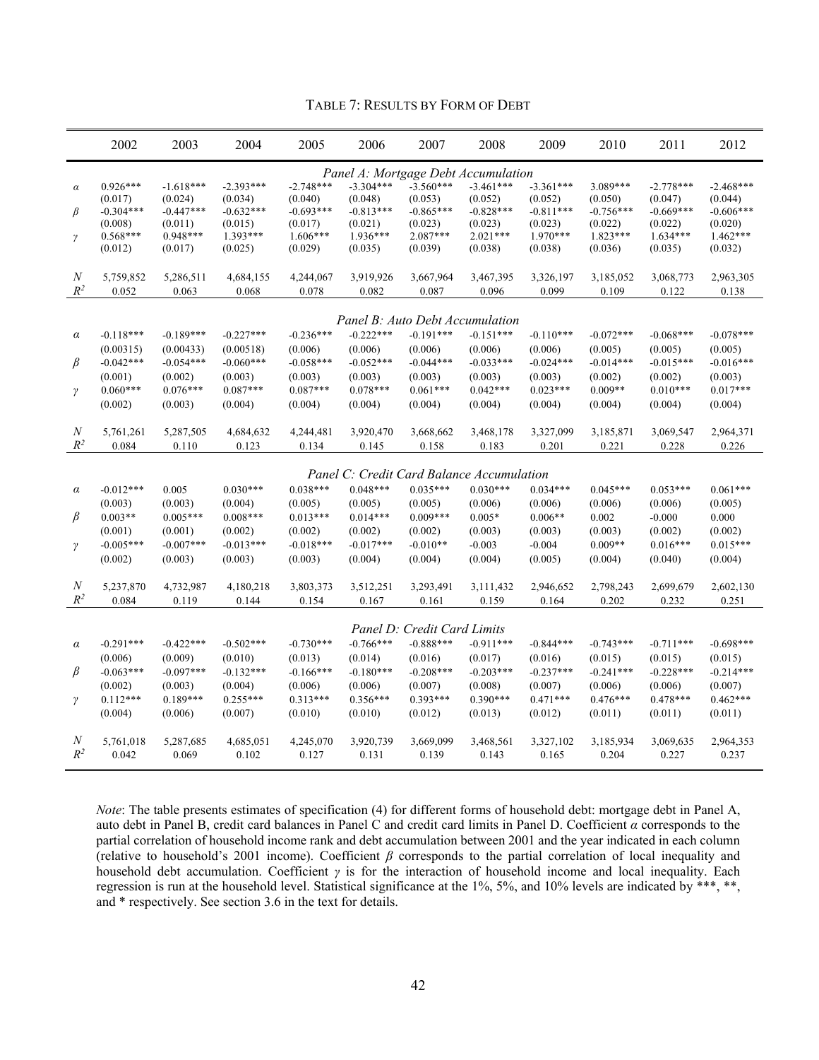TABLE 7: RESULTS BY FORM OF DEBT

| | 2002 | 2003 | 2004 | 2005 | 2006 | 2007 | 2008 | 2009 | 2010 | 2011 | 2012 |
|---|---|---|---|---|---|---|---|---|---|---|---|
| | *Panel A: Mortgage Debt Accumulation* | | | | | | | | | | |
| $\alpha$ | 0.926*** | -1.618*** | -2.393*** | -2.748*** | -3.304*** | -3.560*** | -3.461*** | -3.361*** | 3.089*** | -2.778*** | -2.468*** |
| | (0.017) | (0.024) | (0.034) | (0.040) | (0.048) | (0.053) | (0.052) | (0.052) | (0.050) | (0.047) | (0.044) |
| $\beta$ | -0.304*** | -0.447*** | -0.632*** | -0.693*** | -0.813*** | -0.865*** | -0.828*** | -0.811*** | -0.756*** | -0.669*** | -0.606*** |
| | (0.008) | (0.011) | (0.015) | (0.017) | (0.021) | (0.023) | (0.023) | (0.023) | (0.022) | (0.022) | (0.020) |
| $\gamma$ | 0.568*** | 0.948*** | 1.393*** | 1.606*** | 1.936*** | 2.087*** | 2.021*** | 1.970*** | 1.823*** | 1.634*** | 1.462*** |
| | (0.012) | (0.017) | (0.025) | (0.029) | (0.035) | (0.039) | (0.038) | (0.038) | (0.036) | (0.035) | (0.032) |
| $N$ | 5,759,852 | 5,286,511 | 4,684,155 | 4,244,067 | 3,919,926 | 3,667,964 | 3,467,395 | 3,326,197 | 3,185,052 | 3,068,773 | 2,963,305 |
| $R^2$ | 0.052 | 0.063 | 0.068 | 0.078 | 0.082 | 0.087 | 0.096 | 0.099 | 0.109 | 0.122 | 0.138 |
| | *Panel B: Auto Debt Accumulation* | | | | | | | | | | |
| $\alpha$ | -0.118*** | -0.189*** | -0.227*** | -0.236*** | -0.222*** | -0.191*** | -0.151*** | -0.110*** | -0.072*** | -0.068*** | -0.078*** |
| | (0.00315) | (0.00433) | (0.00518) | (0.006) | (0.006) | (0.006) | (0.006) | (0.006) | (0.005) | (0.005) | (0.005) |
| $\beta$ | -0.042*** | -0.054*** | -0.060*** | -0.058*** | -0.052*** | -0.044*** | -0.033*** | -0.024*** | -0.014*** | -0.015*** | -0.016*** |
| | (0.001) | (0.002) | (0.003) | (0.003) | (0.003) | (0.003) | (0.003) | (0.003) | (0.002) | (0.002) | (0.003) |
| $\gamma$ | 0.060*** | 0.076*** | 0.087*** | 0.087*** | 0.078*** | 0.061*** | 0.042*** | 0.023*** | 0.009** | 0.010*** | 0.017*** |
| | (0.002) | (0.003) | (0.004) | (0.004) | (0.004) | (0.004) | (0.004) | (0.004) | (0.004) | (0.004) | (0.004) |
| $N$ | 5,761,261 | 5,287,505 | 4,684,632 | 4,244,481 | 3,920,470 | 3,668,662 | 3,468,178 | 3,327,099 | 3,185,871 | 3,069,547 | 2,964,371 |
| $R^2$ | 0.084 | 0.110 | 0.123 | 0.134 | 0.145 | 0.158 | 0.183 | 0.201 | 0.221 | 0.228 | 0.226 |
| | *Panel C: Credit Card Balance Accumulation* | | | | | | | | | | |
| $\alpha$ | -0.012*** | 0.005 | 0.030*** | 0.038*** | 0.048*** | 0.035*** | 0.030*** | 0.034*** | 0.045*** | 0.053*** | 0.061*** |
| | (0.003) | (0.003) | (0.004) | (0.005) | (0.005) | (0.005) | (0.006) | (0.006) | (0.006) | (0.006) | (0.005) |
| $\beta$ | 0.003** | 0.005*** | 0.008*** | 0.013*** | 0.014*** | 0.009*** | 0.005* | 0.006** | 0.002 | -0.000 | 0.000 |
| | (0.001) | (0.001) | (0.002) | (0.002) | (0.002) | (0.002) | (0.003) | (0.003) | (0.003) | (0.002) | (0.002) |
| $\gamma$ | -0.005*** | -0.007*** | -0.013*** | -0.018*** | -0.017*** | -0.010** | -0.003 | -0.004 | 0.009** | 0.016*** | 0.015*** |
| | (0.002) | (0.003) | (0.003) | (0.003) | (0.004) | (0.004) | (0.004) | (0.005) | (0.004) | (0.040) | (0.004) |
| $N$ | 5,237,870 | 4,732,987 | 4,180,218 | 3,803,373 | 3,512,251 | 3,293,491 | 3,111,432 | 2,946,652 | 2,798,243 | 2,699,679 | 2,602,130 |
| $R^2$ | 0.084 | 0.119 | 0.144 | 0.154 | 0.167 | 0.161 | 0.159 | 0.164 | 0.202 | 0.232 | 0.251 |
| | *Panel D: Credit Card Limits* | | | | | | | | | | |
| $\alpha$ | -0.291*** | -0.422*** | -0.502*** | -0.730*** | -0.766*** | -0.888*** | -0.911*** | -0.844*** | -0.743*** | -0.711*** | -0.698*** |
| | (0.006) | (0.009) | (0.010) | (0.013) | (0.014) | (0.016) | (0.017) | (0.016) | (0.015) | (0.015) | (0.015) |
| $\beta$ | -0.063*** | -0.097*** | -0.132*** | -0.166*** | -0.180*** | -0.208*** | -0.203*** | -0.237*** | -0.241*** | -0.228*** | -0.214*** |
| | (0.002) | (0.003) | (0.004) | (0.006) | (0.006) | (0.007) | (0.008) | (0.007) | (0.006) | (0.006) | (0.007) |
| $\gamma$ | 0.112*** | 0.189*** | 0.255*** | 0.313*** | 0.356*** | 0.393*** | 0.390*** | 0.471*** | 0.476*** | 0.478*** | 0.462*** |
| | (0.004) | (0.006) | (0.007) | (0.010) | (0.010) | (0.012) | (0.013) | (0.012) | (0.011) | (0.011) | (0.011) |
| $N$ | 5,761,018 | 5,287,685 | 4,685,051 | 4,245,070 | 3,920,739 | 3,669,099 | 3,468,561 | 3,327,102 | 3,185,934 | 3,069,635 | 2,964,353 |
| $R^2$ | 0.042 | 0.069 | 0.102 | 0.127 | 0.131 | 0.139 | 0.143 | 0.165 | 0.204 | 0.227 | 0.237 |

*Note*: The table presents estimates of specification (4) for different forms of household debt: mortgage debt in Panel A, auto debt in Panel B, credit card balances in Panel C and credit card limits in Panel D. Coefficient $\alpha$ corresponds to the partial correlation of household income rank and debt accumulation between 2001 and the year indicated in each column (relative to household's 2001 income). Coefficient $\beta$ corresponds to the partial correlation of local inequality and household debt accumulation. Coefficient $\gamma$ is for the interaction of household income and local inequality. Each regression is run at the household level. Statistical significance at the 1%, 5%, and 10% levels are indicated by ***, **, and * respectively. See section 3.6 in the text for details.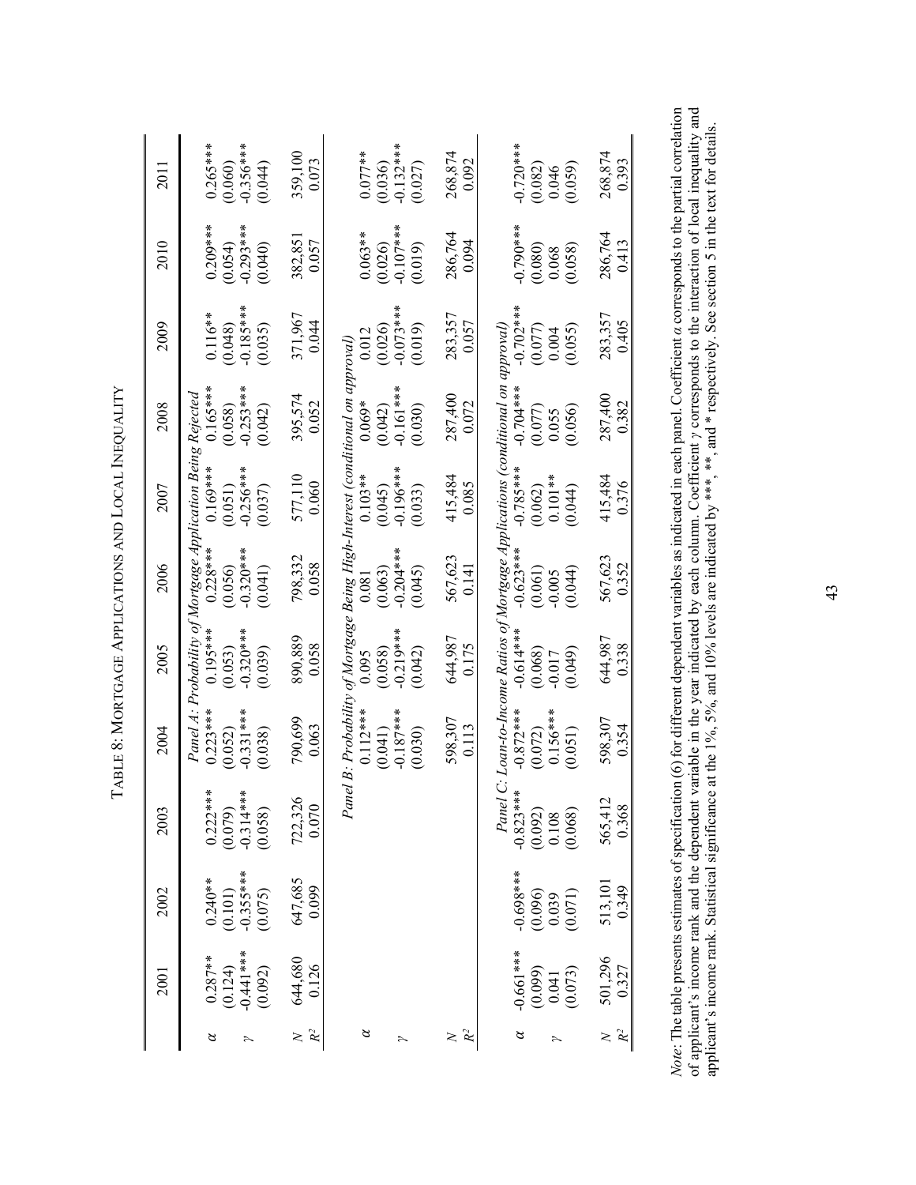# Table 8: Mortgage Applications and Local Inequality

| | 2001 | 2002 | 2003 | 2004 | 2005 | 2006 | 2007 | 2008 | 2009 | 2010 | 2011 |
|---|---|---|---|---|---|---|---|---|---|---|---|
| | *Panel A: Probability of Mortgage Application Being Rejected* | | | | | | | | | | |
| $\alpha$ | 0.287** | 0.240** | 0.222*** | 0.223*** | 0.195*** | 0.228*** | 0.169*** | 0.165*** | 0.116** | 0.209*** | 0.265*** |
| | (0.124) | (0.101) | (0.079) | (0.052) | (0.053) | (0.056) | (0.051) | (0.058) | (0.048) | (0.054) | (0.060) |
| $\gamma$ | -0.441*** | -0.355*** | -0.314*** | -0.331*** | -0.320*** | -0.320*** | -0.256*** | -0.253*** | -0.185*** | -0.293*** | -0.356*** |
| | (0.092) | (0.075) | (0.058) | (0.038) | (0.039) | (0.041) | (0.037) | (0.042) | (0.035) | (0.040) | (0.044) |
| $N$ | 644,680 | 647,685 | 722,326 | 790,699 | 890,889 | 798,332 | 577,110 | 395,574 | 371,967 | 382,851 | 359,100 |
| $R^2$ | 0.126 | 0.099 | 0.070 | 0.063 | 0.058 | 0.058 | 0.060 | 0.052 | 0.044 | 0.057 | 0.073 |
| | *Panel B: Probability of Mortgage Being High-Interest (conditional on approval)* | | | | | | | | | | |
| $\alpha$ | | | | 0.112*** | 0.095 | 0.081 | 0.103** | 0.069* | 0.012 | 0.063** | 0.077** |
| | | | | (0.041) | (0.058) | (0.063) | (0.045) | (0.042) | (0.026) | (0.026) | (0.036) |
| $\gamma$ | | | | -0.187*** | -0.219*** | -0.204*** | -0.196*** | -0.161*** | -0.073*** | -0.107*** | -0.132*** |
| | | | | (0.030) | (0.042) | (0.045) | (0.033) | (0.030) | (0.019) | (0.019) | (0.027) |
| $N$ | | | | 598,307 | 644,987 | 567,623 | 415,484 | 287,400 | 283,357 | 286,764 | 268,874 |
| $R^2$ | | | | 0.113 | 0.175 | 0.141 | 0.085 | 0.072 | 0.057 | 0.094 | 0.092 |
| | *Panel C: Loan-to-Income Ratios of Mortgage Applications (conditional on approval)* | | | | | | | | | | |
| $\alpha$ | -0.661*** | -0.698*** | -0.823*** | -0.872*** | -0.614*** | -0.623*** | -0.785*** | -0.704*** | -0.702*** | -0.790*** | -0.720*** |
| | (0.099) | (0.096) | (0.092) | (0.072) | (0.068) | (0.061) | (0.062) | (0.077) | (0.077) | (0.080) | (0.082) |
| $\gamma$ | 0.041 | 0.039 | 0.108 | 0.156*** | -0.017 | -0.005 | 0.101** | 0.055 | 0.004 | 0.068 | 0.046 |
| | (0.073) | (0.071) | (0.068) | (0.051) | (0.049) | (0.044) | (0.044) | (0.056) | (0.055) | (0.058) | (0.059) |
| $N$ | 501,296 | 513,101 | 565,412 | 598,307 | 644,987 | 567,623 | 415,484 | 287,400 | 283,357 | 286,764 | 268,874 |
| $R^2$ | 0.327 | 0.349 | 0.368 | 0.354 | 0.338 | 0.352 | 0.376 | 0.382 | 0.405 | 0.413 | 0.393 |

*Note*: The table presents estimates of specification (6) for different dependent variables as indicated in each panel. Coefficient $\alpha$ corresponds to the partial correlation of applicant's income rank and the dependent variable in the year indicated by each column. Coefficient $\gamma$ corresponds to the interaction of local inequality and applicant's income rank. Statistical significance at the 1%, 5%, and 10% levels are indicated by ***, **, and * respectively. See section 5 in the text for details.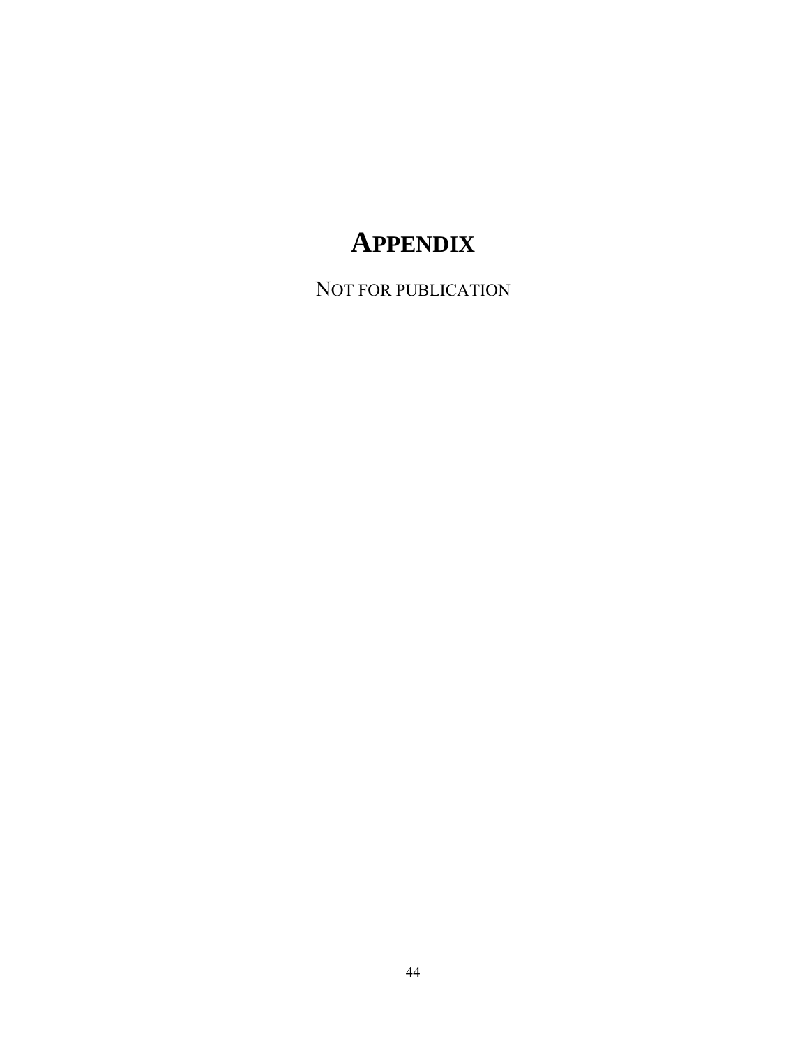# APPENDIX

NOT FOR PUBLICATION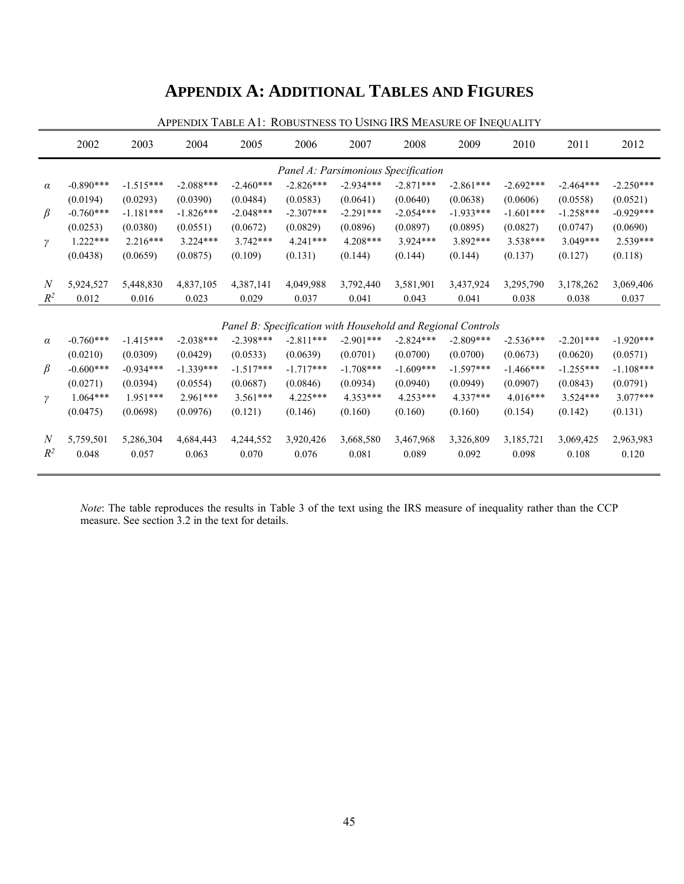# APPENDIX A: ADDITIONAL TABLES AND FIGURES

APPENDIX TABLE A1: ROBUSTNESS TO USING IRS MEASURE OF INEQUALITY

| | 2002 | 2003 | 2004 | 2005 | 2006 | 2007 | 2008 | 2009 | 2010 | 2011 | 2012 |
|---|---|---|---|---|---|---|---|---|---|---|---|
| | | | | | *Panel A: Parsimonious Specification* | | | | | | |
| $\alpha$ | -0.890*** | -1.515*** | -2.088*** | -2.460*** | -2.826*** | -2.934*** | -2.871*** | -2.861*** | -2.692*** | -2.464*** | -2.250*** |
| | (0.0194) | (0.0293) | (0.0390) | (0.0484) | (0.0583) | (0.0641) | (0.0640) | (0.0638) | (0.0606) | (0.0558) | (0.0521) |
| $\beta$ | -0.760*** | -1.181*** | -1.826*** | -2.048*** | -2.307*** | -2.291*** | -2.054*** | -1.933*** | -1.601*** | -1.258*** | -0.929*** |
| | (0.0253) | (0.0380) | (0.0551) | (0.0672) | (0.0829) | (0.0896) | (0.0897) | (0.0895) | (0.0827) | (0.0747) | (0.0690) |
| $\gamma$ | 1.222*** | 2.216*** | 3.224*** | 3.742*** | 4.241*** | 4.208*** | 3.924*** | 3.892*** | 3.538*** | 3.049*** | 2.539*** |
| | (0.0438) | (0.0659) | (0.0875) | (0.109) | (0.131) | (0.144) | (0.144) | (0.144) | (0.137) | (0.127) | (0.118) |
| $N$ | 5,924,527 | 5,448,830 | 4,837,105 | 4,387,141 | 4,049,988 | 3,792,440 | 3,581,901 | 3,437,924 | 3,295,790 | 3,178,262 | 3,069,406 |
| $R^2$ | 0.012 | 0.016 | 0.023 | 0.029 | 0.037 | 0.041 | 0.043 | 0.041 | 0.038 | 0.038 | 0.037 |
| | | | | | *Panel B: Specification with Household and Regional Controls* | | | | | | |
| $\alpha$ | -0.760*** | -1.415*** | -2.038*** | -2.398*** | -2.811*** | -2.901*** | -2.824*** | -2.809*** | -2.536*** | -2.201*** | -1.920*** |
| | (0.0210) | (0.0309) | (0.0429) | (0.0533) | (0.0639) | (0.0701) | (0.0700) | (0.0700) | (0.0673) | (0.0620) | (0.0571) |
| $\beta$ | -0.600*** | -0.934*** | -1.339*** | -1.517*** | -1.717*** | -1.708*** | -1.609*** | -1.597*** | -1.466*** | -1.255*** | -1.108*** |
| | (0.0271) | (0.0394) | (0.0554) | (0.0687) | (0.0846) | (0.0934) | (0.0940) | (0.0949) | (0.0907) | (0.0843) | (0.0791) |
| $\gamma$ | 1.064*** | 1.951*** | 2.961*** | 3.561*** | 4.225*** | 4.353*** | 4.253*** | 4.337*** | 4.016*** | 3.524*** | 3.077*** |
| | (0.0475) | (0.0698) | (0.0976) | (0.121) | (0.146) | (0.160) | (0.160) | (0.160) | (0.154) | (0.142) | (0.131) |
| $N$ | 5,759,501 | 5,286,304 | 4,684,443 | 4,244,552 | 3,920,426 | 3,668,580 | 3,467,968 | 3,326,809 | 3,185,721 | 3,069,425 | 2,963,983 |
| $R^2$ | 0.048 | 0.057 | 0.063 | 0.070 | 0.076 | 0.081 | 0.089 | 0.092 | 0.098 | 0.108 | 0.120 |

*Note*: The table reproduces the results in Table 3 of the text using the IRS measure of inequality rather than the CCP measure. See section 3.2 in the text for details.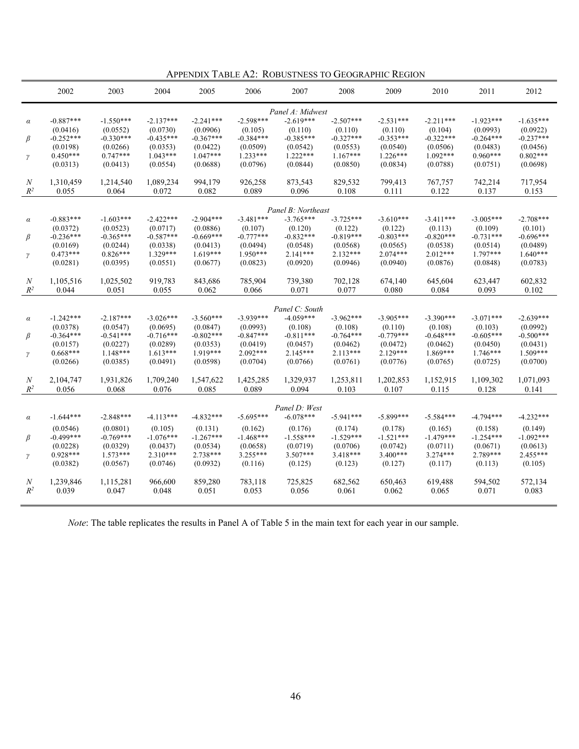## Appendix Table A2: Robustness to Geographic Region

|  | 2002 | 2003 | 2004 | 2005 | 2006 | 2007 | 2008 | 2009 | 2010 | 2011 | 2012 |
|---|---|---|---|---|---|---|---|---|---|---|---|
|  |  |  |  |  |  | *Panel A: Midwest* |  |  |  |  |  |
| $\alpha$ | -0.887*** | -1.550*** | -2.137*** | -2.241*** | -2.598*** | -2.619*** | -2.507*** | -2.531*** | -2.211*** | -1.923*** | -1.635*** |
|  | (0.0416) | (0.0552) | (0.0730) | (0.0906) | (0.105) | (0.110) | (0.110) | (0.110) | (0.104) | (0.0993) | (0.0922) |
| $\beta$ | -0.252*** | -0.330*** | -0.435*** | -0.367*** | -0.384*** | -0.385*** | -0.327*** | -0.353*** | -0.322*** | -0.264*** | -0.237*** |
|  | (0.0198) | (0.0266) | (0.0353) | (0.0422) | (0.0509) | (0.0542) | (0.0553) | (0.0540) | (0.0506) | (0.0483) | (0.0456) |
| $\gamma$ | 0.450*** | 0.747*** | 1.043*** | 1.047*** | 1.233*** | 1.222*** | 1.167*** | 1.226*** | 1.092*** | 0.960*** | 0.802*** |
|  | (0.0313) | (0.0413) | (0.0554) | (0.0688) | (0.0796) | (0.0844) | (0.0850) | (0.0834) | (0.0788) | (0.0751) | (0.0698) |
| $N$ | 1,310,459 | 1,214,540 | 1,089,234 | 994,179 | 926,258 | 873,543 | 829,532 | 799,413 | 767,757 | 742,214 | 717,954 |
| $R^2$ | 0.055 | 0.064 | 0.072 | 0.082 | 0.089 | 0.096 | 0.108 | 0.111 | 0.122 | 0.137 | 0.153 |
|  |  |  |  |  |  | *Panel B: Northeast* |  |  |  |  |  |
| $\alpha$ | -0.883*** | -1.603*** | -2.422*** | -2.904*** | -3.481*** | -3.765*** | -3.725*** | -3.610*** | -3.411*** | -3.005*** | -2.708*** |
|  | (0.0372) | (0.0523) | (0.0717) | (0.0886) | (0.107) | (0.120) | (0.122) | (0.122) | (0.113) | (0.109) | (0.101) |
| $\beta$ | -0.236*** | -0.365*** | -0.587*** | -0.669*** | -0.777*** | -0.832*** | -0.819*** | -0.803*** | -0.820*** | -0.731*** | -0.696*** |
|  | (0.0169) | (0.0244) | (0.0338) | (0.0413) | (0.0494) | (0.0548) | (0.0568) | (0.0565) | (0.0538) | (0.0514) | (0.0489) |
| $\gamma$ | 0.473*** | 0.826*** | 1.329*** | 1.619*** | 1.950*** | 2.141*** | 2.132*** | 2.074*** | 2.012*** | 1.797*** | 1.640*** |
|  | (0.0281) | (0.0395) | (0.0551) | (0.0677) | (0.0823) | (0.0920) | (0.0946) | (0.0940) | (0.0876) | (0.0848) | (0.0783) |
| $N$ | 1,105,516 | 1,025,502 | 919,783 | 843,686 | 785,904 | 739,380 | 702,128 | 674,140 | 645,604 | 623,447 | 602,832 |
| $R^2$ | 0.044 | 0.051 | 0.055 | 0.062 | 0.066 | 0.071 | 0.077 | 0.080 | 0.084 | 0.093 | 0.102 |
|  |  |  |  |  |  | *Panel C: South* |  |  |  |  |  |
| $\alpha$ | -1.242*** | -2.187*** | -3.026*** | -3.560*** | -3.939*** | -4.059*** | -3.962*** | -3.905*** | -3.390*** | -3.071*** | -2.639*** |
|  | (0.0378) | (0.0547) | (0.0695) | (0.0847) | (0.0993) | (0.108) | (0.108) | (0.110) | (0.108) | (0.103) | (0.0992) |
| $\beta$ | -0.364*** | -0.541*** | -0.716*** | -0.802*** | -0.847*** | -0.811*** | -0.764*** | -0.779*** | -0.648*** | -0.605*** | -0.500*** |
|  | (0.0157) | (0.0227) | (0.0289) | (0.0353) | (0.0419) | (0.0457) | (0.0462) | (0.0472) | (0.0462) | (0.0450) | (0.0431) |
| $\gamma$ | 0.668*** | 1.148*** | 1.613*** | 1.919*** | 2.092*** | 2.145*** | 2.113*** | 2.129*** | 1.869*** | 1.746*** | 1.509*** |
|  | (0.0266) | (0.0385) | (0.0491) | (0.0598) | (0.0704) | (0.0766) | (0.0761) | (0.0776) | (0.0765) | (0.0725) | (0.0700) |
| $N$ | 2,104,747 | 1,931,826 | 1,709,240 | 1,547,622 | 1,425,285 | 1,329,937 | 1,253,811 | 1,202,853 | 1,152,915 | 1,109,302 | 1,071,093 |
| $R^2$ | 0.056 | 0.068 | 0.076 | 0.085 | 0.089 | 0.094 | 0.103 | 0.107 | 0.115 | 0.128 | 0.141 |
|  |  |  |  |  |  | *Panel D: West* |  |  |  |  |  |
| $\alpha$ | -1.644*** | -2.848*** | -4.113*** | -4.832*** | -5.695*** | -6.078*** | -5.941*** | -5.899*** | -5.584*** | -4.794*** | -4.232*** |
|  | (0.0546) | (0.0801) | (0.105) | (0.131) | (0.162) | (0.176) | (0.174) | (0.178) | (0.165) | (0.158) | (0.149) |
| $\beta$ | -0.499*** | -0.769*** | -1.076*** | -1.267*** | -1.468*** | -1.558*** | -1.529*** | -1.521*** | -1.479*** | -1.254*** | -1.092*** |
|  | (0.0228) | (0.0329) | (0.0437) | (0.0534) | (0.0658) | (0.0719) | (0.0706) | (0.0742) | (0.0711) | (0.0671) | (0.0613) |
| $\gamma$ | 0.928*** | 1.573*** | 2.310*** | 2.738*** | 3.255*** | 3.507*** | 3.418*** | 3.400*** | 3.274*** | 2.789*** | 2.455*** |
|  | (0.0382) | (0.0567) | (0.0746) | (0.0932) | (0.116) | (0.125) | (0.123) | (0.127) | (0.117) | (0.113) | (0.105) |
| $N$ | 1,239,846 | 1,115,281 | 966,600 | 859,280 | 783,118 | 725,825 | 682,562 | 650,463 | 619,488 | 594,502 | 572,134 |
| $R^2$ | 0.039 | 0.047 | 0.048 | 0.051 | 0.053 | 0.056 | 0.061 | 0.062 | 0.065 | 0.071 | 0.083 |

*Note*: The table replicates the results in Panel A of Table 5 in the main text for each year in our sample.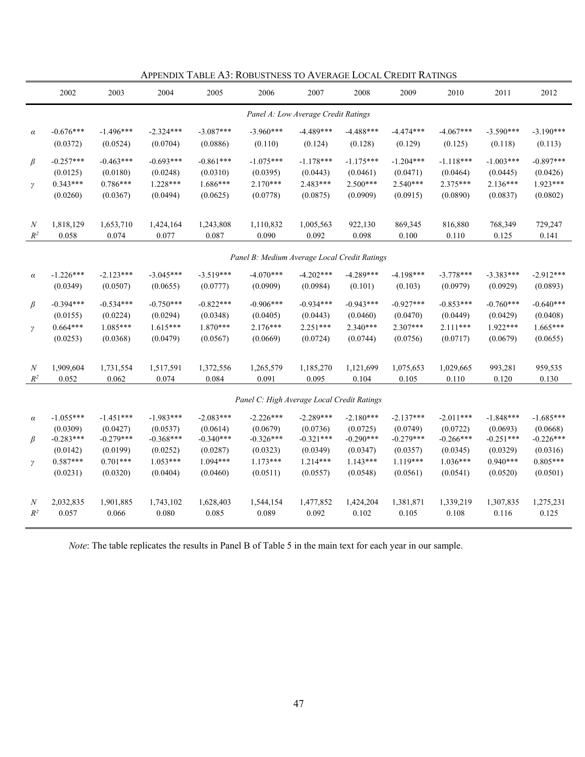APPENDIX TABLE A3: ROBUSTNESS TO AVERAGE LOCAL CREDIT RATINGS

| | 2002 | 2003 | 2004 | 2005 | 2006 | 2007 | 2008 | 2009 | 2010 | 2011 | 2012 |
|---|---|---|---|---|---|---|---|---|---|---|---|
| | *Panel A: Low Average Credit Ratings* | | | | | | | | | | |
| $\alpha$ | -0.676*** | -1.496*** | -2.324*** | -3.087*** | -3.960*** | -4.489*** | -4.488*** | -4.474*** | -4.067*** | -3.590*** | -3.190*** |
| | (0.0372) | (0.0524) | (0.0704) | (0.0886) | (0.110) | (0.124) | (0.128) | (0.129) | (0.125) | (0.118) | (0.113) |
| $\beta$ | -0.257*** | -0.463*** | -0.693*** | -0.861*** | -1.075*** | -1.178*** | -1.175*** | -1.204*** | -1.118*** | -1.003*** | -0.897*** |
| | (0.0125) | (0.0180) | (0.0248) | (0.0310) | (0.0395) | (0.0443) | (0.0461) | (0.0471) | (0.0464) | (0.0445) | (0.0426) |
| $\gamma$ | 0.343*** | 0.786*** | 1.228*** | 1.686*** | 2.170*** | 2.483*** | 2.500*** | 2.540*** | 2.375*** | 2.136*** | 1.923*** |
| | (0.0260) | (0.0367) | (0.0494) | (0.0625) | (0.0778) | (0.0875) | (0.0909) | (0.0915) | (0.0890) | (0.0837) | (0.0802) |
| $N$ | 1,818,129 | 1,653,710 | 1,424,164 | 1,243,808 | 1,110,832 | 1,005,563 | 922,130 | 869,345 | 816,880 | 768,349 | 729,247 |
| $R^2$ | 0.058 | 0.074 | 0.077 | 0.087 | 0.090 | 0.092 | 0.098 | 0.100 | 0.110 | 0.125 | 0.141 |
| | *Panel B: Medium Average Local Credit Ratings* | | | | | | | | | | |
| $\alpha$ | -1.226*** | -2.123*** | -3.045*** | -3.519*** | -4.070*** | -4.202*** | -4.289*** | -4.198*** | -3.778*** | -3.383*** | -2.912*** |
| | (0.0349) | (0.0507) | (0.0655) | (0.0777) | (0.0909) | (0.0984) | (0.101) | (0.103) | (0.0979) | (0.0929) | (0.0893) |
| $\beta$ | -0.394*** | -0.534*** | -0.750*** | -0.822*** | -0.906*** | -0.934*** | -0.943*** | -0.927*** | -0.853*** | -0.760*** | -0.640*** |
| | (0.0155) | (0.0224) | (0.0294) | (0.0348) | (0.0405) | (0.0443) | (0.0460) | (0.0470) | (0.0449) | (0.0429) | (0.0408) |
| $\gamma$ | 0.664*** | 1.085*** | 1.615*** | 1.870*** | 2.176*** | 2.251*** | 2.340*** | 2.307*** | 2.111*** | 1.922*** | 1.665*** |
| | (0.0253) | (0.0368) | (0.0479) | (0.0567) | (0.0669) | (0.0724) | (0.0744) | (0.0756) | (0.0717) | (0.0679) | (0.0655) |
| $N$ | 1,909,604 | 1,731,554 | 1,517,591 | 1,372,556 | 1,265,579 | 1,185,270 | 1,121,699 | 1,075,653 | 1,029,665 | 993,281 | 959,535 |
| $R^2$ | 0.052 | 0.062 | 0.074 | 0.084 | 0.091 | 0.095 | 0.104 | 0.105 | 0.110 | 0.120 | 0.130 |
| | *Panel C: High Average Local Credit Ratings* | | | | | | | | | | |
| $\alpha$ | -1.055*** | -1.451*** | -1.983*** | -2.083*** | -2.226*** | -2.289*** | -2.180*** | -2.137*** | -2.011*** | -1.848*** | -1.685*** |
| | (0.0309) | (0.0427) | (0.0537) | (0.0614) | (0.0679) | (0.0736) | (0.0725) | (0.0749) | (0.0722) | (0.0693) | (0.0668) |
| $\beta$ | -0.283*** | -0.279*** | -0.368*** | -0.340*** | -0.326*** | -0.321*** | -0.290*** | -0.279*** | -0.266*** | -0.251*** | -0.226*** |
| | (0.0142) | (0.0199) | (0.0252) | (0.0287) | (0.0323) | (0.0349) | (0.0347) | (0.0357) | (0.0345) | (0.0329) | (0.0316) |
| $\gamma$ | 0.587*** | 0.701*** | 1.053*** | 1.094*** | 1.173*** | 1.214*** | 1.143*** | 1.119*** | 1.036*** | 0.940*** | 0.805*** |
| | (0.0231) | (0.0320) | (0.0404) | (0.0460) | (0.0511) | (0.0557) | (0.0548) | (0.0561) | (0.0541) | (0.0520) | (0.0501) |
| $N$ | 2,032,835 | 1,901,885 | 1,743,102 | 1,628,403 | 1,544,154 | 1,477,852 | 1,424,204 | 1,381,871 | 1,339,219 | 1,307,835 | 1,275,231 |
| $R^2$ | 0.057 | 0.066 | 0.080 | 0.085 | 0.089 | 0.092 | 0.102 | 0.105 | 0.108 | 0.116 | 0.125 |

*Note*: The table replicates the results in Panel B of Table 5 in the main text for each year in our sample.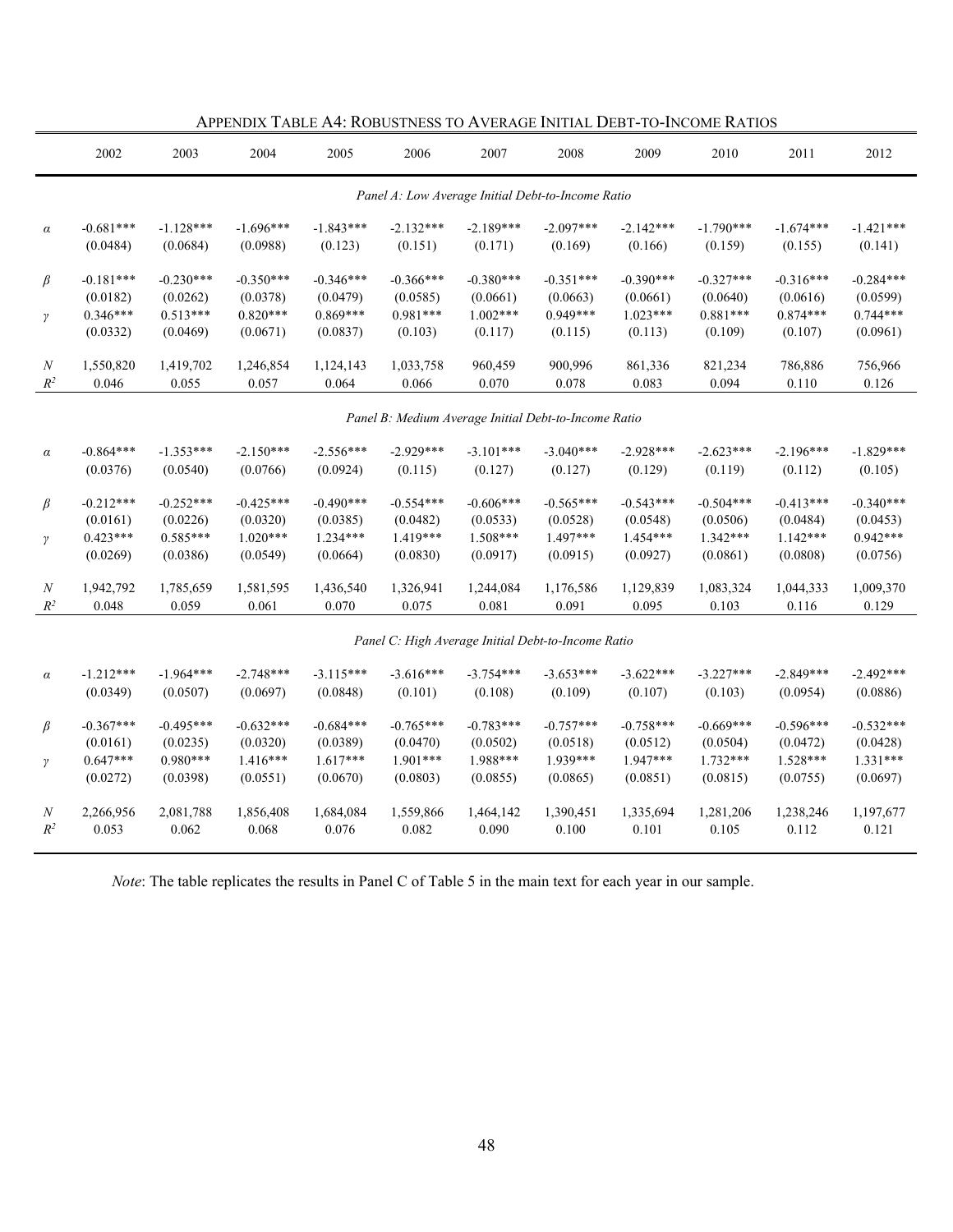APPENDIX TABLE A4: ROBUSTNESS TO AVERAGE INITIAL DEBT-TO-INCOME RATIOS

| | 2002 | 2003 | 2004 | 2005 | 2006 | 2007 | 2008 | 2009 | 2010 | 2011 | 2012 |
|---|---|---|---|---|---|---|---|---|---|---|---|
| | *Panel A: Low Average Initial Debt-to-Income Ratio* | | | | | | | | | | |
| $\alpha$ | -0.681*** | -1.128*** | -1.696*** | -1.843*** | -2.132*** | -2.189*** | -2.097*** | -2.142*** | -1.790*** | -1.674*** | -1.421*** |
| | (0.0484) | (0.0684) | (0.0988) | (0.123) | (0.151) | (0.171) | (0.169) | (0.166) | (0.159) | (0.155) | (0.141) |
| $\beta$ | -0.181*** | -0.230*** | -0.350*** | -0.346*** | -0.366*** | -0.380*** | -0.351*** | -0.390*** | -0.327*** | -0.316*** | -0.284*** |
| | (0.0182) | (0.0262) | (0.0378) | (0.0479) | (0.0585) | (0.0661) | (0.0663) | (0.0661) | (0.0640) | (0.0616) | (0.0599) |
| $\gamma$ | 0.346*** | 0.513*** | 0.820*** | 0.869*** | 0.981*** | 1.002*** | 0.949*** | 1.023*** | 0.881*** | 0.874*** | 0.744*** |
| | (0.0332) | (0.0469) | (0.0671) | (0.0837) | (0.103) | (0.117) | (0.115) | (0.113) | (0.109) | (0.107) | (0.0961) |
| $N$ | 1,550,820 | 1,419,702 | 1,246,854 | 1,124,143 | 1,033,758 | 960,459 | 900,996 | 861,336 | 821,234 | 786,886 | 756,966 |
| $R^2$ | 0.046 | 0.055 | 0.057 | 0.064 | 0.066 | 0.070 | 0.078 | 0.083 | 0.094 | 0.110 | 0.126 |
| | *Panel B: Medium Average Initial Debt-to-Income Ratio* | | | | | | | | | | |
| $\alpha$ | -0.864*** | -1.353*** | -2.150*** | -2.556*** | -2.929*** | -3.101*** | -3.040*** | -2.928*** | -2.623*** | -2.196*** | -1.829*** |
| | (0.0376) | (0.0540) | (0.0766) | (0.0924) | (0.115) | (0.127) | (0.127) | (0.129) | (0.119) | (0.112) | (0.105) |
| $\beta$ | -0.212*** | -0.252*** | -0.425*** | -0.490*** | -0.554*** | -0.606*** | -0.565*** | -0.543*** | -0.504*** | -0.413*** | -0.340*** |
| | (0.0161) | (0.0226) | (0.0320) | (0.0385) | (0.0482) | (0.0533) | (0.0528) | (0.0548) | (0.0506) | (0.0484) | (0.0453) |
| $\gamma$ | 0.423*** | 0.585*** | 1.020*** | 1.234*** | 1.419*** | 1.508*** | 1.497*** | 1.454*** | 1.342*** | 1.142*** | 0.942*** |
| | (0.0269) | (0.0386) | (0.0549) | (0.0664) | (0.0830) | (0.0917) | (0.0915) | (0.0927) | (0.0861) | (0.0808) | (0.0756) |
| $N$ | 1,942,792 | 1,785,659 | 1,581,595 | 1,436,540 | 1,326,941 | 1,244,084 | 1,176,586 | 1,129,839 | 1,083,324 | 1,044,333 | 1,009,370 |
| $R^2$ | 0.048 | 0.059 | 0.061 | 0.070 | 0.075 | 0.081 | 0.091 | 0.095 | 0.103 | 0.116 | 0.129 |
| | *Panel C: High Average Initial Debt-to-Income Ratio* | | | | | | | | | | |
| $\alpha$ | -1.212*** | -1.964*** | -2.748*** | -3.115*** | -3.616*** | -3.754*** | -3.653*** | -3.622*** | -3.227*** | -2.849*** | -2.492*** |
| | (0.0349) | (0.0507) | (0.0697) | (0.0848) | (0.101) | (0.108) | (0.109) | (0.107) | (0.103) | (0.0954) | (0.0886) |
| $\beta$ | -0.367*** | -0.495*** | -0.632*** | -0.684*** | -0.765*** | -0.783*** | -0.757*** | -0.758*** | -0.669*** | -0.596*** | -0.532*** |
| | (0.0161) | (0.0235) | (0.0320) | (0.0389) | (0.0470) | (0.0502) | (0.0518) | (0.0512) | (0.0504) | (0.0472) | (0.0428) |
| $\gamma$ | 0.647*** | 0.980*** | 1.416*** | 1.617*** | 1.901*** | 1.988*** | 1.939*** | 1.947*** | 1.732*** | 1.528*** | 1.331*** |
| | (0.0272) | (0.0398) | (0.0551) | (0.0670) | (0.0803) | (0.0855) | (0.0865) | (0.0851) | (0.0815) | (0.0755) | (0.0697) |
| $N$ | 2,266,956 | 2,081,788 | 1,856,408 | 1,684,084 | 1,559,866 | 1,464,142 | 1,390,451 | 1,335,694 | 1,281,206 | 1,238,246 | 1,197,677 |
| $R^2$ | 0.053 | 0.062 | 0.068 | 0.076 | 0.082 | 0.090 | 0.100 | 0.101 | 0.105 | 0.112 | 0.121 |

*Note*: The table replicates the results in Panel C of Table 5 in the main text for each year in our sample.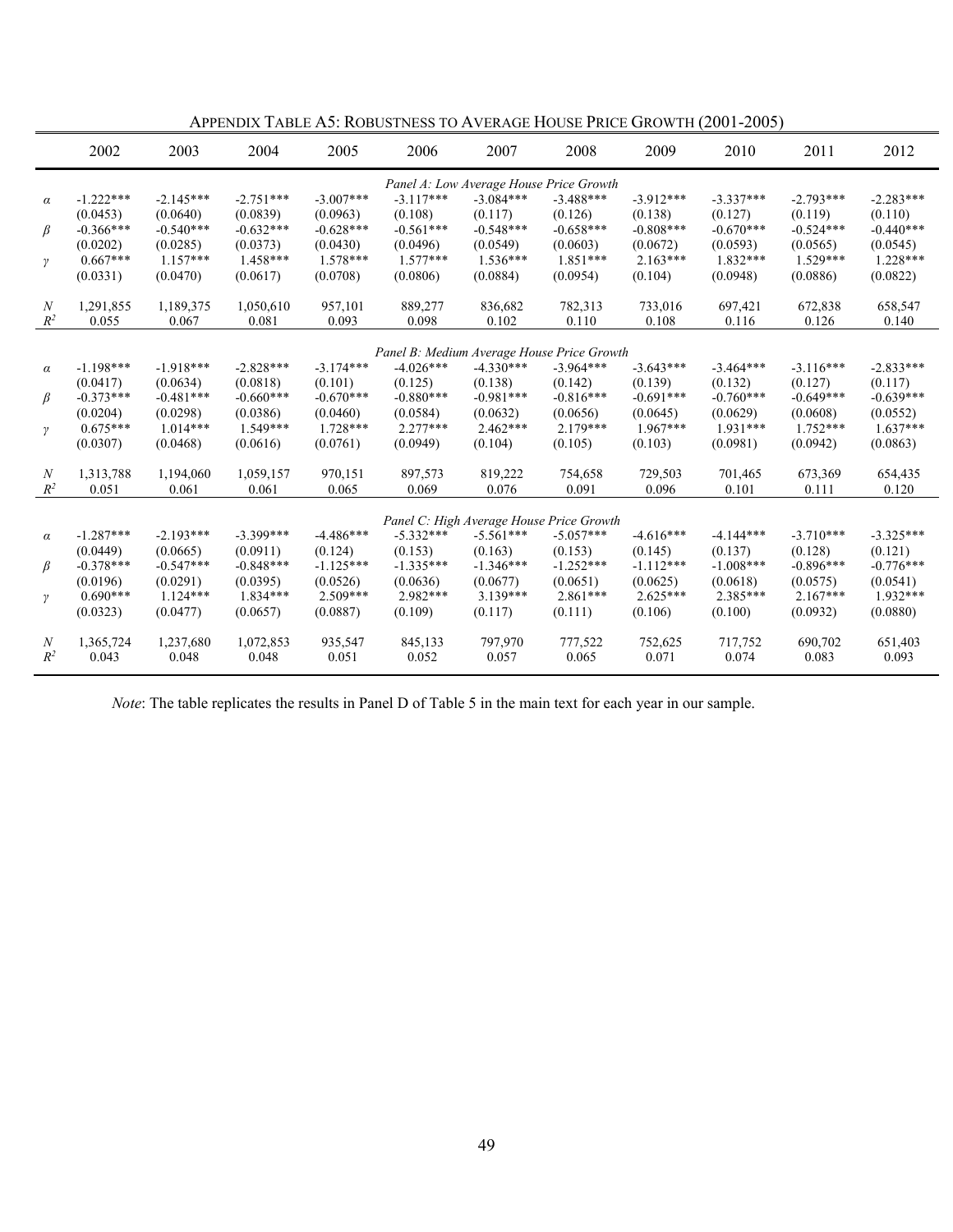# APPENDIX TABLE A5: ROBUSTNESS TO AVERAGE HOUSE PRICE GROWTH (2001-2005)

| | 2002 | 2003 | 2004 | 2005 | 2006 | 2007 | 2008 | 2009 | 2010 | 2011 | 2012 |
|---|---|---|---|---|---|---|---|---|---|---|---|
| | | | | | *Panel A: Low Average House Price Growth* | | | | | | |
| $\alpha$ | -1.222*** | -2.145*** | -2.751*** | -3.007*** | -3.117*** | -3.084*** | -3.488*** | -3.912*** | -3.337*** | -2.793*** | -2.283*** |
| | (0.0453) | (0.0640) | (0.0839) | (0.0963) | (0.108) | (0.117) | (0.126) | (0.138) | (0.127) | (0.119) | (0.110) |
| $\beta$ | -0.366*** | -0.540*** | -0.632*** | -0.628*** | -0.561*** | -0.548*** | -0.658*** | -0.808*** | -0.670*** | -0.524*** | -0.440*** |
| | (0.0202) | (0.0285) | (0.0373) | (0.0430) | (0.0496) | (0.0549) | (0.0603) | (0.0672) | (0.0593) | (0.0565) | (0.0545) |
| $\gamma$ | 0.667*** | 1.157*** | 1.458*** | 1.578*** | 1.577*** | 1.536*** | 1.851*** | 2.163*** | 1.832*** | 1.529*** | 1.228*** |
| | (0.0331) | (0.0470) | (0.0617) | (0.0708) | (0.0806) | (0.0884) | (0.0954) | (0.104) | (0.0948) | (0.0886) | (0.0822) |
| $N$ | 1,291,855 | 1,189,375 | 1,050,610 | 957,101 | 889,277 | 836,682 | 782,313 | 733,016 | 697,421 | 672,838 | 658,547 |
| $R^2$ | 0.055 | 0.067 | 0.081 | 0.093 | 0.098 | 0.102 | 0.110 | 0.108 | 0.116 | 0.126 | 0.140 |
| | | | | | *Panel B: Medium Average House Price Growth* | | | | | | |
| $\alpha$ | -1.198*** | -1.918*** | -2.828*** | -3.174*** | -4.026*** | -4.330*** | -3.964*** | -3.643*** | -3.464*** | -3.116*** | -2.833*** |
| | (0.0417) | (0.0634) | (0.0818) | (0.101) | (0.125) | (0.138) | (0.142) | (0.139) | (0.132) | (0.127) | (0.117) |
| $\beta$ | -0.373*** | -0.481*** | -0.660*** | -0.670*** | -0.880*** | -0.981*** | -0.816*** | -0.691*** | -0.760*** | -0.649*** | -0.639*** |
| | (0.0204) | (0.0298) | (0.0386) | (0.0460) | (0.0584) | (0.0632) | (0.0656) | (0.0645) | (0.0629) | (0.0608) | (0.0552) |
| $\gamma$ | 0.675*** | 1.014*** | 1.549*** | 1.728*** | 2.277*** | 2.462*** | 2.179*** | 1.967*** | 1.931*** | 1.752*** | 1.637*** |
| | (0.0307) | (0.0468) | (0.0616) | (0.0761) | (0.0949) | (0.104) | (0.105) | (0.103) | (0.0981) | (0.0942) | (0.0863) |
| $N$ | 1,313,788 | 1,194,060 | 1,059,157 | 970,151 | 897,573 | 819,222 | 754,658 | 729,503 | 701,465 | 673,369 | 654,435 |
| $R^2$ | 0.051 | 0.061 | 0.061 | 0.065 | 0.069 | 0.076 | 0.091 | 0.096 | 0.101 | 0.111 | 0.120 |
| | | | | | *Panel C: High Average House Price Growth* | | | | | | |
| $\alpha$ | -1.287*** | -2.193*** | -3.399*** | -4.486*** | -5.332*** | -5.561*** | -5.057*** | -4.616*** | -4.144*** | -3.710*** | -3.325*** |
| | (0.0449) | (0.0665) | (0.0911) | (0.124) | (0.153) | (0.163) | (0.153) | (0.145) | (0.137) | (0.128) | (0.121) |
| $\beta$ | -0.378*** | -0.547*** | -0.848*** | -1.125*** | -1.335*** | -1.346*** | -1.252*** | -1.112*** | -1.008*** | -0.896*** | -0.776*** |
| | (0.0196) | (0.0291) | (0.0395) | (0.0526) | (0.0636) | (0.0677) | (0.0651) | (0.0625) | (0.0618) | (0.0575) | (0.0541) |
| $\gamma$ | 0.690*** | 1.124*** | 1.834*** | 2.509*** | 2.982*** | 3.139*** | 2.861*** | 2.625*** | 2.385*** | 2.167*** | 1.932*** |
| | (0.0323) | (0.0477) | (0.0657) | (0.0887) | (0.109) | (0.117) | (0.111) | (0.106) | (0.100) | (0.0932) | (0.0880) |
| $N$ | 1,365,724 | 1,237,680 | 1,072,853 | 935,547 | 845,133 | 797,970 | 777,522 | 752,625 | 717,752 | 690,702 | 651,403 |
| $R^2$ | 0.043 | 0.048 | 0.048 | 0.051 | 0.052 | 0.057 | 0.065 | 0.071 | 0.074 | 0.083 | 0.093 |

*Note*: The table replicates the results in Panel D of Table 5 in the main text for each year in our sample.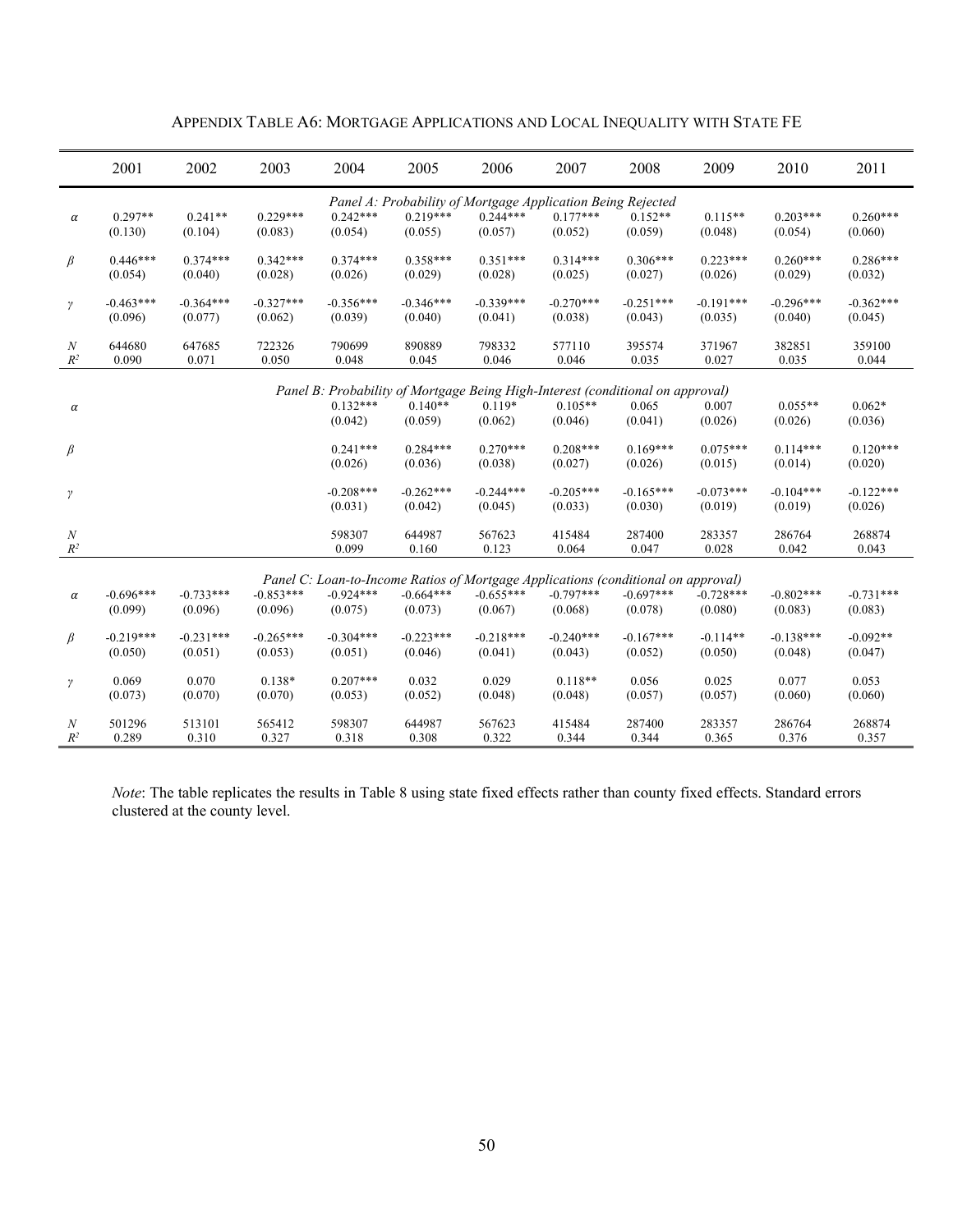APPENDIX TABLE A6: MORTGAGE APPLICATIONS AND LOCAL INEQUALITY WITH STATE FE

| | 2001 | 2002 | 2003 | 2004 | 2005 | 2006 | 2007 | 2008 | 2009 | 2010 | 2011 |
|---|---|---|---|---|---|---|---|---|---|---|---|
| | | | | | *Panel A: Probability of Mortgage Application Being Rejected* | | | | | | |
| $\alpha$ | 0.297** | 0.241** | 0.229*** | 0.242*** | 0.219*** | 0.244*** | 0.177*** | 0.152** | 0.115** | 0.203*** | 0.260*** |
| | (0.130) | (0.104) | (0.083) | (0.054) | (0.055) | (0.057) | (0.052) | (0.059) | (0.048) | (0.054) | (0.060) |
| $\beta$ | 0.446*** | 0.374*** | 0.342*** | 0.374*** | 0.358*** | 0.351*** | 0.314*** | 0.306*** | 0.223*** | 0.260*** | 0.286*** |
| | (0.054) | (0.040) | (0.028) | (0.026) | (0.029) | (0.028) | (0.025) | (0.027) | (0.026) | (0.029) | (0.032) |
| $\gamma$ | -0.463*** | -0.364*** | -0.327*** | -0.356*** | -0.346*** | -0.339*** | -0.270*** | -0.251*** | -0.191*** | -0.296*** | -0.362*** |
| | (0.096) | (0.077) | (0.062) | (0.039) | (0.040) | (0.041) | (0.038) | (0.043) | (0.035) | (0.040) | (0.045) |
| $N$ | 644680 | 647685 | 722326 | 790699 | 890889 | 798332 | 577110 | 395574 | 371967 | 382851 | 359100 |
| $R^2$ | 0.090 | 0.071 | 0.050 | 0.048 | 0.045 | 0.046 | 0.046 | 0.035 | 0.027 | 0.035 | 0.044 |
| | | | | | *Panel B: Probability of Mortgage Being High-Interest (conditional on approval)* | | | | | | |
| $\alpha$ | | | | 0.132*** | 0.140** | 0.119* | 0.105** | 0.065 | 0.007 | 0.055** | 0.062* |
| | | | | (0.042) | (0.059) | (0.062) | (0.046) | (0.041) | (0.026) | (0.026) | (0.036) |
| $\beta$ | | | | 0.241*** | 0.284*** | 0.270*** | 0.208*** | 0.169*** | 0.075*** | 0.114*** | 0.120*** |
| | | | | (0.026) | (0.036) | (0.038) | (0.027) | (0.026) | (0.015) | (0.014) | (0.020) |
| $\gamma$ | | | | -0.208*** | -0.262*** | -0.244*** | -0.205*** | -0.165*** | -0.073*** | -0.104*** | -0.122*** |
| | | | | (0.031) | (0.042) | (0.045) | (0.033) | (0.030) | (0.019) | (0.019) | (0.026) |
| $N$ | | | | 598307 | 644987 | 567623 | 415484 | 287400 | 283357 | 286764 | 268874 |
| $R^2$ | | | | 0.099 | 0.160 | 0.123 | 0.064 | 0.047 | 0.028 | 0.042 | 0.043 |
| | | | | | *Panel C: Loan-to-Income Ratios of Mortgage Applications (conditional on approval)* | | | | | | |
| $\alpha$ | -0.696*** | -0.733*** | -0.853*** | -0.924*** | -0.664*** | -0.655*** | -0.797*** | -0.697*** | -0.728*** | -0.802*** | -0.731*** |
| | (0.099) | (0.096) | (0.096) | (0.075) | (0.073) | (0.067) | (0.068) | (0.078) | (0.080) | (0.083) | (0.083) |
| $\beta$ | -0.219*** | -0.231*** | -0.265*** | -0.304*** | -0.223*** | -0.218*** | -0.240*** | -0.167*** | -0.114** | -0.138*** | -0.092** |
| | (0.050) | (0.051) | (0.053) | (0.051) | (0.046) | (0.041) | (0.043) | (0.052) | (0.050) | (0.048) | (0.047) |
| $\gamma$ | 0.069 | 0.070 | 0.138* | 0.207*** | 0.032 | 0.029 | 0.118** | 0.056 | 0.025 | 0.077 | 0.053 |
| | (0.073) | (0.070) | (0.070) | (0.053) | (0.052) | (0.048) | (0.048) | (0.057) | (0.057) | (0.060) | (0.060) |
| $N$ | 501296 | 513101 | 565412 | 598307 | 644987 | 567623 | 415484 | 287400 | 283357 | 286764 | 268874 |
| $R^2$ | 0.289 | 0.310 | 0.327 | 0.318 | 0.308 | 0.322 | 0.344 | 0.344 | 0.365 | 0.376 | 0.357 |

*Note*: The table replicates the results in Table 8 using state fixed effects rather than county fixed effects. Standard errors clustered at the county level.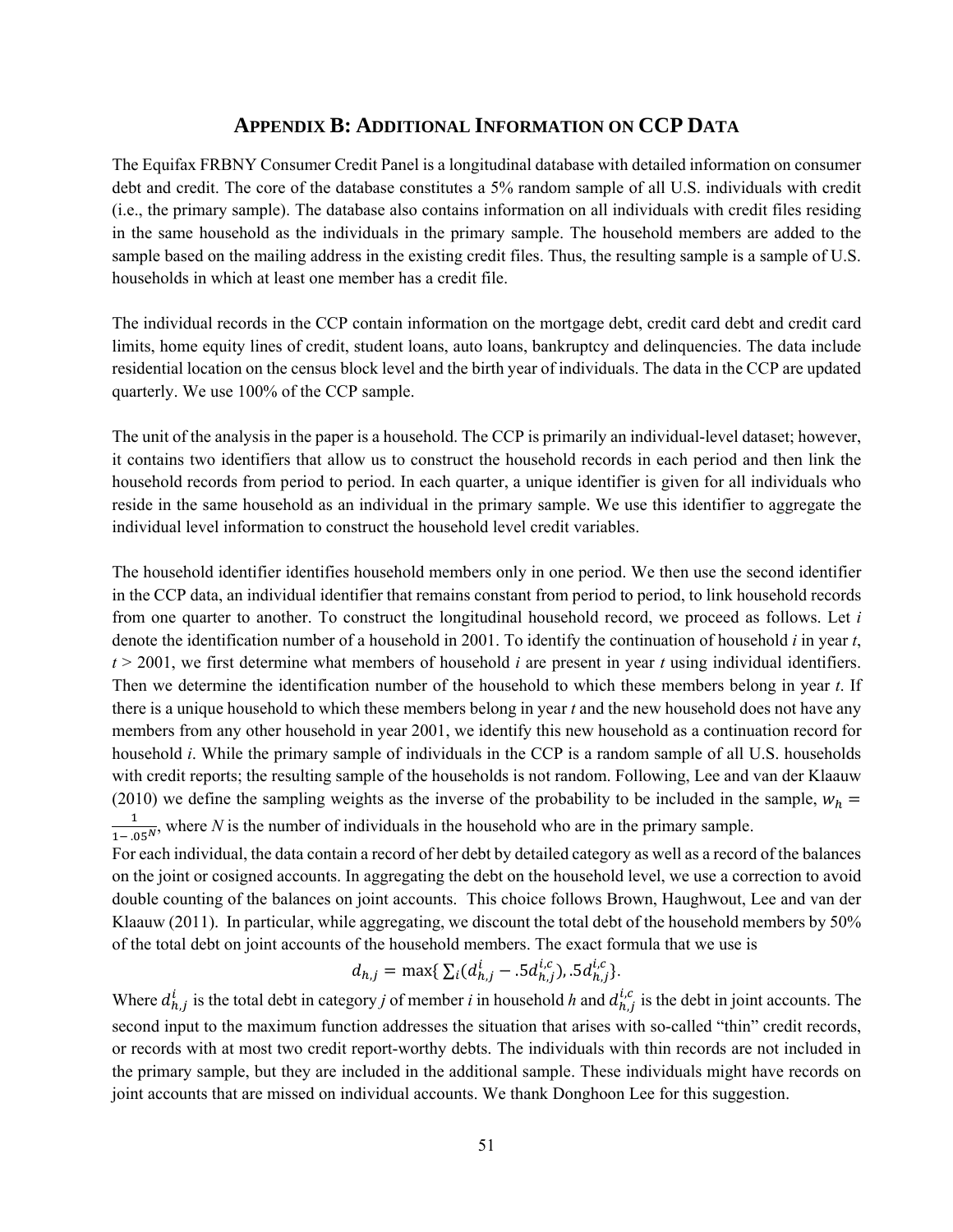## Appendix B: Additional Information on CCP Data

The Equifax FRBNY Consumer Credit Panel is a longitudinal database with detailed information on consumer debt and credit. The core of the database constitutes a 5% random sample of all U.S. individuals with credit (i.e., the primary sample). The database also contains information on all individuals with credit files residing in the same household as the individuals in the primary sample. The household members are added to the sample based on the mailing address in the existing credit files. Thus, the resulting sample is a sample of U.S. households in which at least one member has a credit file.

The individual records in the CCP contain information on the mortgage debt, credit card debt and credit card limits, home equity lines of credit, student loans, auto loans, bankruptcy and delinquencies. The data include residential location on the census block level and the birth year of individuals. The data in the CCP are updated quarterly. We use 100% of the CCP sample.

The unit of the analysis in the paper is a household. The CCP is primarily an individual-level dataset; however, it contains two identifiers that allow us to construct the household records in each period and then link the household records from period to period. In each quarter, a unique identifier is given for all individuals who reside in the same household as an individual in the primary sample. We use this identifier to aggregate the individual level information to construct the household level credit variables.

The household identifier identifies household members only in one period. We then use the second identifier in the CCP data, an individual identifier that remains constant from period to period, to link household records from one quarter to another. To construct the longitudinal household record, we proceed as follows. Let *i* denote the identification number of a household in 2001. To identify the continuation of household *i* in year *t*, *t* > 2001, we first determine what members of household *i* are present in year *t* using individual identifiers. Then we determine the identification number of the household to which these members belong in year *t*. If there is a unique household to which these members belong in year *t* and the new household does not have any members from any other household in year 2001, we identify this new household as a continuation record for household *i*. While the primary sample of individuals in the CCP is a random sample of all U.S. households with credit reports; the resulting sample of the households is not random. Following, Lee and van der Klaauw (2010) we define the sampling weights as the inverse of the probability to be included in the sample, $w_h = \frac{1}{1-.05^N}$, where *N* is the number of individuals in the household who are in the primary sample.

For each individual, the data contain a record of her debt by detailed category as well as a record of the balances on the joint or cosigned accounts. In aggregating the debt on the household level, we use a correction to avoid double counting of the balances on joint accounts. This choice follows Brown, Haughwout, Lee and van der Klaauw (2011). In particular, while aggregating, we discount the total debt of the household members by 50% of the total debt on joint accounts of the household members. The exact formula that we use is

$$d_{h,j} = \max\{\sum_i (d^i_{h,j} - .5d^{i,c}_{h,j}), .5d^{i,c}_{h,j}\}.$$

Where $d^i_{h,j}$ is the total debt in category *j* of member *i* in household *h* and $d^{i,c}_{h,j}$ is the debt in joint accounts. The second input to the maximum function addresses the situation that arises with so-called "thin" credit records, or records with at most two credit report-worthy debts. The individuals with thin records are not included in the primary sample, but they are included in the additional sample. These individuals might have records on joint accounts that are missed on individual accounts. We thank Donghoon Lee for this suggestion.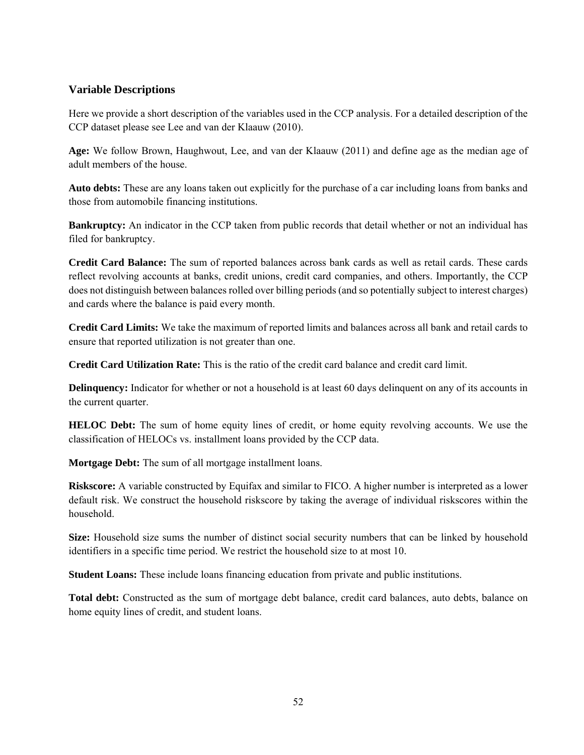### Variable Descriptions

Here we provide a short description of the variables used in the CCP analysis. For a detailed description of the CCP dataset please see Lee and van der Klaauw (2010).

**Age:** We follow Brown, Haughwout, Lee, and van der Klaauw (2011) and define age as the median age of adult members of the house.

**Auto debts:** These are any loans taken out explicitly for the purchase of a car including loans from banks and those from automobile financing institutions.

**Bankruptcy:** An indicator in the CCP taken from public records that detail whether or not an individual has filed for bankruptcy.

**Credit Card Balance:** The sum of reported balances across bank cards as well as retail cards. These cards reflect revolving accounts at banks, credit unions, credit card companies, and others. Importantly, the CCP does not distinguish between balances rolled over billing periods (and so potentially subject to interest charges) and cards where the balance is paid every month.

**Credit Card Limits:** We take the maximum of reported limits and balances across all bank and retail cards to ensure that reported utilization is not greater than one.

**Credit Card Utilization Rate:** This is the ratio of the credit card balance and credit card limit.

**Delinquency:** Indicator for whether or not a household is at least 60 days delinquent on any of its accounts in the current quarter.

**HELOC Debt:** The sum of home equity lines of credit, or home equity revolving accounts. We use the classification of HELOCs vs. installment loans provided by the CCP data.

**Mortgage Debt:** The sum of all mortgage installment loans.

**Riskscore:** A variable constructed by Equifax and similar to FICO. A higher number is interpreted as a lower default risk. We construct the household riskscore by taking the average of individual riskscores within the household.

**Size:** Household size sums the number of distinct social security numbers that can be linked by household identifiers in a specific time period. We restrict the household size to at most 10.

**Student Loans:** These include loans financing education from private and public institutions.

**Total debt:** Constructed as the sum of mortgage debt balance, credit card balances, auto debts, balance on home equity lines of credit, and student loans.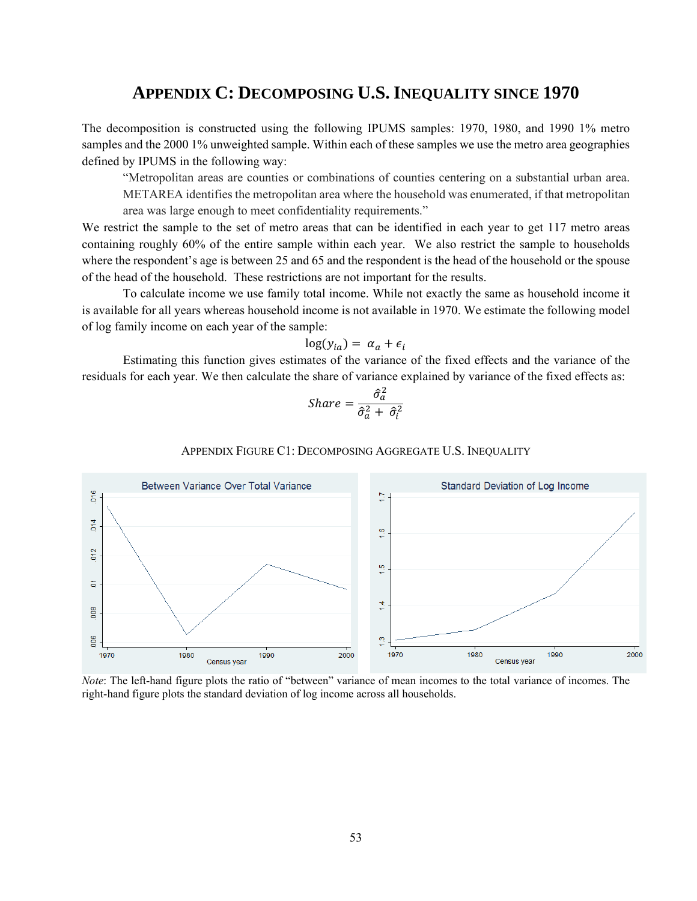# APPENDIX C: DECOMPOSING U.S. INEQUALITY SINCE 1970

The decomposition is constructed using the following IPUMS samples: 1970, 1980, and 1990 1% metro samples and the 2000 1% unweighted sample. Within each of these samples we use the metro area geographies defined by IPUMS in the following way:

> "Metropolitan areas are counties or combinations of counties centering on a substantial urban area. METAREA identifies the metropolitan area where the household was enumerated, if that metropolitan area was large enough to meet confidentiality requirements."

We restrict the sample to the set of metro areas that can be identified in each year to get 117 metro areas containing roughly 60% of the entire sample within each year. We also restrict the sample to households where the respondent's age is between 25 and 65 and the respondent is the head of the household or the spouse of the head of the household. These restrictions are not important for the results.

To calculate income we use family total income. While not exactly the same as household income it is available for all years whereas household income is not available in 1970. We estimate the following model of log family income on each year of the sample:

$$\log(y_{ia}) = \alpha_a + \epsilon_i$$

Estimating this function gives estimates of the variance of the fixed effects and the variance of the residuals for each year. We then calculate the share of variance explained by variance of the fixed effects as:

$$Share = \frac{\hat{\sigma}_a^2}{\hat{\sigma}_a^2 + \hat{\sigma}_i^2}$$

APPENDIX FIGURE C1: DECOMPOSING AGGREGATE U.S. INEQUALITY

*Note*: The left-hand figure plots the ratio of "between" variance of mean incomes to the total variance of incomes. The right-hand figure plots the standard deviation of log income across all households.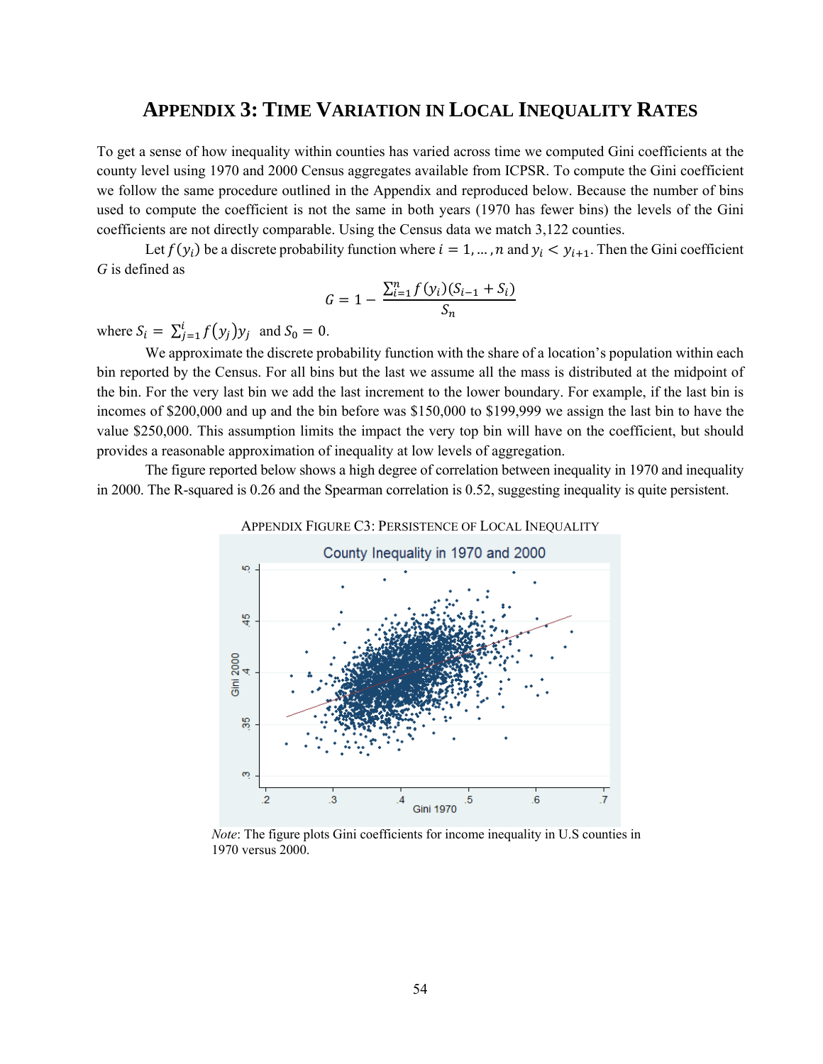## APPENDIX 3: TIME VARIATION IN LOCAL INEQUALITY RATES

To get a sense of how inequality within counties has varied across time we computed Gini coefficients at the county level using 1970 and 2000 Census aggregates available from ICPSR. To compute the Gini coefficient we follow the same procedure outlined in the Appendix and reproduced below. Because the number of bins used to compute the coefficient is not the same in both years (1970 has fewer bins) the levels of the Gini coefficients are not directly comparable. Using the Census data we match 3,122 counties.

Let $f(y_i)$ be a discrete probability function where $i = 1, \ldots, n$ and $y_i < y_{i+1}$. Then the Gini coefficient $G$ is defined as

$$G = 1 - \frac{\sum_{i=1}^{n} f(y_i)(S_{i-1} + S_i)}{S_n}$$

where $S_i = \sum_{j=1}^{i} f(y_j) y_j$ and $S_0 = 0$.

We approximate the discrete probability function with the share of a location's population within each bin reported by the Census. For all bins but the last we assume all the mass is distributed at the midpoint of the bin. For the very last bin we add the last increment to the lower boundary. For example, if the last bin is incomes of \$200,000 and up and the bin before was \$150,000 to \$199,999 we assign the last bin to have the value \$250,000. This assumption limits the impact the very top bin will have on the coefficient, but should provides a reasonable approximation of inequality at low levels of aggregation.

The figure reported below shows a high degree of correlation between inequality in 1970 and inequality in 2000. The R-squared is 0.26 and the Spearman correlation is 0.52, suggesting inequality is quite persistent.

APPENDIX FIGURE C3: PERSISTENCE OF LOCAL INEQUALITY

*Note*: The figure plots Gini coefficients for income inequality in U.S counties in 1970 versus 2000.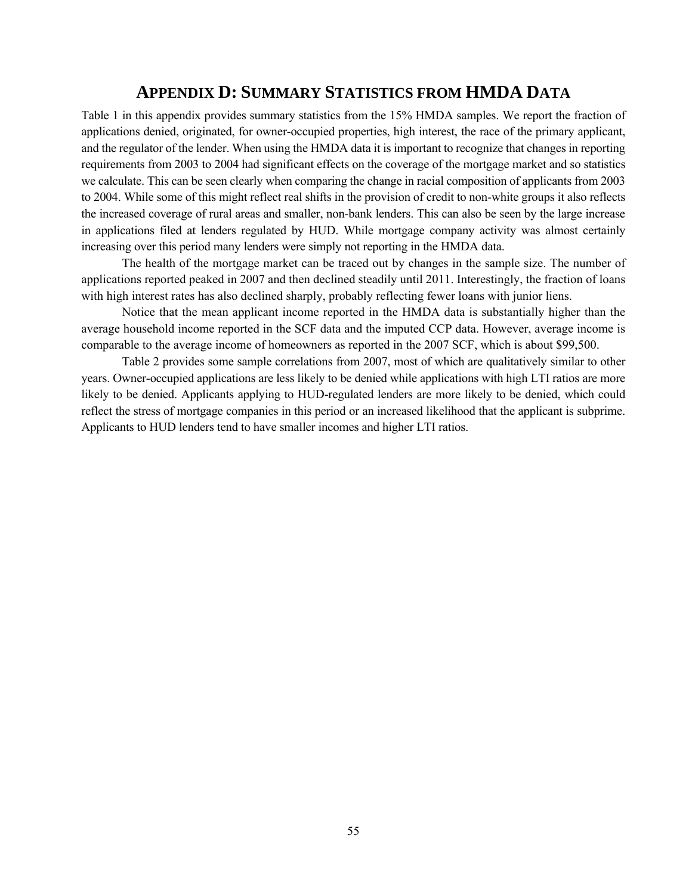# APPENDIX D: SUMMARY STATISTICS FROM HMDA DATA

Table 1 in this appendix provides summary statistics from the 15% HMDA samples. We report the fraction of applications denied, originated, for owner-occupied properties, high interest, the race of the primary applicant, and the regulator of the lender. When using the HMDA data it is important to recognize that changes in reporting requirements from 2003 to 2004 had significant effects on the coverage of the mortgage market and so statistics we calculate. This can be seen clearly when comparing the change in racial composition of applicants from 2003 to 2004. While some of this might reflect real shifts in the provision of credit to non-white groups it also reflects the increased coverage of rural areas and smaller, non-bank lenders. This can also be seen by the large increase in applications filed at lenders regulated by HUD. While mortgage company activity was almost certainly increasing over this period many lenders were simply not reporting in the HMDA data.

The health of the mortgage market can be traced out by changes in the sample size. The number of applications reported peaked in 2007 and then declined steadily until 2011. Interestingly, the fraction of loans with high interest rates has also declined sharply, probably reflecting fewer loans with junior liens.

Notice that the mean applicant income reported in the HMDA data is substantially higher than the average household income reported in the SCF data and the imputed CCP data. However, average income is comparable to the average income of homeowners as reported in the 2007 SCF, which is about $99,500.

Table 2 provides some sample correlations from 2007, most of which are qualitatively similar to other years. Owner-occupied applications are less likely to be denied while applications with high LTI ratios are more likely to be denied. Applicants applying to HUD-regulated lenders are more likely to be denied, which could reflect the stress of mortgage companies in this period or an increased likelihood that the applicant is subprime. Applicants to HUD lenders tend to have smaller incomes and higher LTI ratios.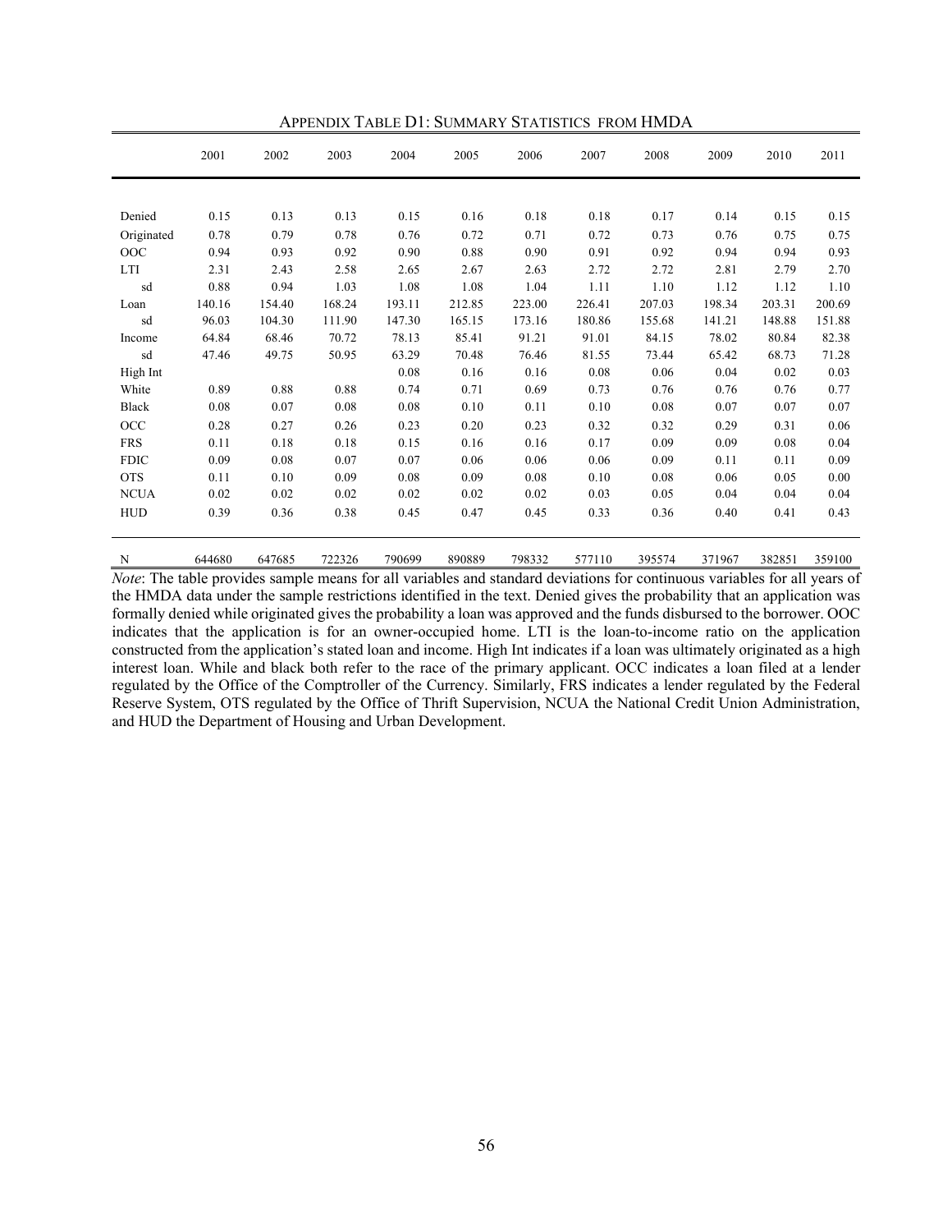### Appendix Table D1: Summary Statistics from HMDA

| | 2001 | 2002 | 2003 | 2004 | 2005 | 2006 | 2007 | 2008 | 2009 | 2010 | 2011 |
|---|---|---|---|---|---|---|---|---|---|---|---|
| Denied | 0.15 | 0.13 | 0.13 | 0.15 | 0.16 | 0.18 | 0.18 | 0.17 | 0.14 | 0.15 | 0.15 |
| Originated | 0.78 | 0.79 | 0.78 | 0.76 | 0.72 | 0.71 | 0.72 | 0.73 | 0.76 | 0.75 | 0.75 |
| OOC | 0.94 | 0.93 | 0.92 | 0.90 | 0.88 | 0.90 | 0.91 | 0.92 | 0.94 | 0.94 | 0.93 |
| LTI | 2.31 | 2.43 | 2.58 | 2.65 | 2.67 | 2.63 | 2.72 | 2.72 | 2.81 | 2.79 | 2.70 |
| sd | 0.88 | 0.94 | 1.03 | 1.08 | 1.08 | 1.04 | 1.11 | 1.10 | 1.12 | 1.12 | 1.10 |
| Loan | 140.16 | 154.40 | 168.24 | 193.11 | 212.85 | 223.00 | 226.41 | 207.03 | 198.34 | 203.31 | 200.69 |
| sd | 96.03 | 104.30 | 111.90 | 147.30 | 165.15 | 173.16 | 180.86 | 155.68 | 141.21 | 148.88 | 151.88 |
| Income | 64.84 | 68.46 | 70.72 | 78.13 | 85.41 | 91.21 | 91.01 | 84.15 | 78.02 | 80.84 | 82.38 |
| sd | 47.46 | 49.75 | 50.95 | 63.29 | 70.48 | 76.46 | 81.55 | 73.44 | 65.42 | 68.73 | 71.28 |
| High Int | | | | 0.08 | 0.16 | 0.16 | 0.08 | 0.06 | 0.04 | 0.02 | 0.03 |
| White | 0.89 | 0.88 | 0.88 | 0.74 | 0.71 | 0.69 | 0.73 | 0.76 | 0.76 | 0.76 | 0.77 |
| Black | 0.08 | 0.07 | 0.08 | 0.08 | 0.10 | 0.11 | 0.10 | 0.08 | 0.07 | 0.07 | 0.07 |
| OCC | 0.28 | 0.27 | 0.26 | 0.23 | 0.20 | 0.23 | 0.32 | 0.32 | 0.29 | 0.31 | 0.06 |
| FRS | 0.11 | 0.18 | 0.18 | 0.15 | 0.16 | 0.16 | 0.17 | 0.09 | 0.09 | 0.08 | 0.04 |
| FDIC | 0.09 | 0.08 | 0.07 | 0.07 | 0.06 | 0.06 | 0.06 | 0.09 | 0.11 | 0.11 | 0.09 |
| OTS | 0.11 | 0.10 | 0.09 | 0.08 | 0.09 | 0.08 | 0.10 | 0.08 | 0.06 | 0.05 | 0.00 |
| NCUA | 0.02 | 0.02 | 0.02 | 0.02 | 0.02 | 0.02 | 0.03 | 0.05 | 0.04 | 0.04 | 0.04 |
| HUD | 0.39 | 0.36 | 0.38 | 0.45 | 0.47 | 0.45 | 0.33 | 0.36 | 0.40 | 0.41 | 0.43 |
| N | 644680 | 647685 | 722326 | 790699 | 890889 | 798332 | 577110 | 395574 | 371967 | 382851 | 359100 |

*Note*: The table provides sample means for all variables and standard deviations for continuous variables for all years of the HMDA data under the sample restrictions identified in the text. Denied gives the probability that an application was formally denied while originated gives the probability a loan was approved and the funds disbursed to the borrower. OOC indicates that the application is for an owner-occupied home. LTI is the loan-to-income ratio on the application constructed from the application's stated loan and income. High Int indicates if a loan was ultimately originated as a high interest loan. While and black both refer to the race of the primary applicant. OCC indicates a loan filed at a lender regulated by the Office of the Comptroller of the Currency. Similarly, FRS indicates a lender regulated by the Federal Reserve System, OTS regulated by the Office of Thrift Supervision, NCUA the National Credit Union Administration, and HUD the Department of Housing and Urban Development.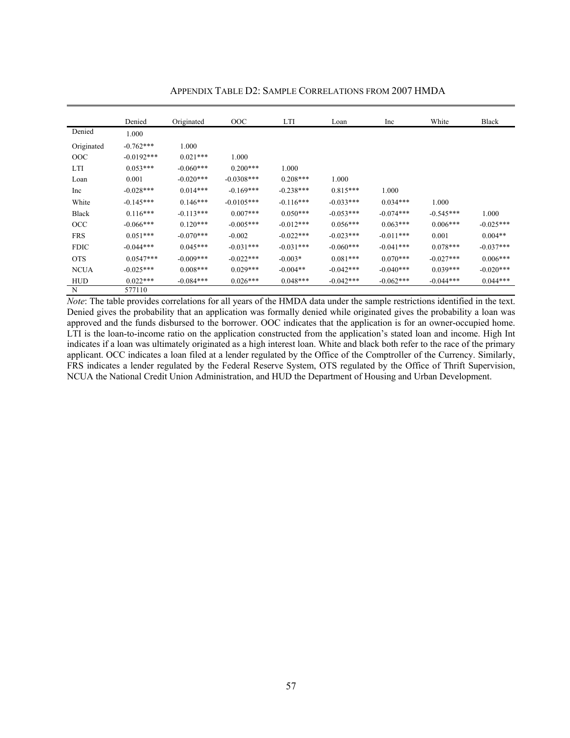## APPENDIX TABLE D2: SAMPLE CORRELATIONS FROM 2007 HMDA

| | Denied | Originated | OOC | LTI | Loan | Inc | White | Black |
|---|---|---|---|---|---|---|---|---|
| Denied | 1.000 | | | | | | | |
| Originated | -0.762*** | 1.000 | | | | | | |
| OOC | -0.0192*** | 0.021*** | 1.000 | | | | | |
| LTI | 0.053*** | -0.060*** | 0.200*** | 1.000 | | | | |
| Loan | 0.001 | -0.020*** | -0.0308*** | 0.208*** | 1.000 | | | |
| Inc | -0.028*** | 0.014*** | -0.169*** | -0.238*** | 0.815*** | 1.000 | | |
| White | -0.145*** | 0.146*** | -0.0105*** | -0.116*** | -0.033*** | 0.034*** | 1.000 | |
| Black | 0.116*** | -0.113*** | 0.007*** | 0.050*** | -0.053*** | -0.074*** | -0.545*** | 1.000 |
| OCC | -0.066*** | 0.120*** | -0.005*** | -0.012*** | 0.056*** | 0.063*** | 0.006*** | -0.025*** |
| FRS | 0.051*** | -0.070*** | -0.002 | -0.022*** | -0.023*** | -0.011*** | 0.001 | 0.004** |
| FDIC | -0.044*** | 0.045*** | -0.031*** | -0.031*** | -0.060*** | -0.041*** | 0.078*** | -0.037*** |
| OTS | 0.0547*** | -0.009*** | -0.022*** | -0.003* | 0.081*** | 0.070*** | -0.027*** | 0.006*** |
| NCUA | -0.025*** | 0.008*** | 0.029*** | -0.004** | -0.042*** | -0.040*** | 0.039*** | -0.020*** |
| HUD | 0.022*** | -0.084*** | 0.026*** | 0.048*** | -0.042*** | -0.062*** | -0.044*** | 0.044*** |
| N | 577110 | | | | | | | |

*Note*: The table provides correlations for all years of the HMDA data under the sample restrictions identified in the text. Denied gives the probability that an application was formally denied while originated gives the probability a loan was approved and the funds disbursed to the borrower. OOC indicates that the application is for an owner-occupied home. LTI is the loan-to-income ratio on the application constructed from the application's stated loan and income. High Int indicates if a loan was ultimately originated as a high interest loan. White and black both refer to the race of the primary applicant. OCC indicates a loan filed at a lender regulated by the Office of the Comptroller of the Currency. Similarly, FRS indicates a lender regulated by the Federal Reserve System, OTS regulated by the Office of Thrift Supervision, NCUA the National Credit Union Administration, and HUD the Department of Housing and Urban Development.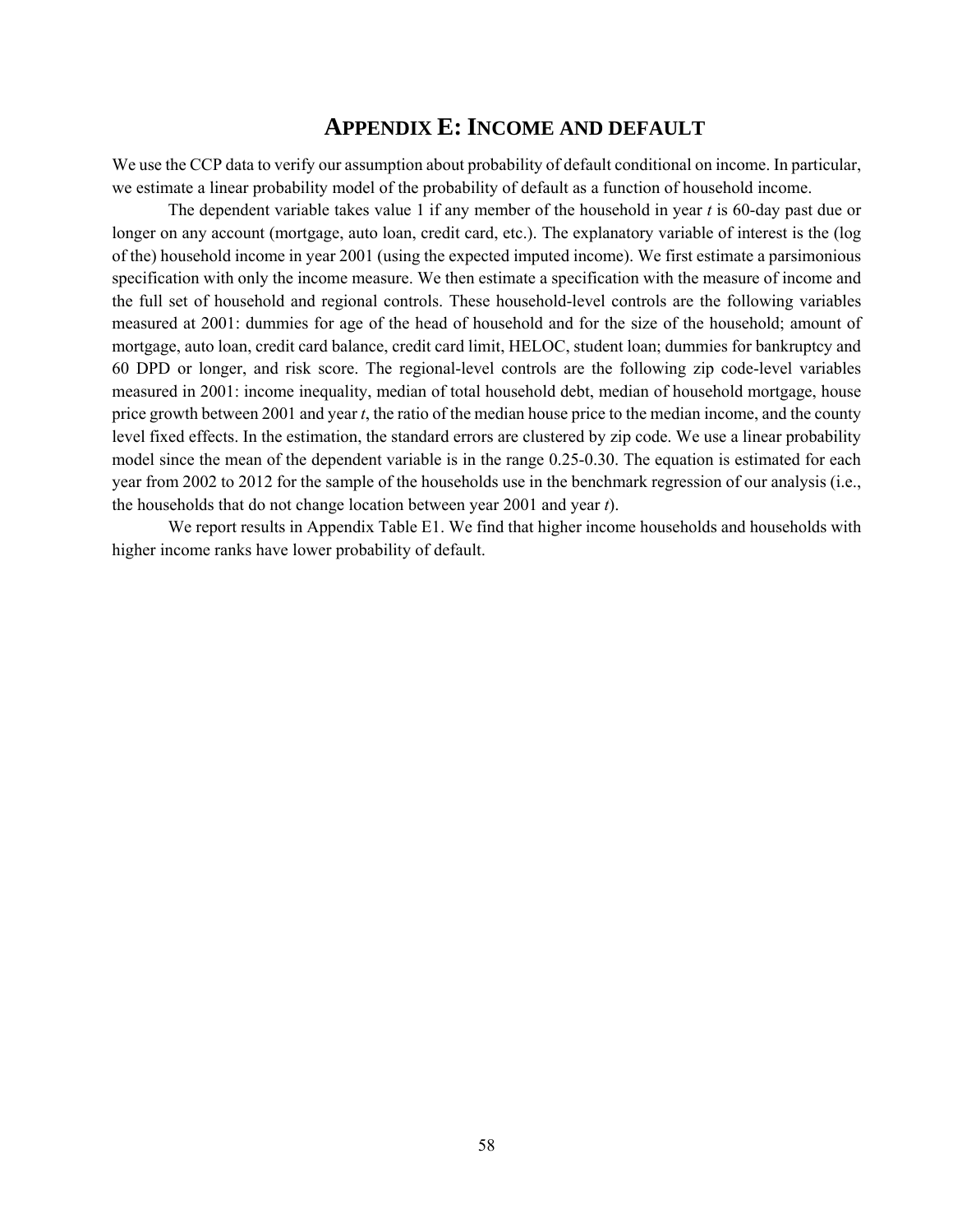# APPENDIX E: INCOME AND DEFAULT

We use the CCP data to verify our assumption about probability of default conditional on income. In particular, we estimate a linear probability model of the probability of default as a function of household income.

The dependent variable takes value 1 if any member of the household in year *t* is 60-day past due or longer on any account (mortgage, auto loan, credit card, etc.). The explanatory variable of interest is the (log of the) household income in year 2001 (using the expected imputed income). We first estimate a parsimonious specification with only the income measure. We then estimate a specification with the measure of income and the full set of household and regional controls. These household-level controls are the following variables measured at 2001: dummies for age of the head of household and for the size of the household; amount of mortgage, auto loan, credit card balance, credit card limit, HELOC, student loan; dummies for bankruptcy and 60 DPD or longer, and risk score. The regional-level controls are the following zip code-level variables measured in 2001: income inequality, median of total household debt, median of household mortgage, house price growth between 2001 and year *t*, the ratio of the median house price to the median income, and the county level fixed effects. In the estimation, the standard errors are clustered by zip code. We use a linear probability model since the mean of the dependent variable is in the range 0.25-0.30. The equation is estimated for each year from 2002 to 2012 for the sample of the households use in the benchmark regression of our analysis (i.e., the households that do not change location between year 2001 and year *t*).

We report results in Appendix Table E1. We find that higher income households and households with higher income ranks have lower probability of default.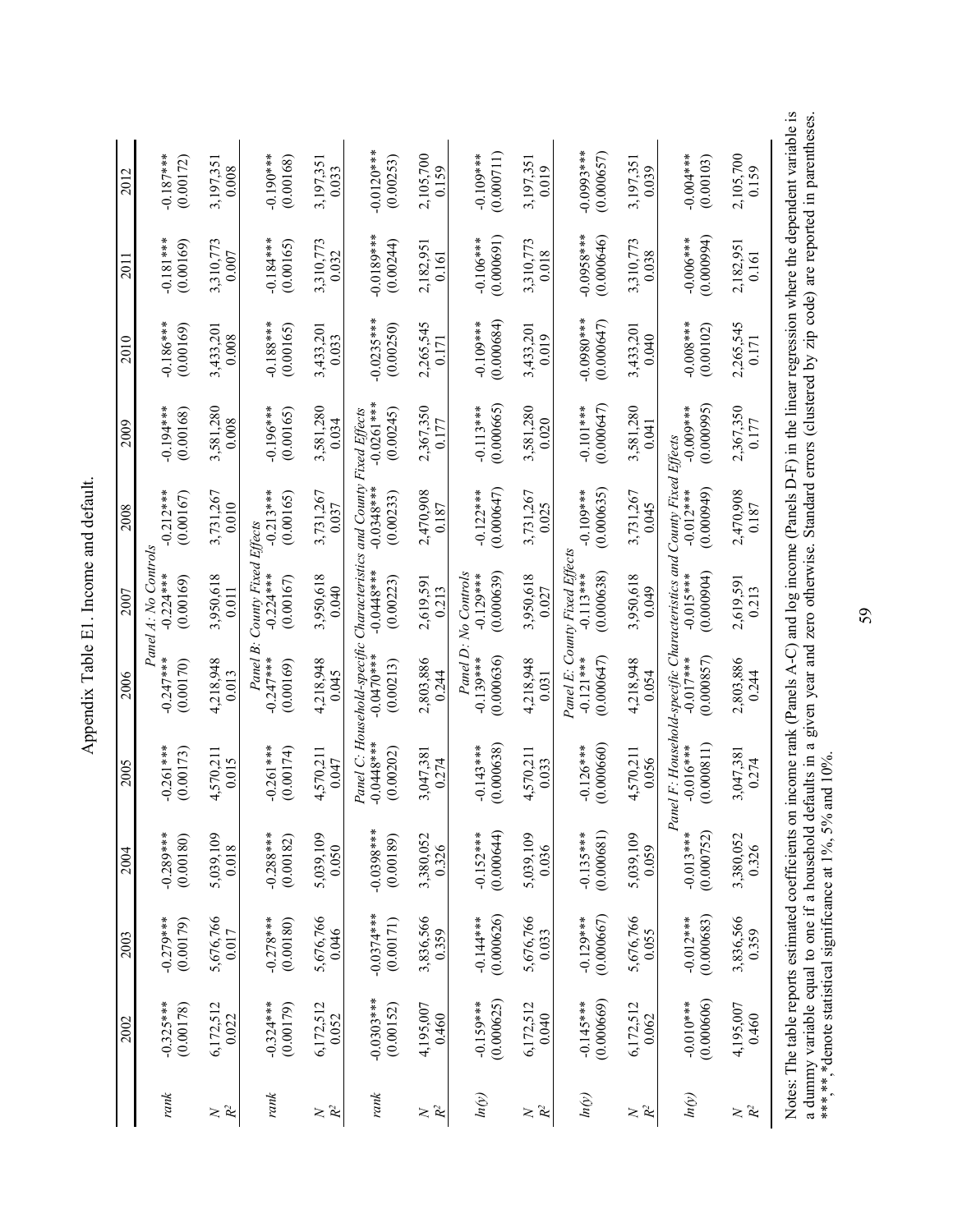# Appendix Table E1. Income and default.

| | 2002 | 2003 | 2004 | 2005 | 2006 | 2007 | 2008 | 2009 | 2010 | 2011 | 2012 |
|---|---|---|---|---|---|---|---|---|---|---|---|
| *Panel A: No Controls* | | | | | | | | | | | |
| *rank* | -0.325*** | -0.279*** | -0.289*** | -0.261*** | -0.247*** | -0.224*** | -0.212*** | -0.194*** | -0.186*** | -0.181*** | -0.187*** |
| | (0.00178) | (0.00179) | (0.00180) | (0.00173) | (0.00170) | (0.00169) | (0.00167) | (0.00168) | (0.00169) | (0.00169) | (0.00172) |
| $N$ | 6,172,512 | 5,676,766 | 5,039,109 | 4,570,211 | 4,218,948 | 3,950,618 | 3,731,267 | 3,581,280 | 3,433,201 | 3,310,773 | 3,197,351 |
| $R^2$ | 0.022 | 0.017 | 0.018 | 0.015 | 0.013 | 0.011 | 0.010 | 0.008 | 0.008 | 0.007 | 0.008 |
| *Panel B: County Fixed Effects* | | | | | | | | | | | |
| *rank* | -0.324*** | -0.278*** | -0.288*** | -0.261*** | -0.247*** | -0.224*** | -0.213*** | -0.196*** | -0.188*** | -0.184*** | -0.190*** |
| | (0.00179) | (0.00180) | (0.00182) | (0.00174) | (0.00169) | (0.00167) | (0.00165) | (0.00165) | (0.00165) | (0.00165) | (0.00168) |
| $N$ | 6,172,512 | 5,676,766 | 5,039,109 | 4,570,211 | 4,218,948 | 3,950,618 | 3,731,267 | 3,581,280 | 3,433,201 | 3,310,773 | 3,197,351 |
| $R^2$ | 0.052 | 0.046 | 0.050 | 0.047 | 0.045 | 0.040 | 0.037 | 0.034 | 0.033 | 0.032 | 0.033 |
| *Panel C: Household-specific Characteristics and County Fixed Effects* | | | | | | | | | | | |
| *rank* | -0.0303*** | -0.0374*** | -0.0398*** | -0.0448*** | -0.0470*** | -0.0448*** | -0.0348*** | -0.0261*** | -0.0235*** | -0.0189*** | -0.0120*** |
| | (0.00152) | (0.00171) | (0.00189) | (0.00202) | (0.00213) | (0.00223) | (0.00233) | (0.00245) | (0.00250) | (0.00244) | (0.00253) |
| $N$ | 4,195,007 | 3,836,566 | 3,380,052 | 3,047,381 | 2,803,886 | 2,619,591 | 2,470,908 | 2,367,350 | 2,265,545 | 2,182,951 | 2,105,700 |
| $R^2$ | 0.460 | 0.359 | 0.326 | 0.274 | 0.244 | 0.213 | 0.187 | 0.177 | 0.171 | 0.161 | 0.159 |
| *Panel D: No Controls* | | | | | | | | | | | |
| *ln(y)* | -0.159*** | -0.144*** | -0.152*** | -0.143*** | -0.139*** | -0.129*** | -0.122*** | -0.113*** | -0.109*** | -0.106*** | -0.109*** |
| | (0.000625) | (0.000626) | (0.000644) | (0.000638) | (0.000636) | (0.000639) | (0.000647) | (0.000665) | (0.000684) | (0.000691) | (0.000711) |
| $N$ | 6,172,512 | 5,676,766 | 5,039,109 | 4,570,211 | 4,218,948 | 3,950,618 | 3,731,267 | 3,581,280 | 3,433,201 | 3,310,773 | 3,197,351 |
| $R^2$ | 0.040 | 0.033 | 0.036 | 0.033 | 0.031 | 0.027 | 0.025 | 0.020 | 0.019 | 0.018 | 0.019 |
| *Panel E: County Fixed Effects* | | | | | | | | | | | |
| *ln(y)* | -0.145*** | -0.129*** | -0.135*** | -0.126*** | -0.121*** | -0.113*** | -0.109*** | -0.101*** | -0.0980*** | -0.0958*** | -0.0993*** |
| | (0.000669) | (0.000667) | (0.000681) | (0.000660) | (0.000647) | (0.000638) | (0.000635) | (0.000647) | (0.000647) | (0.000646) | (0.000657) |
| $N$ | 6,172,512 | 5,676,766 | 5,039,109 | 4,570,211 | 4,218,948 | 3,950,618 | 3,731,267 | 3,581,280 | 3,433,201 | 3,310,773 | 3,197,351 |
| $R^2$ | 0.062 | 0.055 | 0.059 | 0.056 | 0.054 | 0.049 | 0.045 | 0.041 | 0.040 | 0.038 | 0.039 |
| *Panel F: Household-specific Characteristics and County Fixed Effects* | | | | | | | | | | | |
| *ln(y)* | -0.010*** | -0.012*** | -0.013*** | -0.016*** | -0.017*** | -0.015*** | -0.012*** | -0.009*** | -0.008*** | -0.006*** | -0.004*** |
| | (0.000606) | (0.000683) | (0.000752) | (0.000811) | (0.000857) | (0.000904) | (0.000949) | (0.000995) | (0.00102) | (0.000994) | (0.00103) |
| $N$ | 4,195,007 | 3,836,566 | 3,380,052 | 3,047,381 | 2,803,886 | 2,619,591 | 2,470,908 | 2,367,350 | 2,265,545 | 2,182,951 | 2,105,700 |
| $R^2$ | 0.460 | 0.359 | 0.326 | 0.274 | 0.244 | 0.213 | 0.187 | 0.177 | 0.171 | 0.161 | 0.159 |

Notes: The table reports estimated coefficients on income rank (Panels A-C) and log income (Panels D-F) in the linear regression where the dependent variable is a dummy variable equal to one if a household defaults in a given year and zero otherwise. Standard errors (clustered by zip code) are reported in parentheses. ***,**,*denote statistical significance at 1%, 5% and 10%.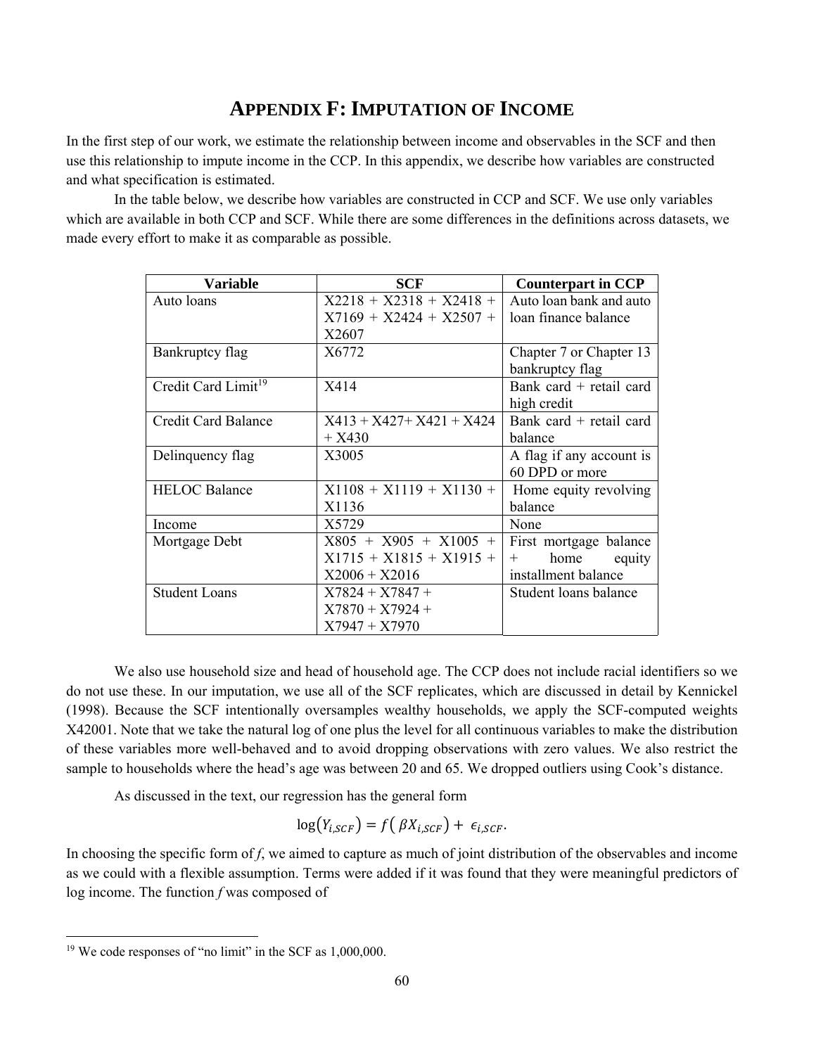# APPENDIX F: IMPUTATION OF INCOME

In the first step of our work, we estimate the relationship between income and observables in the SCF and then use this relationship to impute income in the CCP. In this appendix, we describe how variables are constructed and what specification is estimated.

In the table below, we describe how variables are constructed in CCP and SCF. We use only variables which are available in both CCP and SCF. While there are some differences in the definitions across datasets, we made every effort to make it as comparable as possible.

| Variable | SCF | Counterpart in CCP |
|---|---|---|
| Auto loans | X2218 + X2318 + X2418 + X7169 + X2424 + X2507 + X2607 | Auto loan bank and auto loan finance balance |
| Bankruptcy flag | X6772 | Chapter 7 or Chapter 13 bankruptcy flag |
| Credit Card Limit[19] | X414 | Bank card + retail card high credit |
| Credit Card Balance | X413 + X427+ X421 + X424 + X430 | Bank card + retail card balance |
| Delinquency flag | X3005 | A flag if any account is 60 DPD or more |
| HELOC Balance | X1108 + X1119 + X1130 + X1136 | Home equity revolving balance |
| Income | X5729 | None |
| Mortgage Debt | X805 + X905 + X1005 + X1715 + X1815 + X1915 + X2006 + X2016 | First mortgage balance + home equity installment balance |
| Student Loans | X7824 + X7847 + X7870 + X7924 + X7947 + X7970 | Student loans balance |

We also use household size and head of household age. The CCP does not include racial identifiers so we do not use these. In our imputation, we use all of the SCF replicates, which are discussed in detail by Kennickel (1998). Because the SCF intentionally oversamples wealthy households, we apply the SCF-computed weights X42001. Note that we take the natural log of one plus the level for all continuous variables to make the distribution of these variables more well-behaved and to avoid dropping observations with zero values. We also restrict the sample to households where the head's age was between 20 and 65. We dropped outliers using Cook's distance.

As discussed in the text, our regression has the general form

$$\log(Y_{i,SCF}) = f(\beta X_{i,SCF}) + \epsilon_{i,SCF}.$$

In choosing the specific form of *f*, we aimed to capture as much of joint distribution of the observables and income as we could with a flexible assumption. Terms were added if it was found that they were meaningful predictors of log income. The function *f* was composed of

---

[19] We code responses of "no limit" in the SCF as 1,000,000.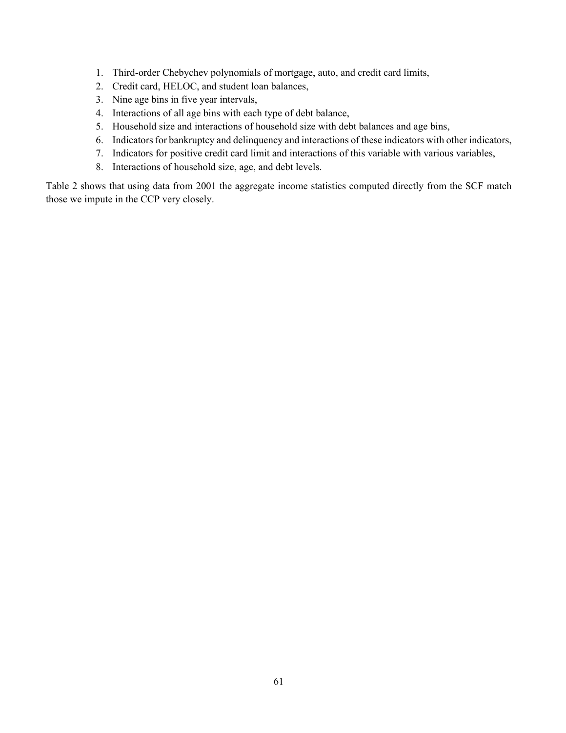1. Third-order Chebychev polynomials of mortgage, auto, and credit card limits,
2. Credit card, HELOC, and student loan balances,
3. Nine age bins in five year intervals,
4. Interactions of all age bins with each type of debt balance,
5. Household size and interactions of household size with debt balances and age bins,
6. Indicators for bankruptcy and delinquency and interactions of these indicators with other indicators,
7. Indicators for positive credit card limit and interactions of this variable with various variables,
8. Interactions of household size, age, and debt levels.

Table 2 shows that using data from 2001 the aggregate income statistics computed directly from the SCF match those we impute in the CCP very closely.